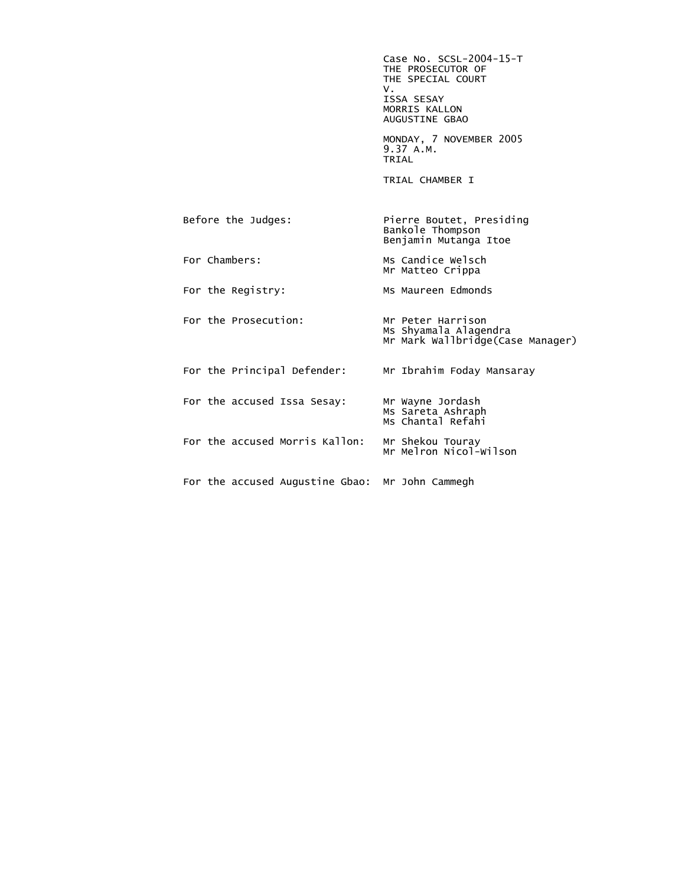Case No. SCSL-2004-15-T
THE PROSECUTOR OF
THE SPECIAL COURT
V.
ISSA SESAY
MORRIS KALLON
AUGUSTINE GBAO

MONDAY, 7 NOVEMBER 2005
9.37 A.M.
TRIAL

TRIAL CHAMBER I

| | |
|---|---|
| Before the Judges: | Pierre Boutet, Presiding<br>Bankole Thompson<br>Benjamin Mutanga Itoe |
| For Chambers: | Ms Candice Welsch<br>Mr Matteo Crippa |
| For the Registry: | Ms Maureen Edmonds |
| For the Prosecution: | Mr Peter Harrison<br>Ms Shyamala Alagendra<br>Mr Mark Wallbridge(Case Manager) |
| For the Principal Defender: | Mr Ibrahim Foday Mansaray |
| For the accused Issa Sesay: | Mr Wayne Jordash<br>Ms Sareta Ashraph<br>Ms Chantal Refahi |
| For the accused Morris Kallon: | Mr Shekou Touray<br>Mr Melron Nicol-Wilson |
| For the accused Augustine Gbao: | Mr John Cammegh |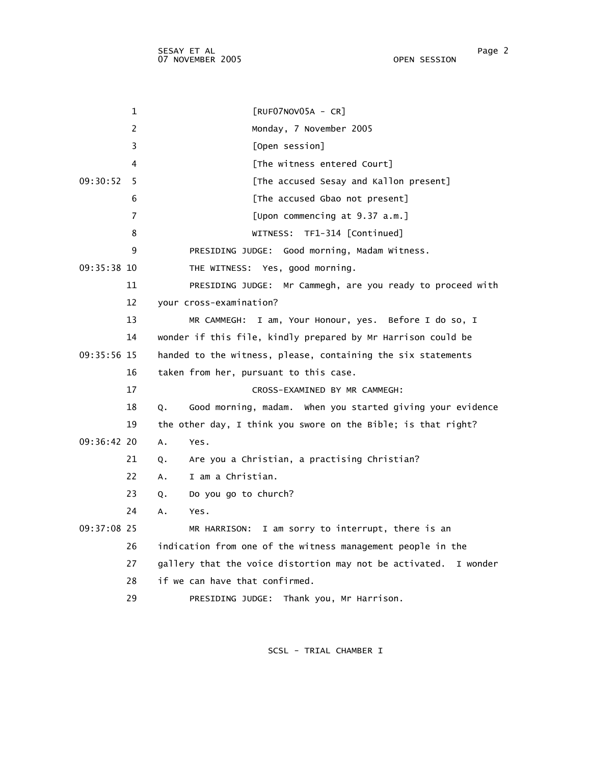[RUF07NOV05A - CR]

Monday, 7 November 2005

[Open session]

[The witness entered Court]

[The accused Sesay and Kallon present]

[The accused Gbao not present]

[Upon commencing at 9.37 a.m.]

WITNESS: TF1-314 [Continued]

PRESIDING JUDGE: Good morning, Madam Witness.

THE WITNESS: Yes, good morning.

PRESIDING JUDGE: Mr Cammegh, are you ready to proceed with your cross-examination?

MR CAMMEGH: I am, Your Honour, yes. Before I do so, I wonder if this file, kindly prepared by Mr Harrison could be handed to the witness, please, containing the six statements taken from her, pursuant to this case.

CROSS-EXAMINED BY MR CAMMEGH:

Q. Good morning, madam. When you started giving your evidence the other day, I think you swore on the Bible; is that right?

A. Yes.

Q. Are you a Christian, a practising Christian?

A. I am a Christian.

Q. Do you go to church?

A. Yes.

MR HARRISON: I am sorry to interrupt, there is an indication from one of the witness management people in the gallery that the voice distortion may not be activated. I wonder if we can have that confirmed.

PRESIDING JUDGE: Thank you, Mr Harrison.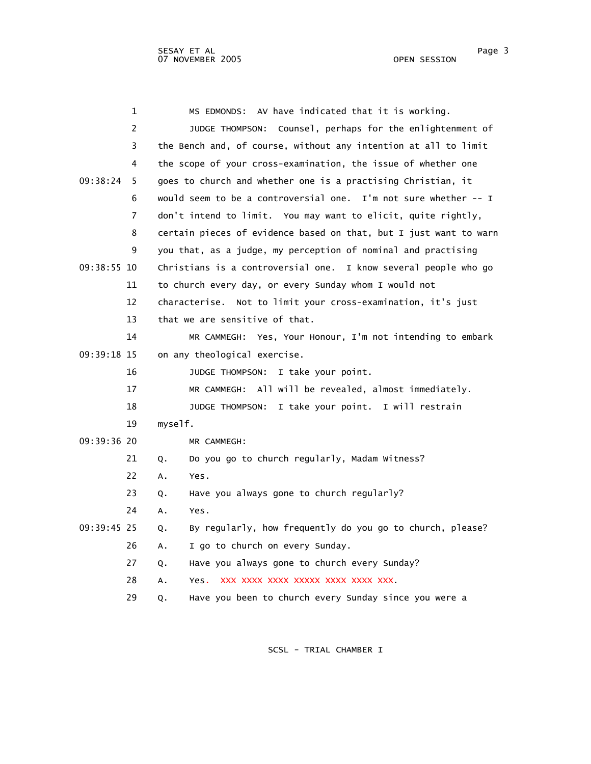1 MS EDMONDS: AV have indicated that it is working.

2 JUDGE THOMPSON: Counsel, perhaps for the enlightenment of

3 the Bench and, of course, without any intention at all to limit

4 the scope of your cross-examination, the issue of whether one

09:38:24 5 goes to church and whether one is a practising Christian, it

6 would seem to be a controversial one. I'm not sure whether -- I

7 don't intend to limit. You may want to elicit, quite rightly,

8 certain pieces of evidence based on that, but I just want to warn

9 you that, as a judge, my perception of nominal and practising

09:38:55 10 Christians is a controversial one. I know several people who go

11 to church every day, or every Sunday whom I would not

12 characterise. Not to limit your cross-examination, it's just

13 that we are sensitive of that.

14 MR CAMMEGH: Yes, Your Honour, I'm not intending to embark

09:39:18 15 on any theological exercise.

16 JUDGE THOMPSON: I take your point.

17 MR CAMMEGH: All will be revealed, almost immediately.

18 JUDGE THOMPSON: I take your point. I will restrain

19 myself.

09:39:36 20 MR CAMMEGH:

21 Q. Do you go to church regularly, Madam Witness?

22 A. Yes.

23 Q. Have you always gone to church regularly?

24 A. Yes.

09:39:45 25 Q. By regularly, how frequently do you go to church, please?

26 A. I go to church on every Sunday.

27 Q. Have you always gone to church every Sunday?

28 A. Yes. XXX XXXX XXXX XXXXX XXXX XXXX XXX.

29 Q. Have you been to church every Sunday since you were a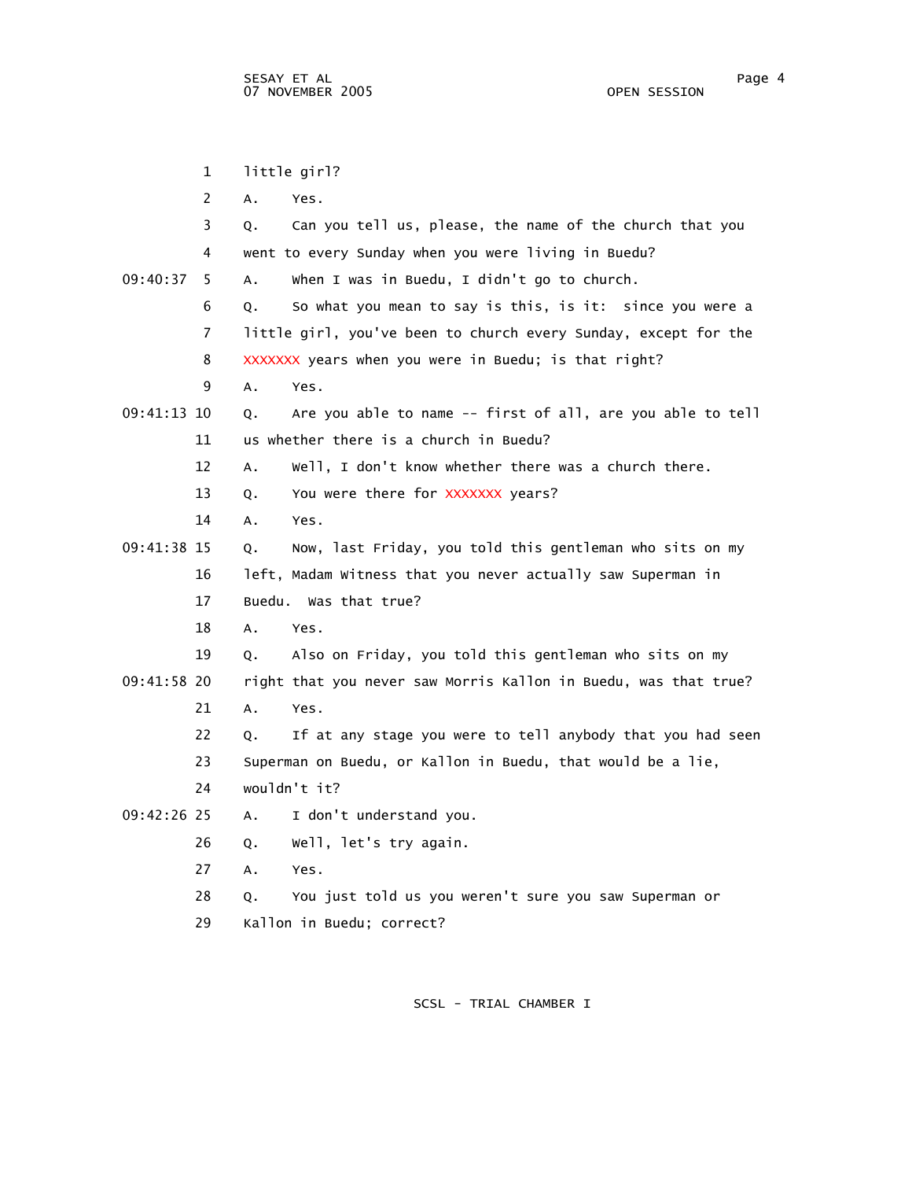1 little girl?

2 A. Yes.

3 Q. Can you tell us, please, the name of the church that you

4 went to every Sunday when you were living in Buedu?

09:40:37 5 A. When I was in Buedu, I didn't go to church.

6 Q. So what you mean to say is this, is it: since you were a

7 little girl, you've been to church every Sunday, except for the

8 XXXXXXX years when you were in Buedu; is that right?

9 A. Yes.

09:41:13 10 Q. Are you able to name -- first of all, are you able to tell

11 us whether there is a church in Buedu?

12 A. Well, I don't know whether there was a church there.

13 Q. You were there for XXXXXXX years?

14 A. Yes.

09:41:38 15 Q. Now, last Friday, you told this gentleman who sits on my

16 left, Madam Witness that you never actually saw Superman in

17 Buedu. Was that true?

18 A. Yes.

19 Q. Also on Friday, you told this gentleman who sits on my

09:41:58 20 right that you never saw Morris Kallon in Buedu, was that true?

21 A. Yes.

22 Q. If at any stage you were to tell anybody that you had seen

23 Superman on Buedu, or Kallon in Buedu, that would be a lie,

24 wouldn't it?

09:42:26 25 A. I don't understand you.

26 Q. Well, let's try again.

27 A. Yes.

28 Q. You just told us you weren't sure you saw Superman or

29 Kallon in Buedu; correct?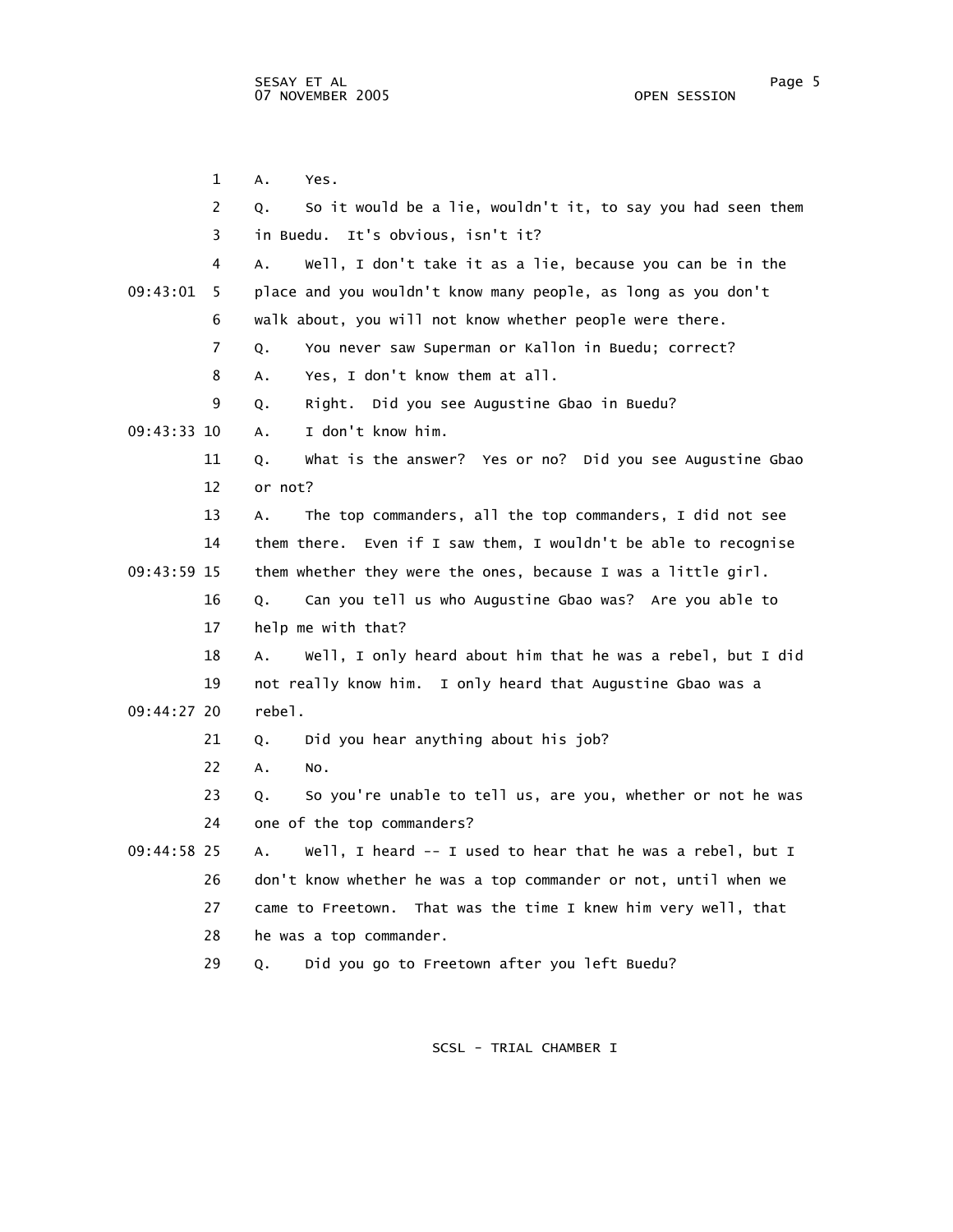1 A. Yes.

2 Q. So it would be a lie, wouldn't it, to say you had seen them

3 in Buedu. It's obvious, isn't it?

4 A. Well, I don't take it as a lie, because you can be in the

09:43:01 5 place and you wouldn't know many people, as long as you don't

6 walk about, you will not know whether people were there.

7 Q. You never saw Superman or Kallon in Buedu; correct?

8 A. Yes, I don't know them at all.

9 Q. Right. Did you see Augustine Gbao in Buedu?

09:43:33 10 A. I don't know him.

11 Q. What is the answer? Yes or no? Did you see Augustine Gbao

12 or not?

13 A. The top commanders, all the top commanders, I did not see

14 them there. Even if I saw them, I wouldn't be able to recognise

09:43:59 15 them whether they were the ones, because I was a little girl.

16 Q. Can you tell us who Augustine Gbao was? Are you able to

17 help me with that?

18 A. Well, I only heard about him that he was a rebel, but I did

19 not really know him. I only heard that Augustine Gbao was a

09:44:27 20 rebel.

21 Q. Did you hear anything about his job?

22 A. No.

23 Q. So you're unable to tell us, are you, whether or not he was

24 one of the top commanders?

09:44:58 25 A. Well, I heard -- I used to hear that he was a rebel, but I

26 don't know whether he was a top commander or not, until when we

27 came to Freetown. That was the time I knew him very well, that

28 he was a top commander.

29 Q. Did you go to Freetown after you left Buedu?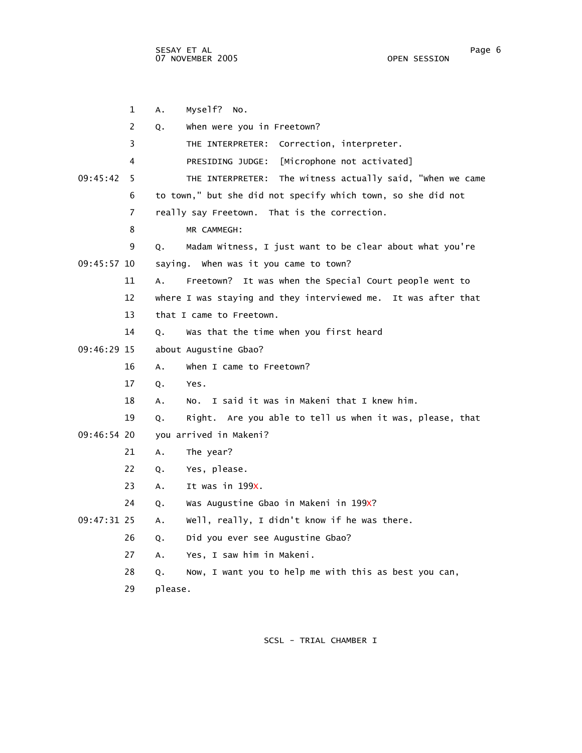1 A. Myself? No.

2 Q. When were you in Freetown?

3 THE INTERPRETER: Correction, interpreter.

4 PRESIDING JUDGE: [Microphone not activated]

09:45:42 5 THE INTERPRETER: The witness actually said, "When we came

6 to town," but she did not specify which town, so she did not

7 really say Freetown. That is the correction.

8 MR CAMMEGH:

9 Q. Madam Witness, I just want to be clear about what you're

09:45:57 10 saying. When was it you came to town?

11 A. Freetown? It was when the Special Court people went to

12 where I was staying and they interviewed me. It was after that

13 that I came to Freetown.

14 Q. Was that the time when you first heard

09:46:29 15 about Augustine Gbao?

16 A. When I came to Freetown?

17 Q. Yes.

18 A. No. I said it was in Makeni that I knew him.

19 Q. Right. Are you able to tell us when it was, please, that

09:46:54 20 you arrived in Makeni?

21 A. The year?

22 Q. Yes, please.

23 A. It was in 199X.

24 Q. Was Augustine Gbao in Makeni in 199X?

09:47:31 25 A. Well, really, I didn't know if he was there.

26 Q. Did you ever see Augustine Gbao?

27 A. Yes, I saw him in Makeni.

28 Q. Now, I want you to help me with this as best you can,

29 please.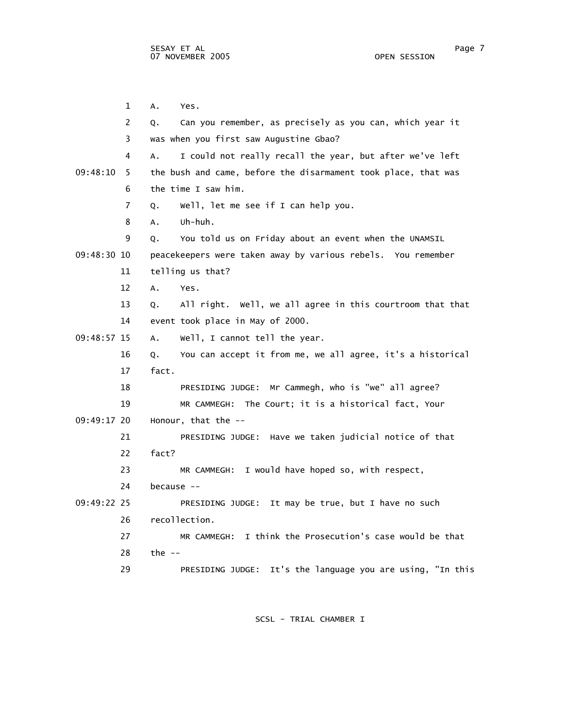1 A. Yes.

2 Q. Can you remember, as precisely as you can, which year it

3 was when you first saw Augustine Gbao?

4 A. I could not really recall the year, but after we've left

09:48:10 5 the bush and came, before the disarmament took place, that was

6 the time I saw him.

7 Q. Well, let me see if I can help you.

8 A. Uh-huh.

9 Q. You told us on Friday about an event when the UNAMSIL

09:48:30 10 peacekeepers were taken away by various rebels. You remember

11 telling us that?

12 A. Yes.

13 Q. All right. Well, we all agree in this courtroom that that

14 event took place in May of 2000.

09:48:57 15 A. Well, I cannot tell the year.

16 Q. You can accept it from me, we all agree, it's a historical

17 fact.

18 PRESIDING JUDGE: Mr Cammegh, who is "we" all agree?

19 MR CAMMEGH: The Court; it is a historical fact, Your

09:49:17 20 Honour, that the --

21 PRESIDING JUDGE: Have we taken judicial notice of that

22 fact?

23 MR CAMMEGH: I would have hoped so, with respect,

24 because --

09:49:22 25 PRESIDING JUDGE: It may be true, but I have no such

26 recollection.

27 MR CAMMEGH: I think the Prosecution's case would be that

28 the --

29 PRESIDING JUDGE: It's the language you are using, "In this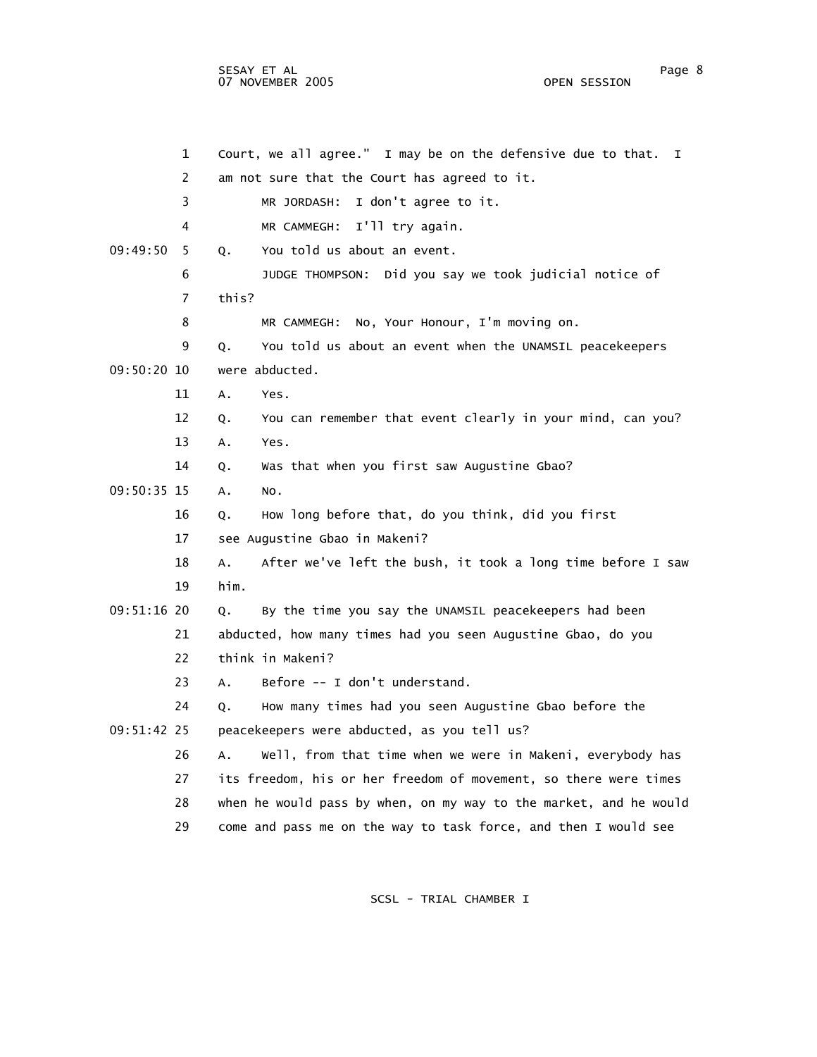Court, we all agree." I may be on the defensive due to that. I am not sure that the Court has agreed to it.

MR JORDASH: I don't agree to it.

MR CAMMEGH: I'll try again.

Q. You told us about an event.

JUDGE THOMPSON: Did you say we took judicial notice of this?

MR CAMMEGH: No, Your Honour, I'm moving on.

Q. You told us about an event when the UNAMSIL peacekeepers were abducted.

A. Yes.

Q. You can remember that event clearly in your mind, can you?

A. Yes.

Q. Was that when you first saw Augustine Gbao?

A. No.

Q. How long before that, do you think, did you first see Augustine Gbao in Makeni?

A. After we've left the bush, it took a long time before I saw him.

Q. By the time you say the UNAMSIL peacekeepers had been abducted, how many times had you seen Augustine Gbao, do you think in Makeni?

A. Before -- I don't understand.

Q. How many times had you seen Augustine Gbao before the peacekeepers were abducted, as you tell us?

A. Well, from that time when we were in Makeni, everybody has its freedom, his or her freedom of movement, so there were times when he would pass by when, on my way to the market, and he would come and pass me on the way to task force, and then I would see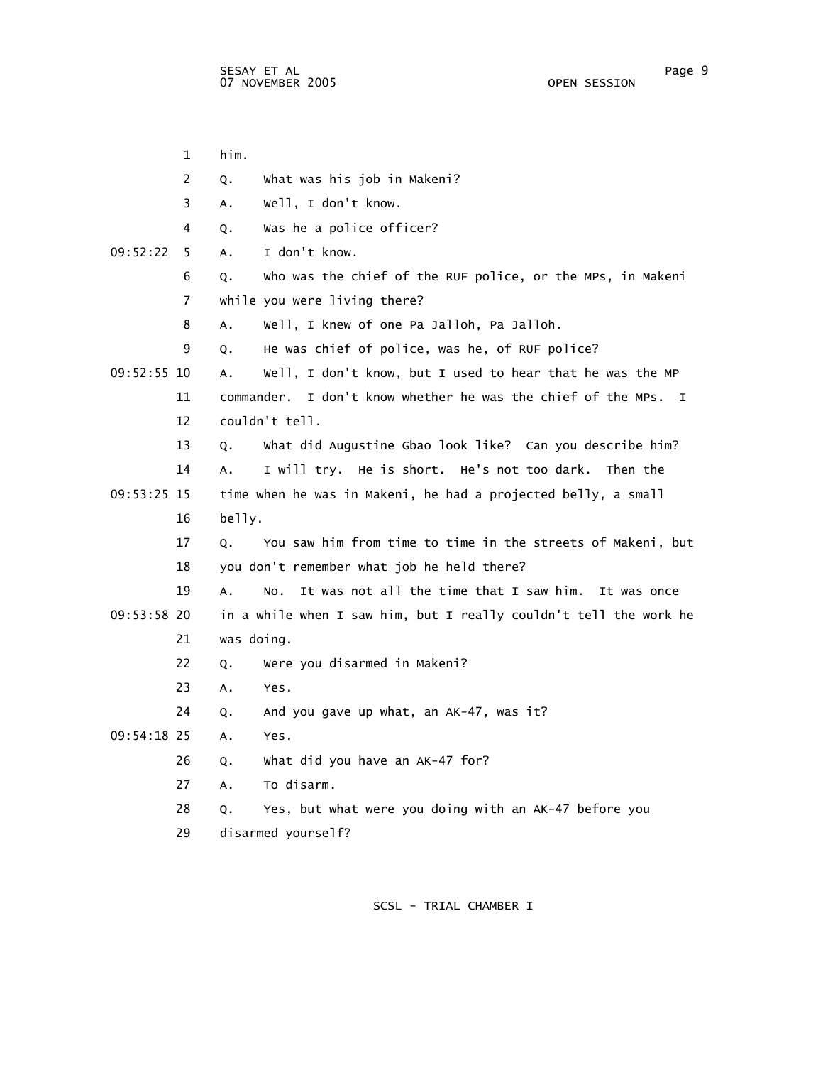1 him.

2 Q. What was his job in Makeni?

3 A. Well, I don't know.

4 Q. Was he a police officer?

09:52:22 5 A. I don't know.

6 Q. Who was the chief of the RUF police, or the MPs, in Makeni

7 while you were living there?

8 A. Well, I knew of one Pa Jalloh, Pa Jalloh.

9 Q. He was chief of police, was he, of RUF police?

09:52:55 10 A. Well, I don't know, but I used to hear that he was the MP

11 commander. I don't know whether he was the chief of the MPs. I

12 couldn't tell.

13 Q. What did Augustine Gbao look like? Can you describe him?

14 A. I will try. He is short. He's not too dark. Then the

09:53:25 15 time when he was in Makeni, he had a projected belly, a small

16 belly.

17 Q. You saw him from time to time in the streets of Makeni, but

18 you don't remember what job he held there?

19 A. No. It was not all the time that I saw him. It was once

09:53:58 20 in a while when I saw him, but I really couldn't tell the work he

21 was doing.

22 Q. Were you disarmed in Makeni?

23 A. Yes.

24 Q. And you gave up what, an AK-47, was it?

09:54:18 25 A. Yes.

26 Q. What did you have an AK-47 for?

27 A. To disarm.

28 Q. Yes, but what were you doing with an AK-47 before you

29 disarmed yourself?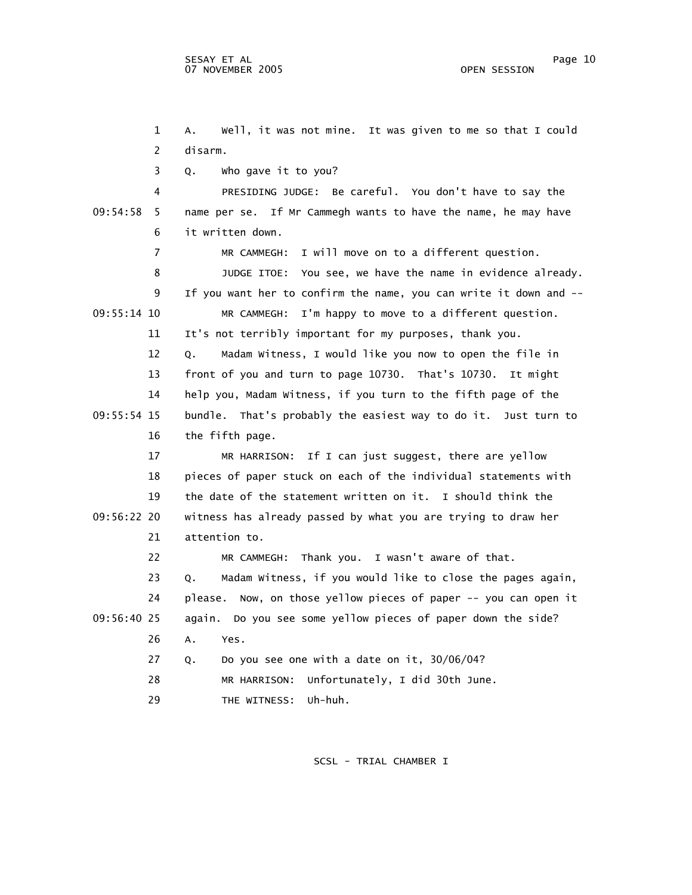1 A. Well, it was not mine. It was given to me so that I could
2 disarm.
3 Q. Who gave it to you?
4 PRESIDING JUDGE: Be careful. You don't have to say the
09:54:58 5 name per se. If Mr Cammegh wants to have the name, he may have
6 it written down.
7 MR CAMMEGH: I will move on to a different question.
8 JUDGE ITOE: You see, we have the name in evidence already.
9 If you want her to confirm the name, you can write it down and --
09:55:14 10 MR CAMMEGH: I'm happy to move to a different question.
11 It's not terribly important for my purposes, thank you.
12 Q. Madam Witness, I would like you now to open the file in
13 front of you and turn to page 10730. That's 10730. It might
14 help you, Madam Witness, if you turn to the fifth page of the
09:55:54 15 bundle. That's probably the easiest way to do it. Just turn to
16 the fifth page.
17 MR HARRISON: If I can just suggest, there are yellow
18 pieces of paper stuck on each of the individual statements with
19 the date of the statement written on it. I should think the
09:56:22 20 witness has already passed by what you are trying to draw her
21 attention to.
22 MR CAMMEGH: Thank you. I wasn't aware of that.
23 Q. Madam Witness, if you would like to close the pages again,
24 please. Now, on those yellow pieces of paper -- you can open it
09:56:40 25 again. Do you see some yellow pieces of paper down the side?
26 A. Yes.
27 Q. Do you see one with a date on it, 30/06/04?
28 MR HARRISON: Unfortunately, I did 30th June.
29 THE WITNESS: Uh-huh.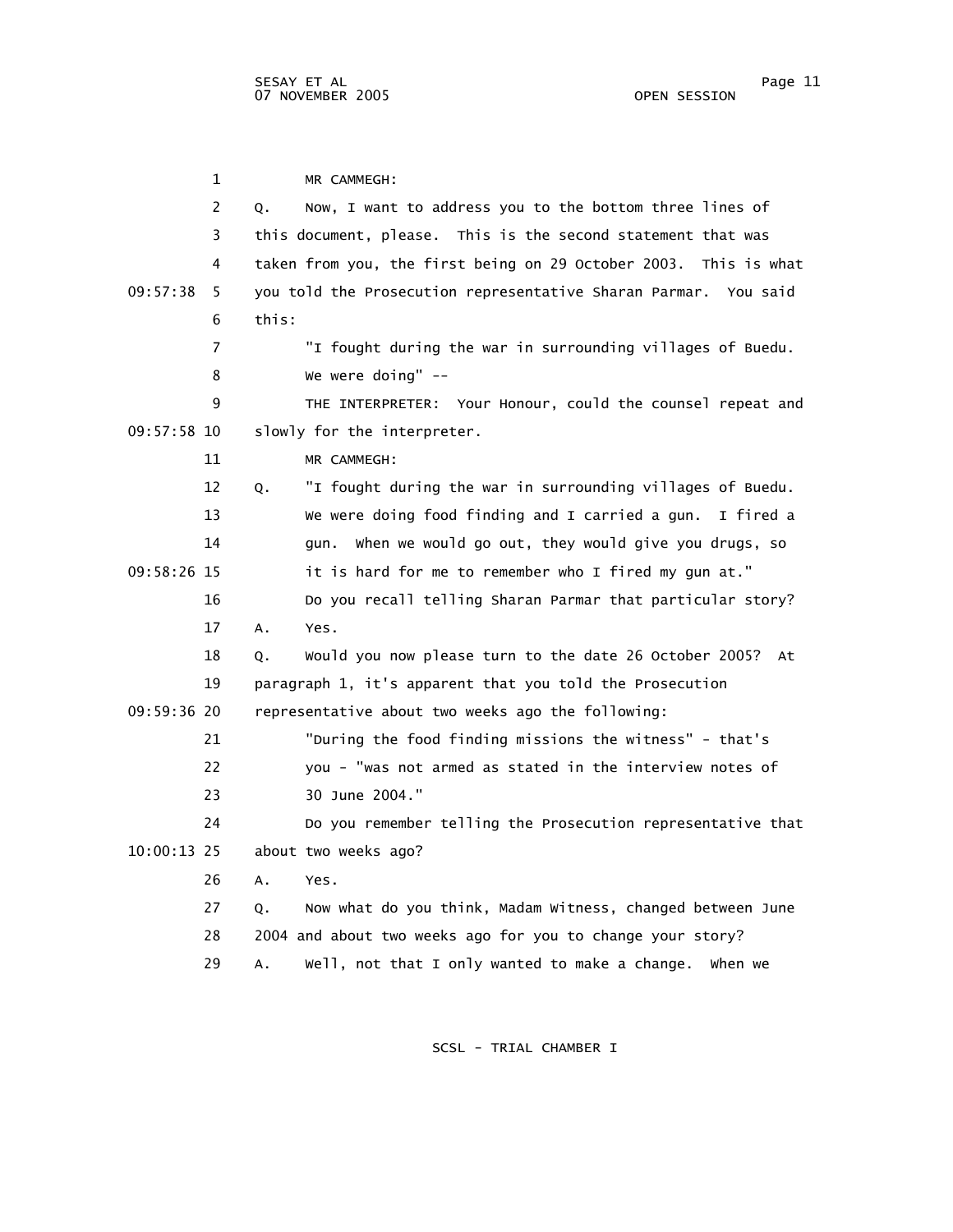MR CAMMEGH:

Q. Now, I want to address you to the bottom three lines of this document, please. This is the second statement that was taken from you, the first being on 29 October 2003. This is what you told the Prosecution representative Sharan Parmar. You said this:

"I fought during the war in surrounding villages of Buedu. We were doing" --

THE INTERPRETER: Your Honour, could the counsel repeat and slowly for the interpreter.

MR CAMMEGH:

Q. "I fought during the war in surrounding villages of Buedu. We were doing food finding and I carried a gun. I fired a gun. When we would go out, they would give you drugs, so it is hard for me to remember who I fired my gun at."

Do you recall telling Sharan Parmar that particular story?

A. Yes.

Q. Would you now please turn to the date 26 October 2005? At paragraph 1, it's apparent that you told the Prosecution representative about two weeks ago the following:

"During the food finding missions the witness" - that's you - "was not armed as stated in the interview notes of 30 June 2004."

Do you remember telling the Prosecution representative that about two weeks ago?

A. Yes.

Q. Now what do you think, Madam Witness, changed between June 2004 and about two weeks ago for you to change your story?

A. Well, not that I only wanted to make a change. When we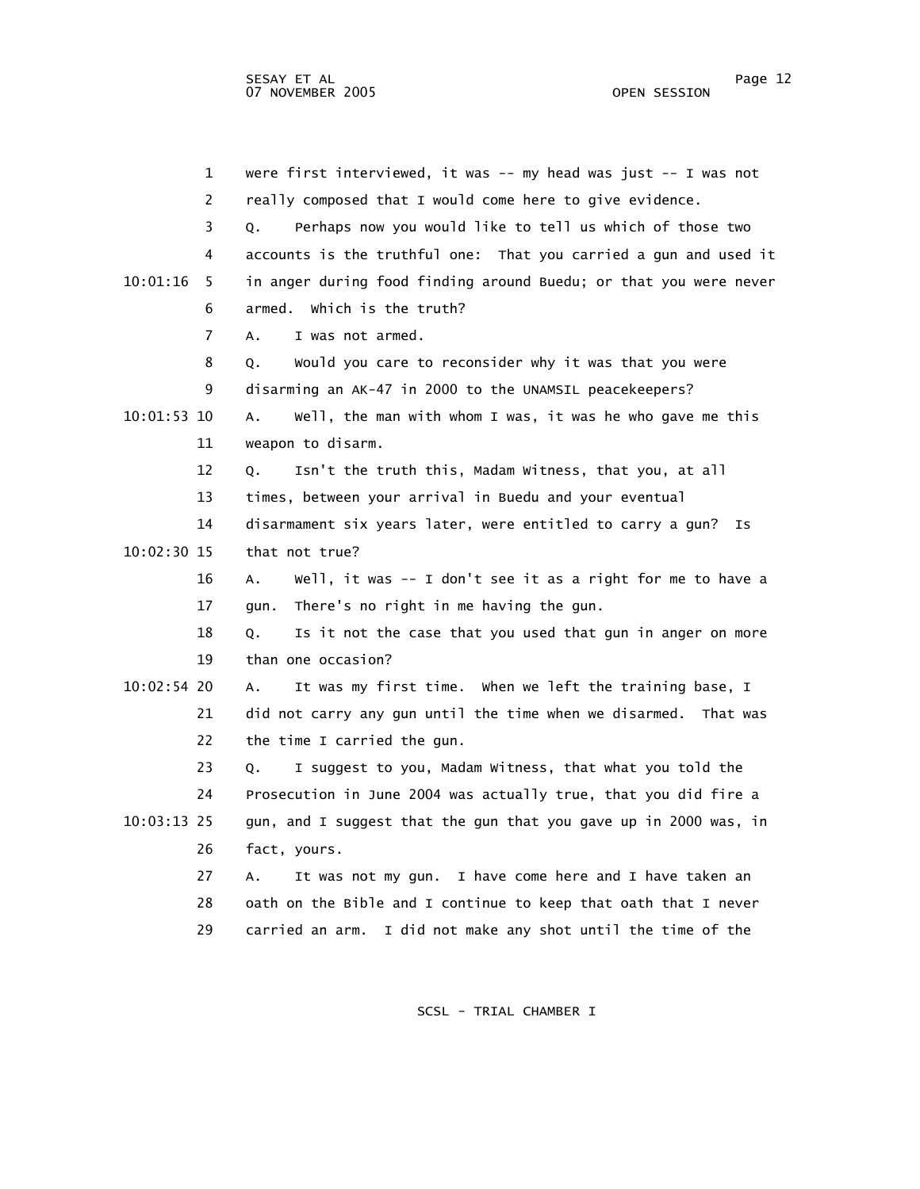were first interviewed, it was -- my head was just -- I was not really composed that I would come here to give evidence.

Q. Perhaps now you would like to tell us which of those two accounts is the truthful one: That you carried a gun and used it in anger during food finding around Buedu; or that you were never armed. Which is the truth?

A. I was not armed.

Q. Would you care to reconsider why it was that you were disarming an AK-47 in 2000 to the UNAMSIL peacekeepers?

A. Well, the man with whom I was, it was he who gave me this weapon to disarm.

Q. Isn't the truth this, Madam Witness, that you, at all times, between your arrival in Buedu and your eventual disarmament six years later, were entitled to carry a gun? Is that not true?

A. Well, it was -- I don't see it as a right for me to have a gun. There's no right in me having the gun.

Q. Is it not the case that you used that gun in anger on more than one occasion?

A. It was my first time. When we left the training base, I did not carry any gun until the time when we disarmed. That was the time I carried the gun.

Q. I suggest to you, Madam Witness, that what you told the Prosecution in June 2004 was actually true, that you did fire a gun, and I suggest that the gun that you gave up in 2000 was, in fact, yours.

A. It was not my gun. I have come here and I have taken an oath on the Bible and I continue to keep that oath that I never carried an arm. I did not make any shot until the time of the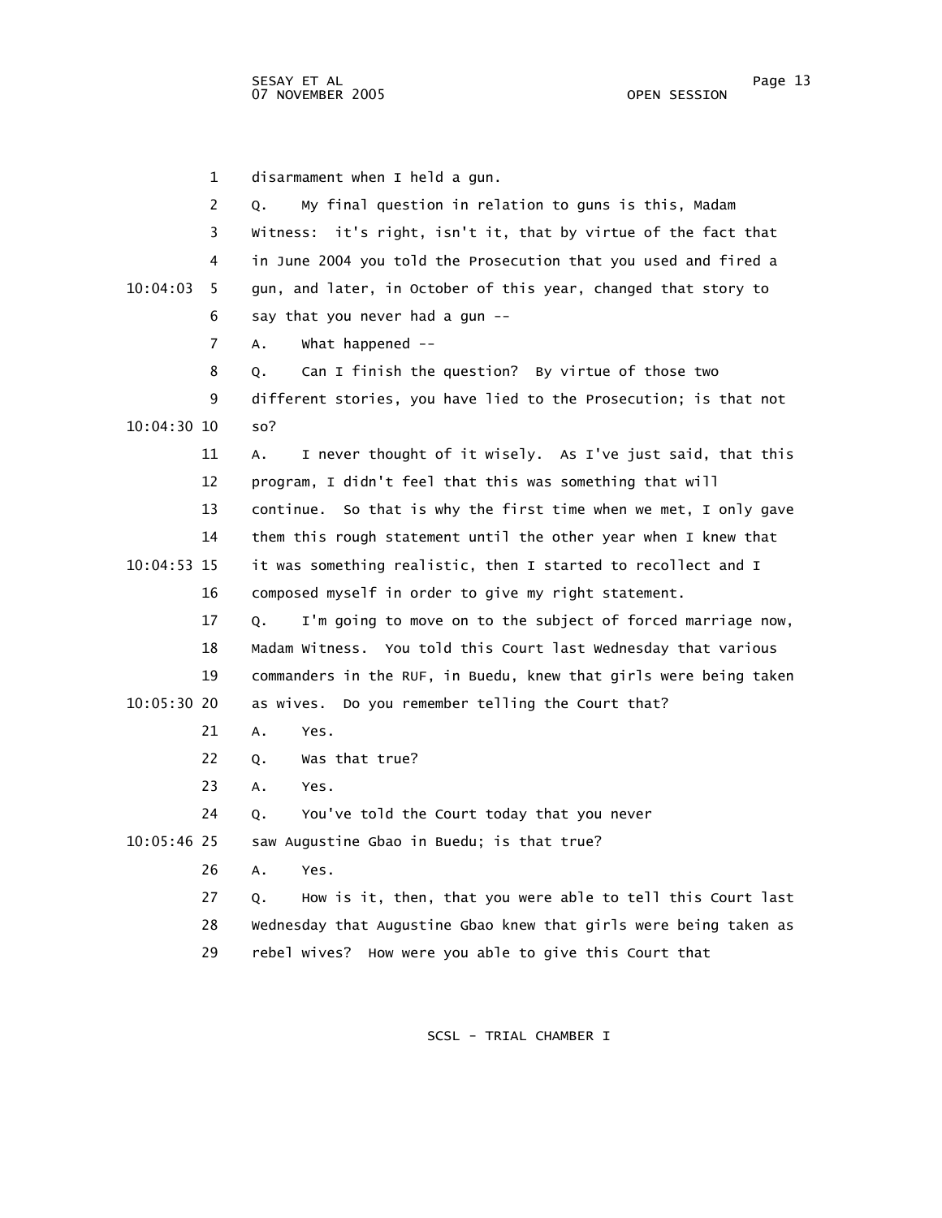disarmament when I held a gun.

Q. My final question in relation to guns is this, Madam Witness: it's right, isn't it, that by virtue of the fact that in June 2004 you told the Prosecution that you used and fired a gun, and later, in October of this year, changed that story to say that you never had a gun --

A. What happened --

Q. Can I finish the question? By virtue of those two different stories, you have lied to the Prosecution; is that not so?

A. I never thought of it wisely. As I've just said, that this program, I didn't feel that this was something that will continue. So that is why the first time when we met, I only gave them this rough statement until the other year when I knew that it was something realistic, then I started to recollect and I composed myself in order to give my right statement.

Q. I'm going to move on to the subject of forced marriage now, Madam Witness. You told this Court last Wednesday that various commanders in the RUF, in Buedu, knew that girls were being taken as wives. Do you remember telling the Court that?

A. Yes.

Q. Was that true?

A. Yes.

Q. You've told the Court today that you never saw Augustine Gbao in Buedu; is that true?

A. Yes.

Q. How is it, then, that you were able to tell this Court last Wednesday that Augustine Gbao knew that girls were being taken as rebel wives? How were you able to give this Court that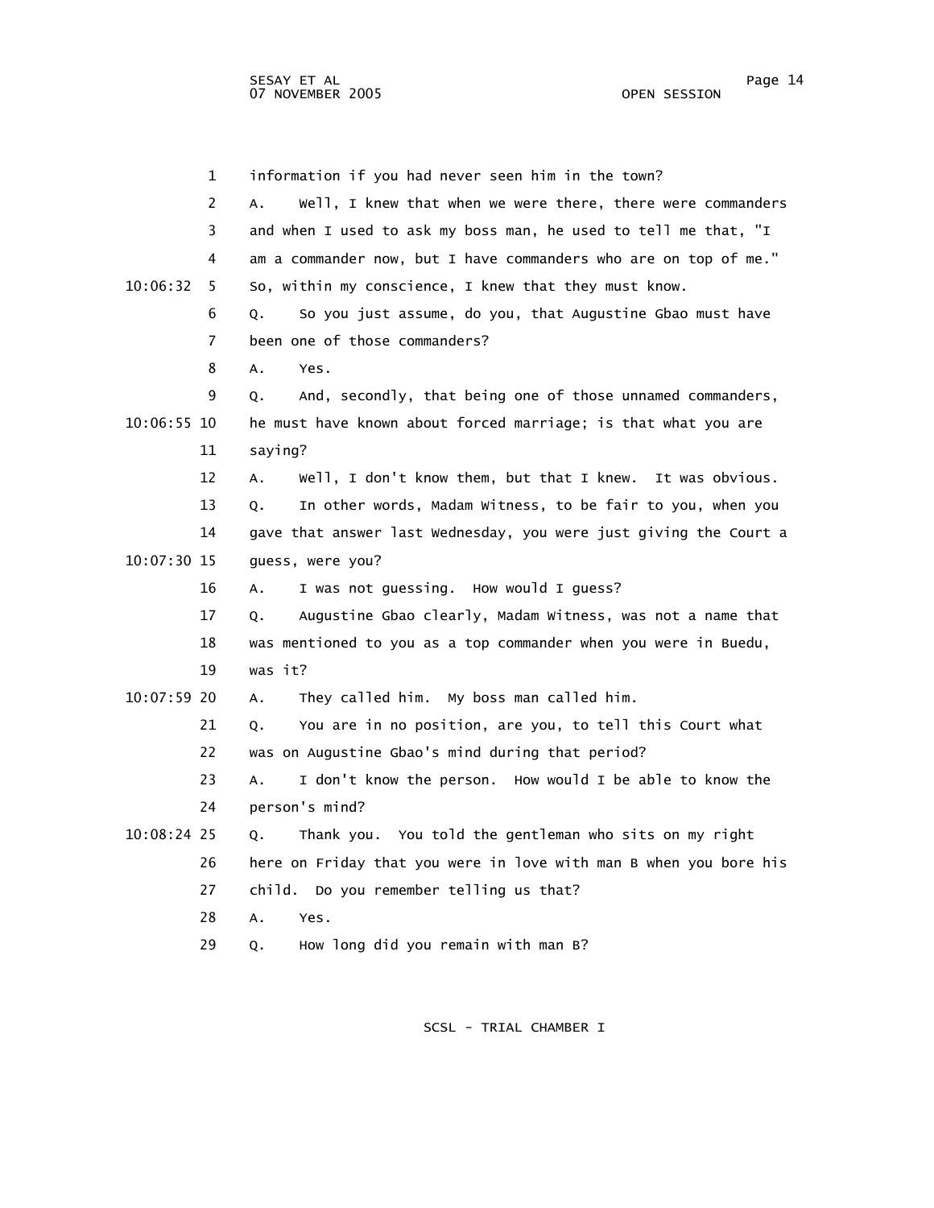information if you had never seen him in the town?

A. Well, I knew that when we were there, there were commanders and when I used to ask my boss man, he used to tell me that, "I am a commander now, but I have commanders who are on top of me." So, within my conscience, I knew that they must know.

Q. So you just assume, do you, that Augustine Gbao must have been one of those commanders?

A. Yes.

Q. And, secondly, that being one of those unnamed commanders, he must have known about forced marriage; is that what you are saying?

A. Well, I don't know them, but that I knew. It was obvious.

Q. In other words, Madam Witness, to be fair to you, when you gave that answer last Wednesday, you were just giving the Court a guess, were you?

A. I was not guessing. How would I guess?

Q. Augustine Gbao clearly, Madam Witness, was not a name that was mentioned to you as a top commander when you were in Buedu, was it?

A. They called him. My boss man called him.

Q. You are in no position, are you, to tell this Court what was on Augustine Gbao's mind during that period?

A. I don't know the person. How would I be able to know the person's mind?

Q. Thank you. You told the gentleman who sits on my right here on Friday that you were in love with man B when you bore his child. Do you remember telling us that?

A. Yes.

Q. How long did you remain with man B?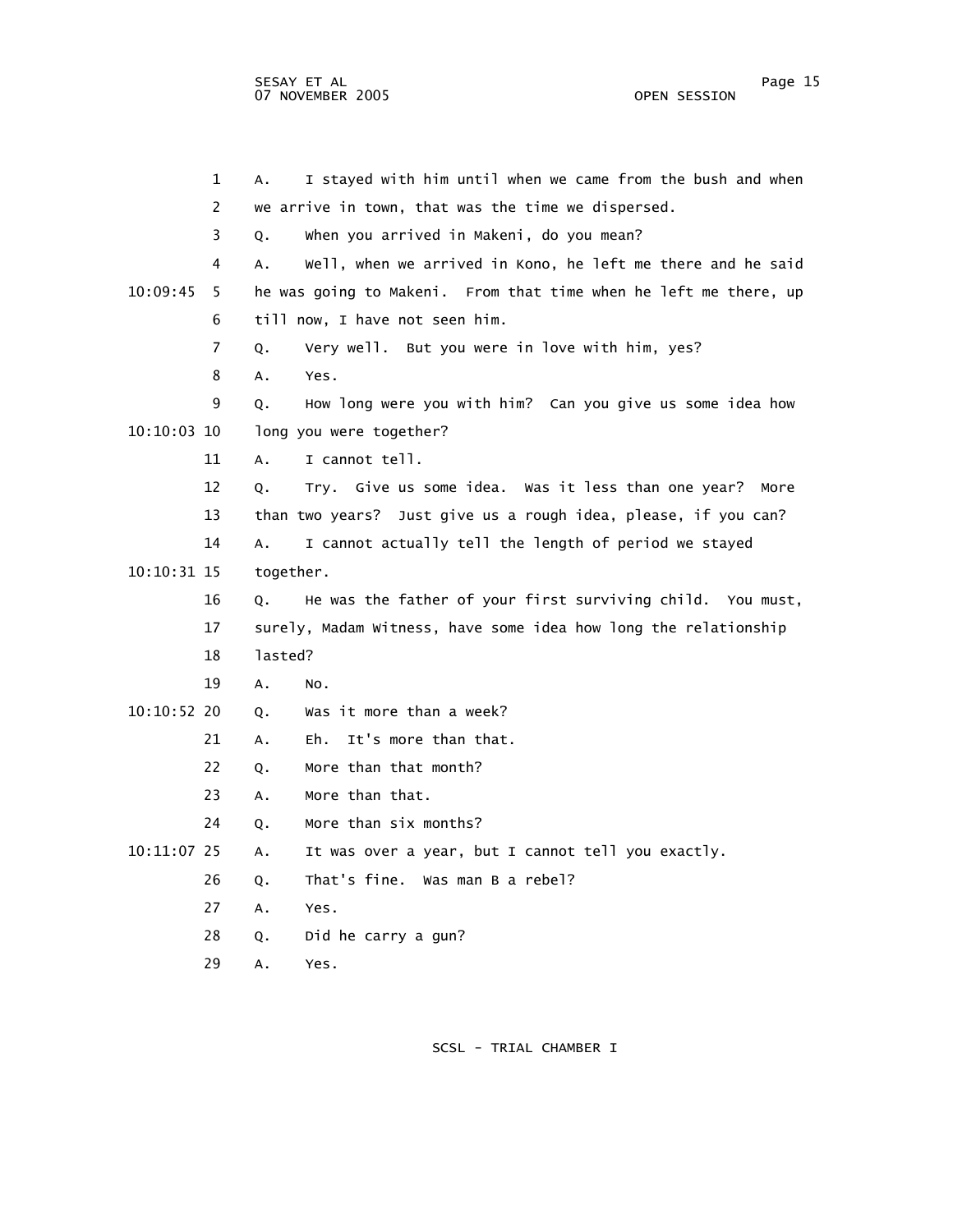1 A. I stayed with him until when we came from the bush and when
2 we arrive in town, that was the time we dispersed.
3 Q. When you arrived in Makeni, do you mean?
4 A. Well, when we arrived in Kono, he left me there and he said
10:09:45 5 he was going to Makeni. From that time when he left me there, up
6 till now, I have not seen him.
7 Q. Very well. But you were in love with him, yes?
8 A. Yes.
9 Q. How long were you with him? Can you give us some idea how
10:10:03 10 long you were together?
11 A. I cannot tell.
12 Q. Try. Give us some idea. Was it less than one year? More
13 than two years? Just give us a rough idea, please, if you can?
14 A. I cannot actually tell the length of period we stayed
10:10:31 15 together.
16 Q. He was the father of your first surviving child. You must,
17 surely, Madam Witness, have some idea how long the relationship
18 lasted?
19 A. No.
10:10:52 20 Q. Was it more than a week?
21 A. Eh. It's more than that.
22 Q. More than that month?
23 A. More than that.
24 Q. More than six months?
10:11:07 25 A. It was over a year, but I cannot tell you exactly.
26 Q. That's fine. Was man B a rebel?
27 A. Yes.
28 Q. Did he carry a gun?
29 A. Yes.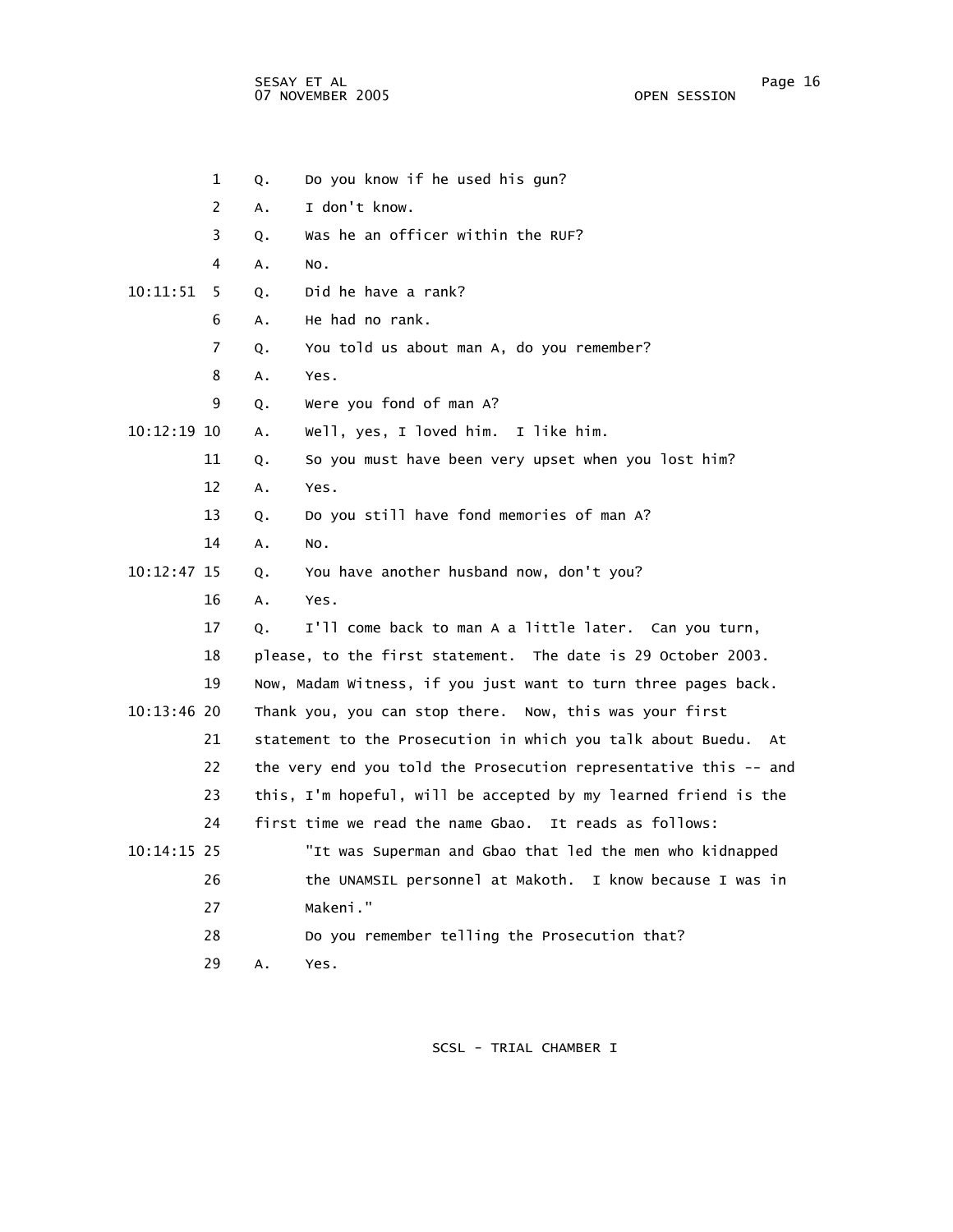Q. Do you know if he used his gun?

A. I don't know.

Q. Was he an officer within the RUF?

A. No.

Q. Did he have a rank?

A. He had no rank.

Q. You told us about man A, do you remember?

A. Yes.

Q. Were you fond of man A?

A. Well, yes, I loved him. I like him.

Q. So you must have been very upset when you lost him?

A. Yes.

Q. Do you still have fond memories of man A?

A. No.

Q. You have another husband now, don't you?

A. Yes.

Q. I'll come back to man A a little later. Can you turn, please, to the first statement. The date is 29 October 2003. Now, Madam Witness, if you just want to turn three pages back. Thank you, you can stop there. Now, this was your first statement to the Prosecution in which you talk about Buedu. At the very end you told the Prosecution representative this -- and this, I'm hopeful, will be accepted by my learned friend is the first time we read the name Gbao. It reads as follows:

"It was Superman and Gbao that led the men who kidnapped the UNAMSIL personnel at Makoth. I know because I was in Makeni."

Do you remember telling the Prosecution that?

A. Yes.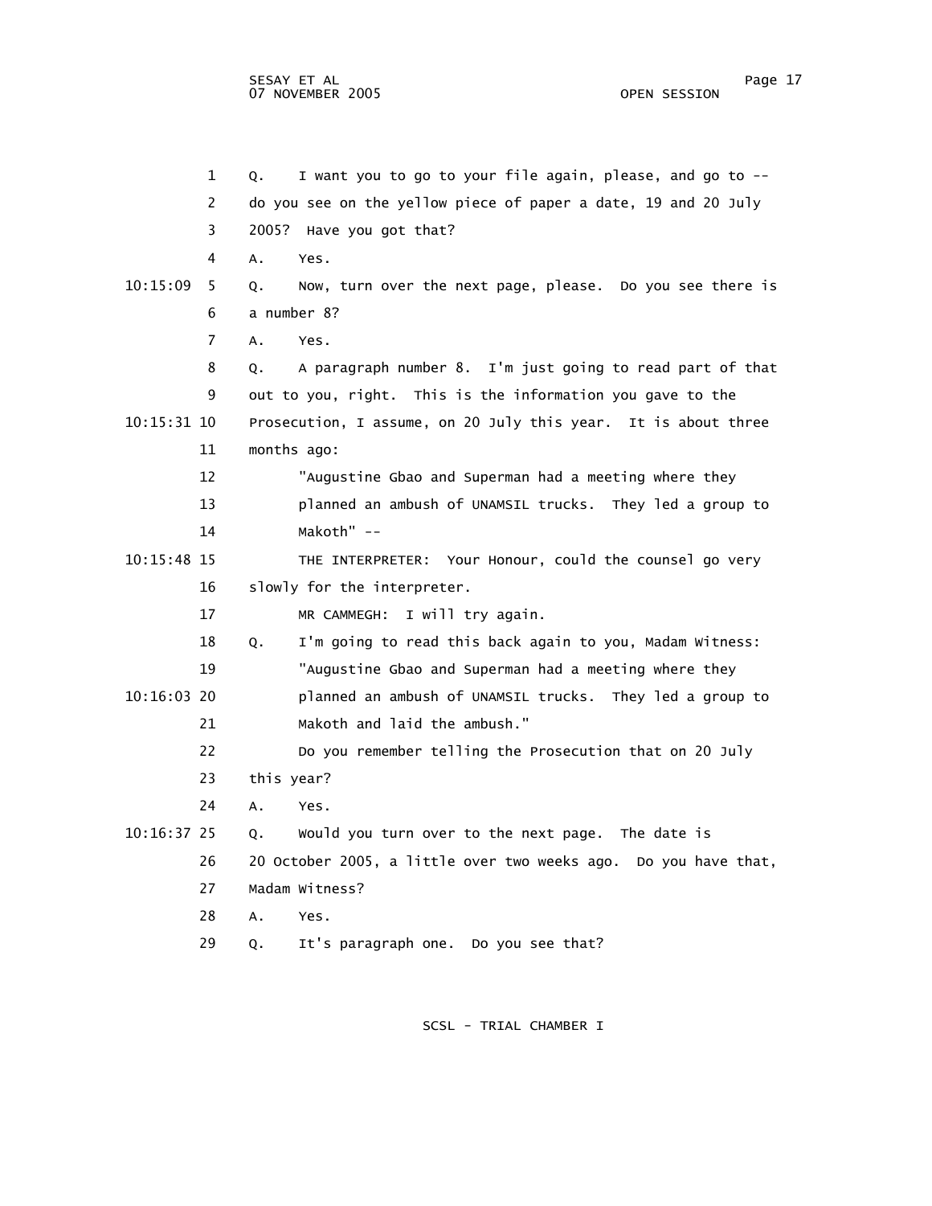Q. I want you to go to your file again, please, and go to -- do you see on the yellow piece of paper a date, 19 and 20 July 2005? Have you got that?

A. Yes.

Q. Now, turn over the next page, please. Do you see there is a number 8?

A. Yes.

Q. A paragraph number 8. I'm just going to read part of that out to you, right. This is the information you gave to the Prosecution, I assume, on 20 July this year. It is about three months ago:

"Augustine Gbao and Superman had a meeting where they planned an ambush of UNAMSIL trucks. They led a group to Makoth" --

THE INTERPRETER: Your Honour, could the counsel go very slowly for the interpreter.

MR CAMMEGH: I will try again.

Q. I'm going to read this back again to you, Madam Witness:

"Augustine Gbao and Superman had a meeting where they planned an ambush of UNAMSIL trucks. They led a group to Makoth and laid the ambush."

Do you remember telling the Prosecution that on 20 July this year?

A. Yes.

Q. Would you turn over to the next page. The date is 20 October 2005, a little over two weeks ago. Do you have that, Madam Witness?

A. Yes.

Q. It's paragraph one. Do you see that?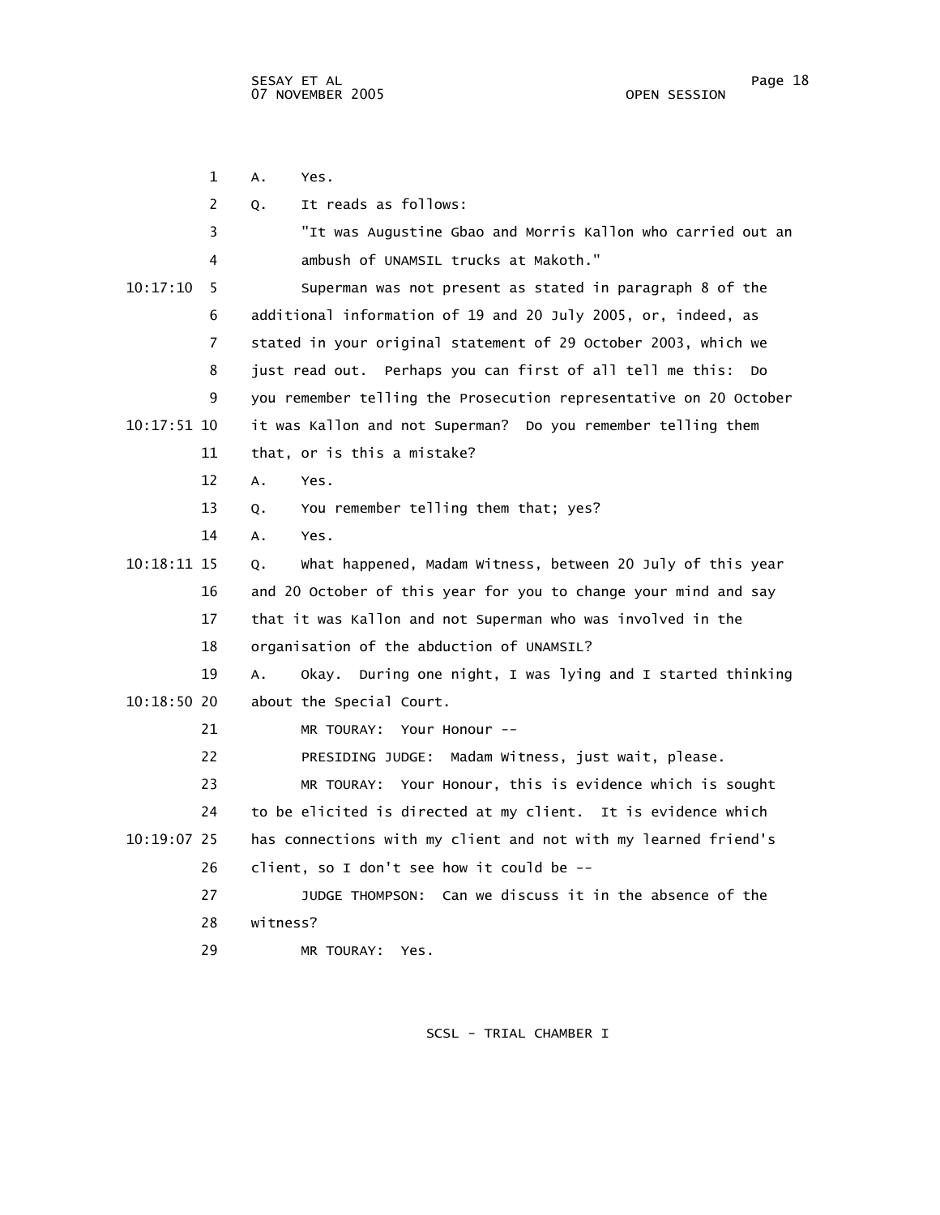1 A. Yes.

2 Q. It reads as follows:

3 "It was Augustine Gbao and Morris Kallon who carried out an

4 ambush of UNAMSIL trucks at Makoth."

10:17:10 5 Superman was not present as stated in paragraph 8 of the

6 additional information of 19 and 20 July 2005, or, indeed, as

7 stated in your original statement of 29 October 2003, which we

8 just read out. Perhaps you can first of all tell me this: Do

9 you remember telling the Prosecution representative on 20 October

10:17:51 10 it was Kallon and not Superman? Do you remember telling them

11 that, or is this a mistake?

12 A. Yes.

13 Q. You remember telling them that; yes?

14 A. Yes.

10:18:11 15 Q. What happened, Madam Witness, between 20 July of this year

16 and 20 October of this year for you to change your mind and say

17 that it was Kallon and not Superman who was involved in the

18 organisation of the abduction of UNAMSIL?

19 A. Okay. During one night, I was lying and I started thinking

10:18:50 20 about the Special Court.

21 MR TOURAY: Your Honour --

22 PRESIDING JUDGE: Madam Witness, just wait, please.

23 MR TOURAY: Your Honour, this is evidence which is sought

24 to be elicited is directed at my client. It is evidence which

10:19:07 25 has connections with my client and not with my learned friend's

26 client, so I don't see how it could be --

27 JUDGE THOMPSON: Can we discuss it in the absence of the

28 witness?

29 MR TOURAY: Yes.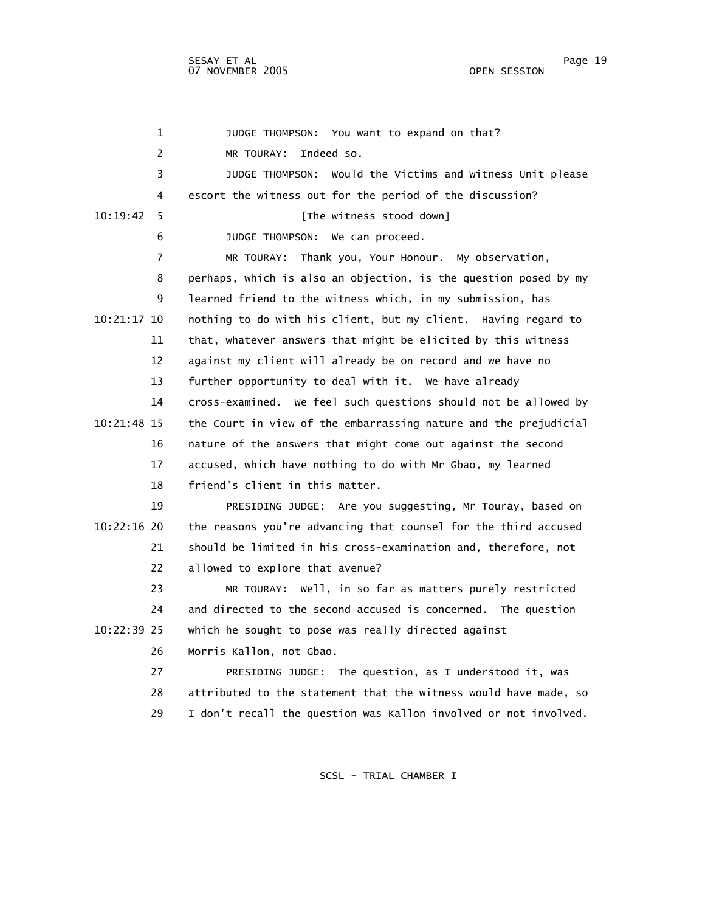1 JUDGE THOMPSON: You want to expand on that?

2 MR TOURAY: Indeed so.

3 JUDGE THOMPSON: Would the Victims and Witness Unit please

4 escort the witness out for the period of the discussion?

10:19:42 5 [The witness stood down]

6 JUDGE THOMPSON: We can proceed.

7 MR TOURAY: Thank you, Your Honour. My observation,

8 perhaps, which is also an objection, is the question posed by my

9 learned friend to the witness which, in my submission, has

10:21:17 10 nothing to do with his client, but my client. Having regard to

11 that, whatever answers that might be elicited by this witness

12 against my client will already be on record and we have no

13 further opportunity to deal with it. We have already

14 cross-examined. We feel such questions should not be allowed by

10:21:48 15 the Court in view of the embarrassing nature and the prejudicial

16 nature of the answers that might come out against the second

17 accused, which have nothing to do with Mr Gbao, my learned

18 friend's client in this matter.

19 PRESIDING JUDGE: Are you suggesting, Mr Touray, based on

10:22:16 20 the reasons you're advancing that counsel for the third accused

21 should be limited in his cross-examination and, therefore, not

22 allowed to explore that avenue?

23 MR TOURAY: Well, in so far as matters purely restricted

24 and directed to the second accused is concerned. The question

10:22:39 25 which he sought to pose was really directed against

26 Morris Kallon, not Gbao.

27 PRESIDING JUDGE: The question, as I understood it, was

28 attributed to the statement that the witness would have made, so

29 I don't recall the question was Kallon involved or not involved.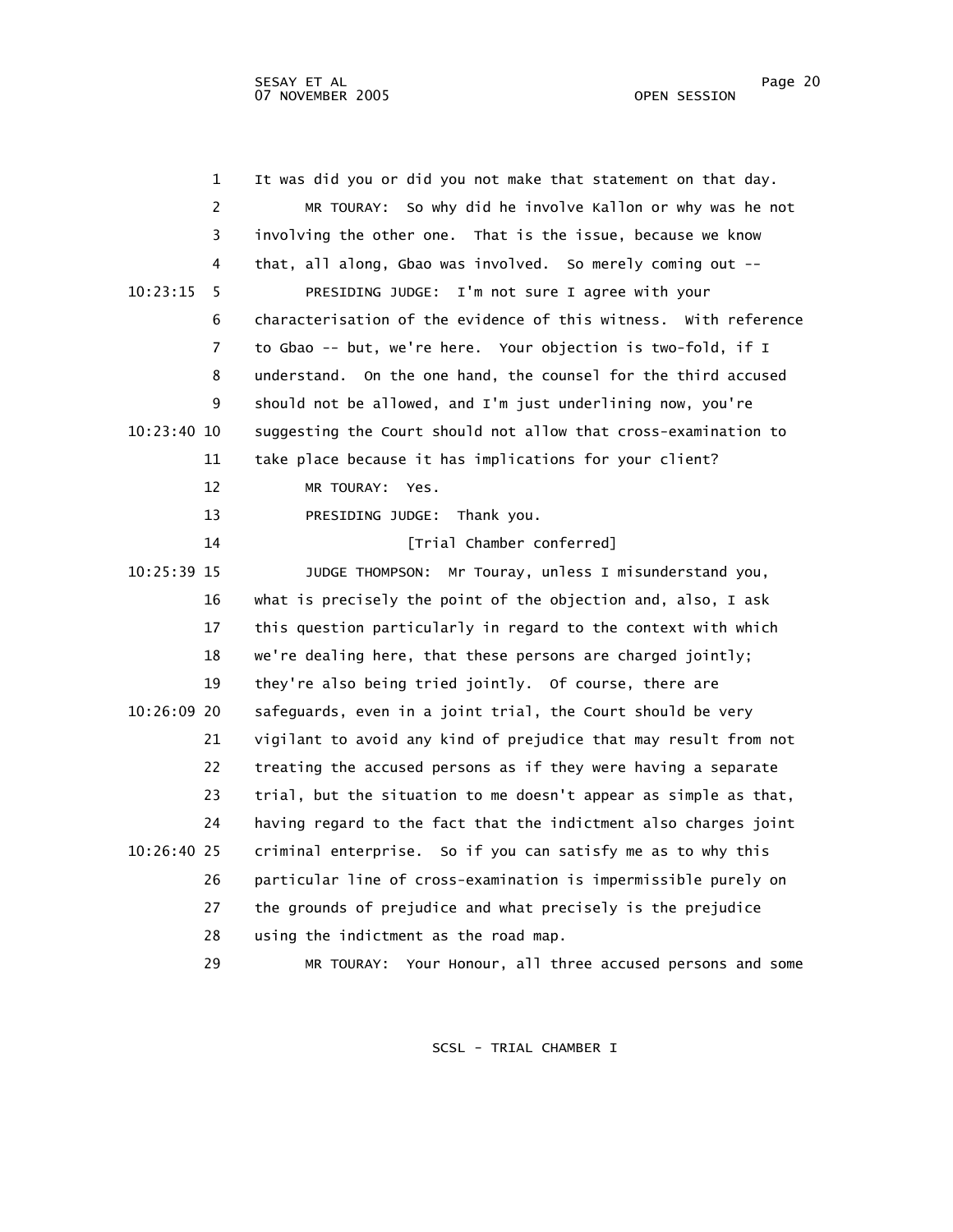It was did you or did you not make that statement on that day.

MR TOURAY: So why did he involve Kallon or why was he not involving the other one. That is the issue, because we know that, all along, Gbao was involved. So merely coming out --

PRESIDING JUDGE: I'm not sure I agree with your characterisation of the evidence of this witness. With reference to Gbao -- but, we're here. Your objection is two-fold, if I understand. On the one hand, the counsel for the third accused should not be allowed, and I'm just underlining now, you're suggesting the Court should not allow that cross-examination to take place because it has implications for your client?

MR TOURAY: Yes.

PRESIDING JUDGE: Thank you.

[Trial Chamber conferred]

JUDGE THOMPSON: Mr Touray, unless I misunderstand you, what is precisely the point of the objection and, also, I ask this question particularly in regard to the context with which we're dealing here, that these persons are charged jointly; they're also being tried jointly. Of course, there are safeguards, even in a joint trial, the Court should be very vigilant to avoid any kind of prejudice that may result from not treating the accused persons as if they were having a separate trial, but the situation to me doesn't appear as simple as that, having regard to the fact that the indictment also charges joint criminal enterprise. So if you can satisfy me as to why this particular line of cross-examination is impermissible purely on the grounds of prejudice and what precisely is the prejudice using the indictment as the road map.

MR TOURAY: Your Honour, all three accused persons and some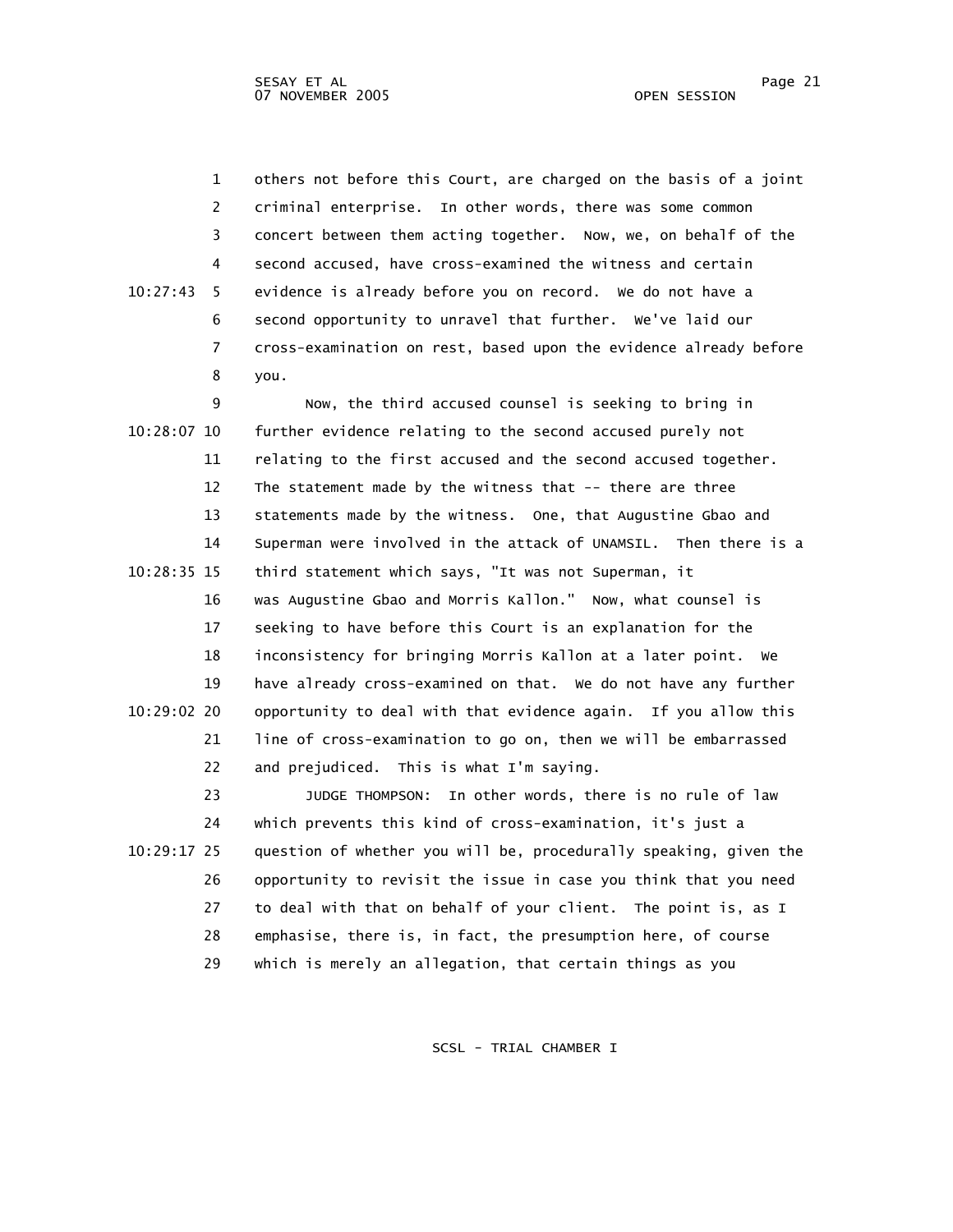others not before this Court, are charged on the basis of a joint criminal enterprise. In other words, there was some common concert between them acting together. Now, we, on behalf of the second accused, have cross-examined the witness and certain evidence is already before you on record. We do not have a second opportunity to unravel that further. We've laid our cross-examination on rest, based upon the evidence already before you.

Now, the third accused counsel is seeking to bring in further evidence relating to the second accused purely not relating to the first accused and the second accused together. The statement made by the witness that -- there are three statements made by the witness. One, that Augustine Gbao and Superman were involved in the attack of UNAMSIL. Then there is a third statement which says, "It was not Superman, it was Augustine Gbao and Morris Kallon." Now, what counsel is seeking to have before this Court is an explanation for the inconsistency for bringing Morris Kallon at a later point. We have already cross-examined on that. We do not have any further opportunity to deal with that evidence again. If you allow this line of cross-examination to go on, then we will be embarrassed and prejudiced. This is what I'm saying.

JUDGE THOMPSON: In other words, there is no rule of law which prevents this kind of cross-examination, it's just a question of whether you will be, procedurally speaking, given the opportunity to revisit the issue in case you think that you need to deal with that on behalf of your client. The point is, as I emphasise, there is, in fact, the presumption here, of course which is merely an allegation, that certain things as you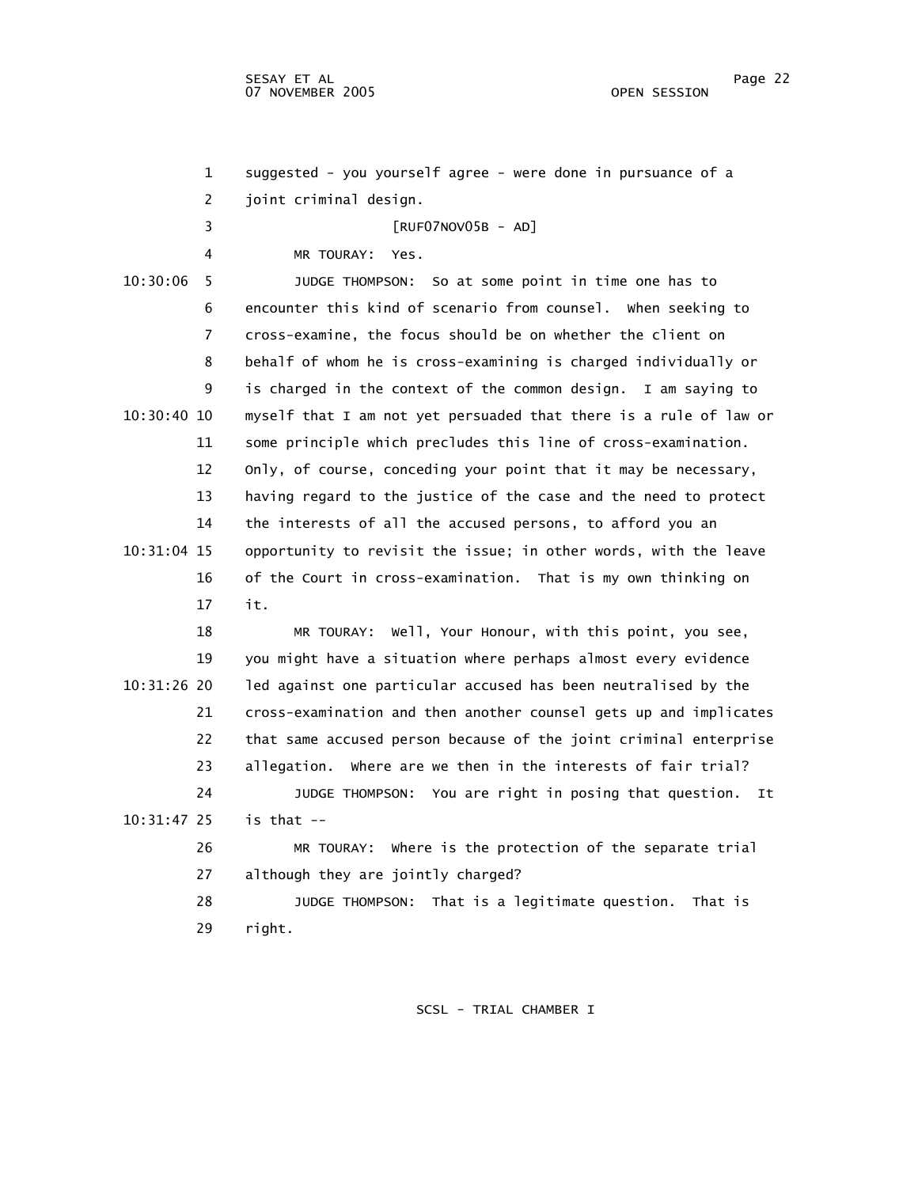suggested - you yourself agree - were done in pursuance of a joint criminal design.

[RUF07NOV05B - AD]

MR TOURAY: Yes.

JUDGE THOMPSON: So at some point in time one has to encounter this kind of scenario from counsel. When seeking to cross-examine, the focus should be on whether the client on behalf of whom he is cross-examining is charged individually or is charged in the context of the common design. I am saying to myself that I am not yet persuaded that there is a rule of law or some principle which precludes this line of cross-examination. Only, of course, conceding your point that it may be necessary, having regard to the justice of the case and the need to protect the interests of all the accused persons, to afford you an opportunity to revisit the issue; in other words, with the leave of the Court in cross-examination. That is my own thinking on it.

MR TOURAY: Well, Your Honour, with this point, you see, you might have a situation where perhaps almost every evidence led against one particular accused has been neutralised by the cross-examination and then another counsel gets up and implicates that same accused person because of the joint criminal enterprise allegation. Where are we then in the interests of fair trial?

JUDGE THOMPSON: You are right in posing that question. It is that --

MR TOURAY: Where is the protection of the separate trial although they are jointly charged?

JUDGE THOMPSON: That is a legitimate question. That is right.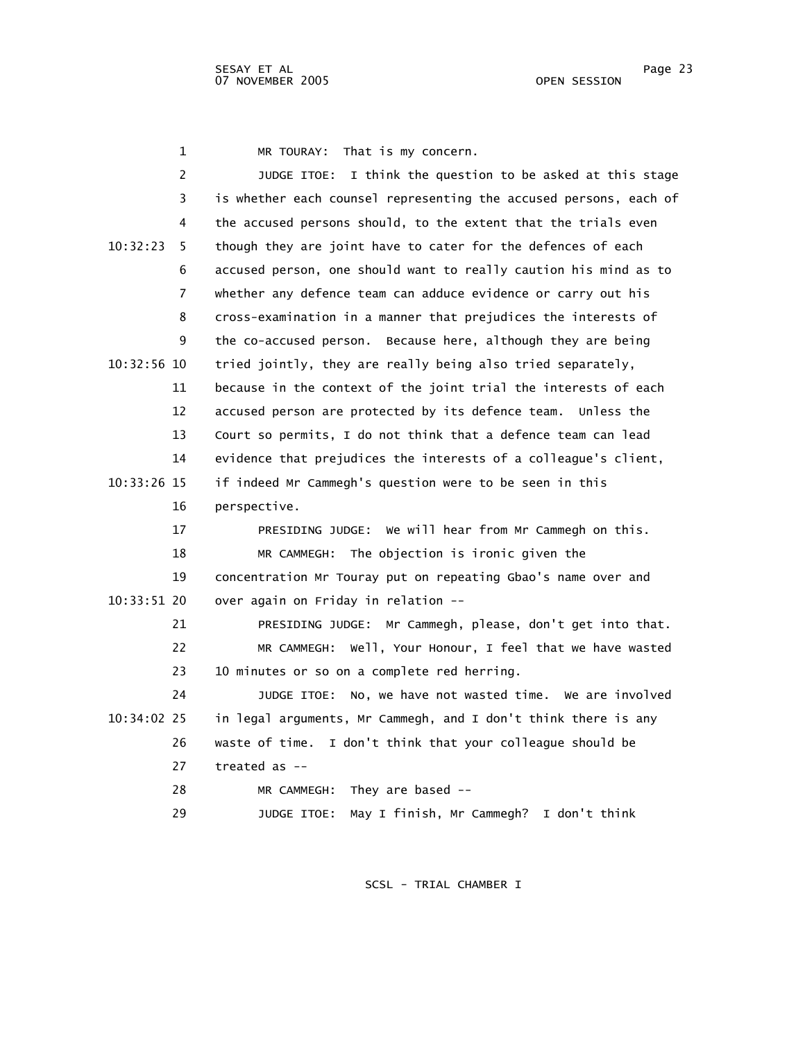MR TOURAY: That is my concern.

JUDGE ITOE: I think the question to be asked at this stage is whether each counsel representing the accused persons, each of the accused persons should, to the extent that the trials even though they are joint have to cater for the defences of each accused person, one should want to really caution his mind as to whether any defence team can adduce evidence or carry out his cross-examination in a manner that prejudices the interests of the co-accused person. Because here, although they are being tried jointly, they are really being also tried separately, because in the context of the joint trial the interests of each accused person are protected by its defence team. Unless the Court so permits, I do not think that a defence team can lead evidence that prejudices the interests of a colleague's client, if indeed Mr Cammegh's question were to be seen in this perspective.

PRESIDING JUDGE: We will hear from Mr Cammegh on this.

MR CAMMEGH: The objection is ironic given the concentration Mr Touray put on repeating Gbao's name over and over again on Friday in relation --

PRESIDING JUDGE: Mr Cammegh, please, don't get into that.

MR CAMMEGH: Well, Your Honour, I feel that we have wasted 10 minutes or so on a complete red herring.

JUDGE ITOE: No, we have not wasted time. We are involved in legal arguments, Mr Cammegh, and I don't think there is any waste of time. I don't think that your colleague should be treated as --

MR CAMMEGH: They are based --

JUDGE ITOE: May I finish, Mr Cammegh? I don't think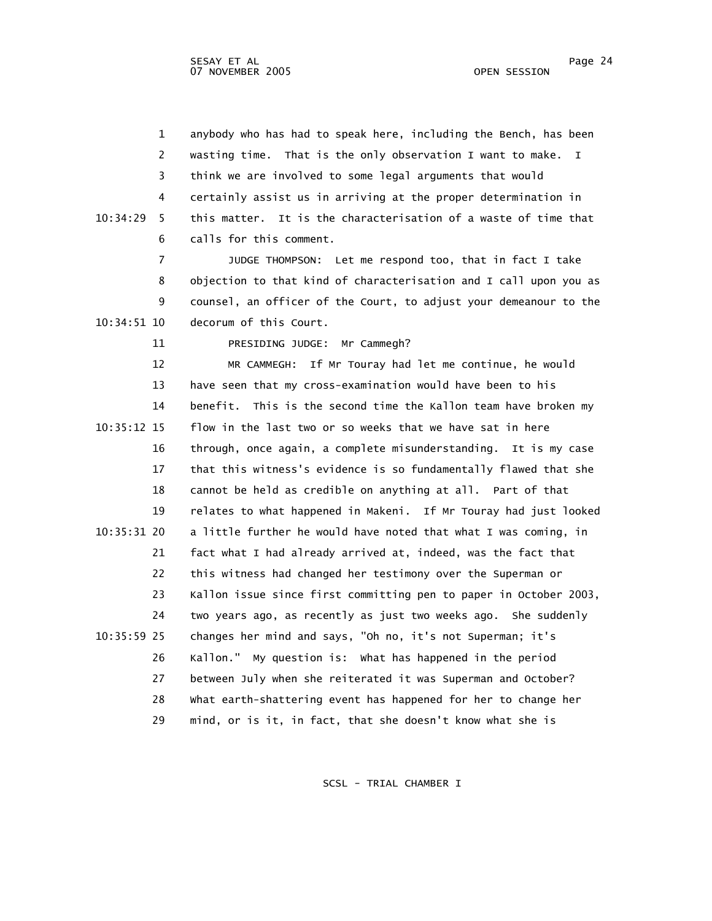anybody who has had to speak here, including the Bench, has been wasting time. That is the only observation I want to make. I think we are involved to some legal arguments that would certainly assist us in arriving at the proper determination in this matter. It is the characterisation of a waste of time that calls for this comment.

JUDGE THOMPSON: Let me respond too, that in fact I take objection to that kind of characterisation and I call upon you as counsel, an officer of the Court, to adjust your demeanour to the decorum of this Court.

PRESIDING JUDGE: Mr Cammegh?

MR CAMMEGH: If Mr Touray had let me continue, he would have seen that my cross-examination would have been to his benefit. This is the second time the Kallon team have broken my flow in the last two or so weeks that we have sat in here through, once again, a complete misunderstanding. It is my case that this witness's evidence is so fundamentally flawed that she cannot be held as credible on anything at all. Part of that relates to what happened in Makeni. If Mr Touray had just looked a little further he would have noted that what I was coming, in fact what I had already arrived at, indeed, was the fact that this witness had changed her testimony over the Superman or Kallon issue since first committing pen to paper in October 2003, two years ago, as recently as just two weeks ago. She suddenly changes her mind and says, "Oh no, it's not Superman; it's Kallon." My question is: What has happened in the period between July when she reiterated it was Superman and October? What earth-shattering event has happened for her to change her mind, or is it, in fact, that she doesn't know what she is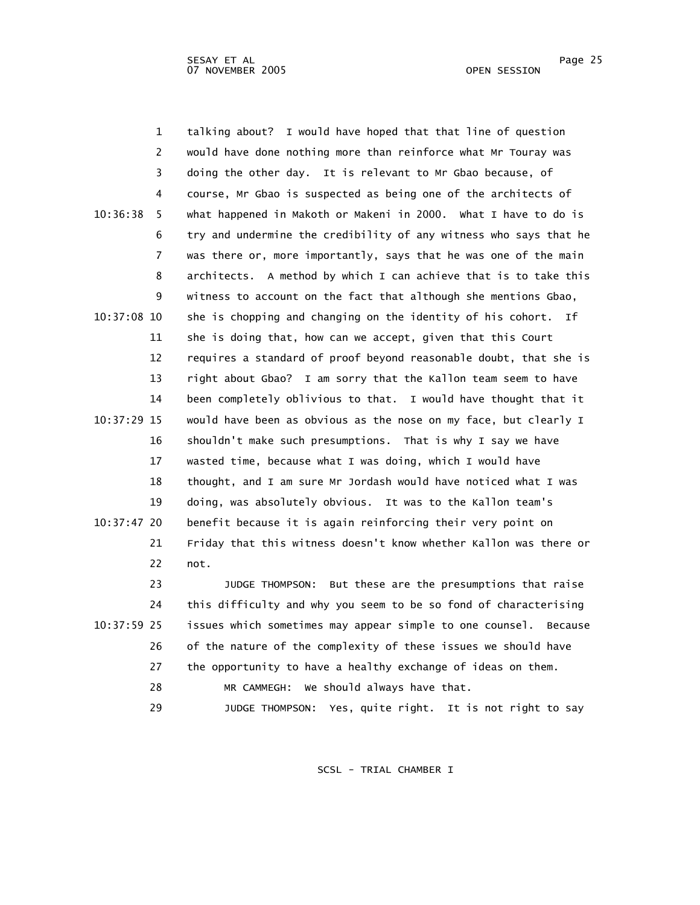talking about? I would have hoped that that line of question would have done nothing more than reinforce what Mr Touray was doing the other day. It is relevant to Mr Gbao because, of course, Mr Gbao is suspected as being one of the architects of what happened in Makoth or Makeni in 2000. What I have to do is try and undermine the credibility of any witness who says that he was there or, more importantly, says that he was one of the main architects. A method by which I can achieve that is to take this witness to account on the fact that although she mentions Gbao, she is chopping and changing on the identity of his cohort. If she is doing that, how can we accept, given that this Court requires a standard of proof beyond reasonable doubt, that she is right about Gbao? I am sorry that the Kallon team seem to have been completely oblivious to that. I would have thought that it would have been as obvious as the nose on my face, but clearly I shouldn't make such presumptions. That is why I say we have wasted time, because what I was doing, which I would have thought, and I am sure Mr Jordash would have noticed what I was doing, was absolutely obvious. It was to the Kallon team's benefit because it is again reinforcing their very point on Friday that this witness doesn't know whether Kallon was there or not.

JUDGE THOMPSON: But these are the presumptions that raise this difficulty and why you seem to be so fond of characterising issues which sometimes may appear simple to one counsel. Because of the nature of the complexity of these issues we should have the opportunity to have a healthy exchange of ideas on them.

MR CAMMEGH: We should always have that.

JUDGE THOMPSON: Yes, quite right. It is not right to say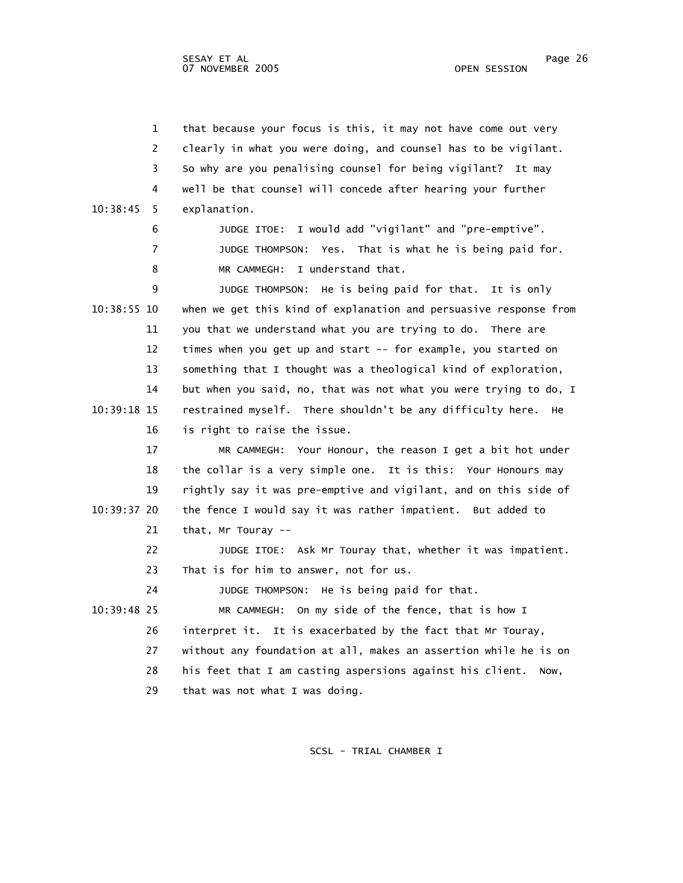1 that because your focus is this, it may not have come out very
2 clearly in what you were doing, and counsel has to be vigilant.
3 So why are you penalising counsel for being vigilant? It may
4 well be that counsel will concede after hearing your further
10:38:45 5 explanation.

6 JUDGE ITOE: I would add "vigilant" and "pre-emptive".

7 JUDGE THOMPSON: Yes. That is what he is being paid for.

8 MR CAMMEGH: I understand that.

9 JUDGE THOMPSON: He is being paid for that. It is only
10:38:55 10 when we get this kind of explanation and persuasive response from
11 you that we understand what you are trying to do. There are
12 times when you get up and start -- for example, you started on
13 something that I thought was a theological kind of exploration,
14 but when you said, no, that was not what you were trying to do, I
10:39:18 15 restrained myself. There shouldn't be any difficulty here. He
16 is right to raise the issue.

17 MR CAMMEGH: Your Honour, the reason I get a bit hot under
18 the collar is a very simple one. It is this: Your Honours may
19 rightly say it was pre-emptive and vigilant, and on this side of
10:39:37 20 the fence I would say it was rather impatient. But added to
21 that, Mr Touray --

22 JUDGE ITOE: Ask Mr Touray that, whether it was impatient.
23 That is for him to answer, not for us.

24 JUDGE THOMPSON: He is being paid for that.

10:39:48 25 MR CAMMEGH: On my side of the fence, that is how I
26 interpret it. It is exacerbated by the fact that Mr Touray,
27 without any foundation at all, makes an assertion while he is on
28 his feet that I am casting aspersions against his client. Now,
29 that was not what I was doing.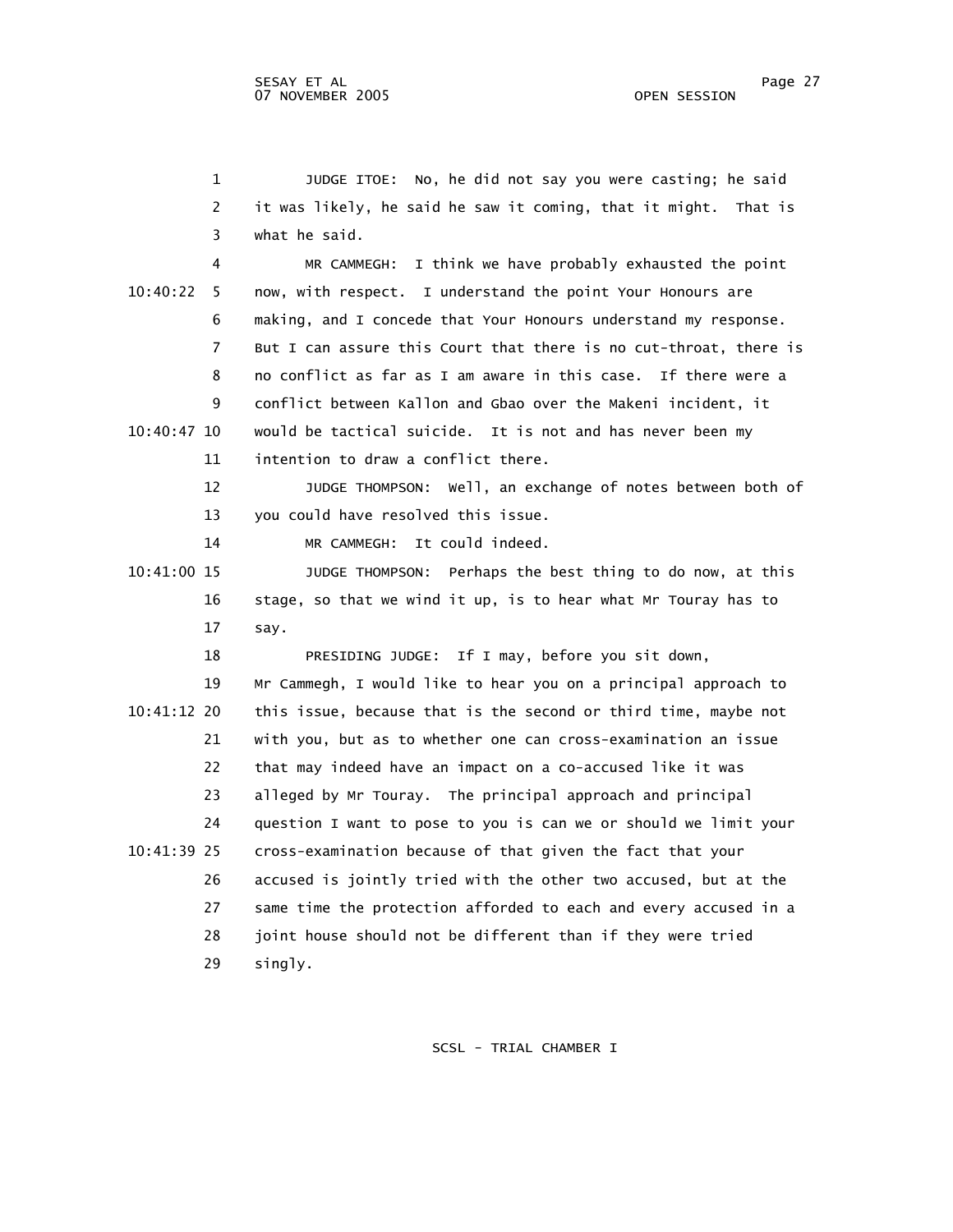JUDGE ITOE: No, he did not say you were casting; he said it was likely, he said he saw it coming, that it might. That is what he said.

MR CAMMEGH: I think we have probably exhausted the point now, with respect. I understand the point Your Honours are making, and I concede that Your Honours understand my response. But I can assure this Court that there is no cut-throat, there is no conflict as far as I am aware in this case. If there were a conflict between Kallon and Gbao over the Makeni incident, it would be tactical suicide. It is not and has never been my intention to draw a conflict there.

JUDGE THOMPSON: Well, an exchange of notes between both of you could have resolved this issue.

MR CAMMEGH: It could indeed.

JUDGE THOMPSON: Perhaps the best thing to do now, at this stage, so that we wind it up, is to hear what Mr Touray has to say.

PRESIDING JUDGE: If I may, before you sit down, Mr Cammegh, I would like to hear you on a principal approach to this issue, because that is the second or third time, maybe not with you, but as to whether one can cross-examination an issue that may indeed have an impact on a co-accused like it was alleged by Mr Touray. The principal approach and principal question I want to pose to you is can we or should we limit your cross-examination because of that given the fact that your accused is jointly tried with the other two accused, but at the same time the protection afforded to each and every accused in a joint house should not be different than if they were tried singly.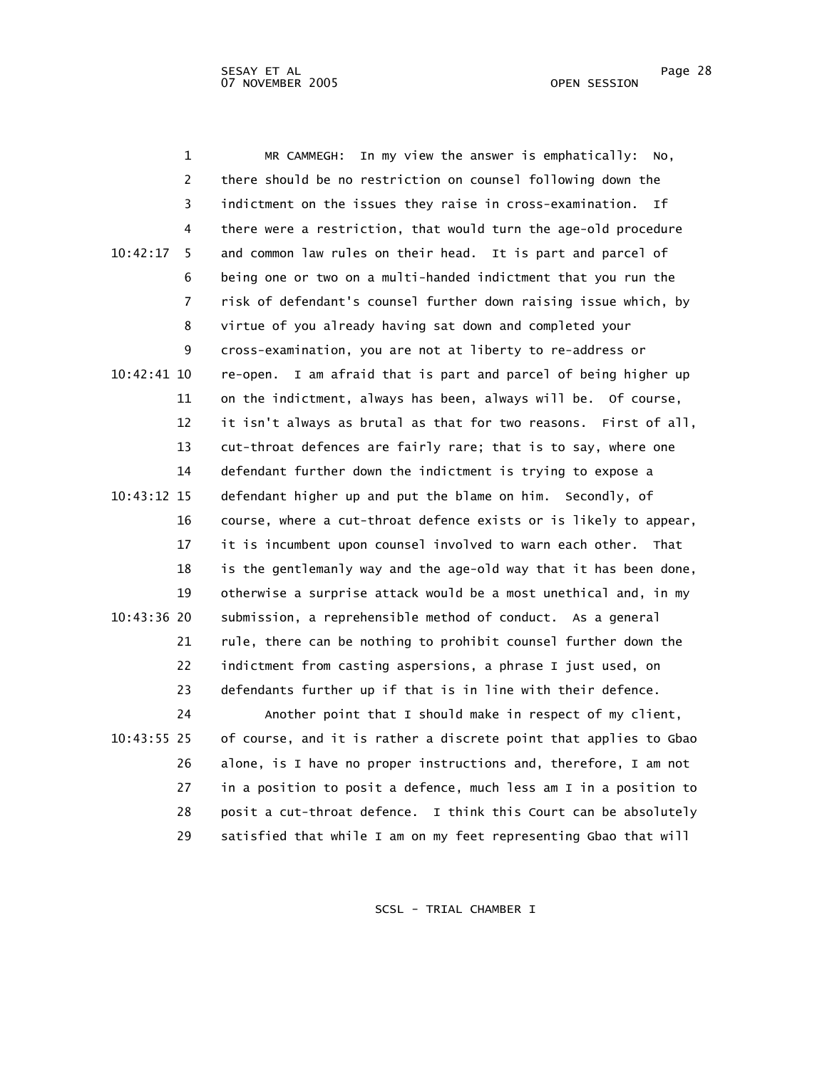MR CAMMEGH: In my view the answer is emphatically: No, there should be no restriction on counsel following down the indictment on the issues they raise in cross-examination. If there were a restriction, that would turn the age-old procedure and common law rules on their head. It is part and parcel of being one or two on a multi-handed indictment that you run the risk of defendant's counsel further down raising issue which, by virtue of you already having sat down and completed your cross-examination, you are not at liberty to re-address or re-open. I am afraid that is part and parcel of being higher up on the indictment, always has been, always will be. Of course, it isn't always as brutal as that for two reasons. First of all, cut-throat defences are fairly rare; that is to say, where one defendant further down the indictment is trying to expose a defendant higher up and put the blame on him. Secondly, of course, where a cut-throat defence exists or is likely to appear, it is incumbent upon counsel involved to warn each other. That is the gentlemanly way and the age-old way that it has been done, otherwise a surprise attack would be a most unethical and, in my submission, a reprehensible method of conduct. As a general rule, there can be nothing to prohibit counsel further down the indictment from casting aspersions, a phrase I just used, on defendants further up if that is in line with their defence.

Another point that I should make in respect of my client, of course, and it is rather a discrete point that applies to Gbao alone, is I have no proper instructions and, therefore, I am not in a position to posit a defence, much less am I in a position to posit a cut-throat defence. I think this Court can be absolutely satisfied that while I am on my feet representing Gbao that will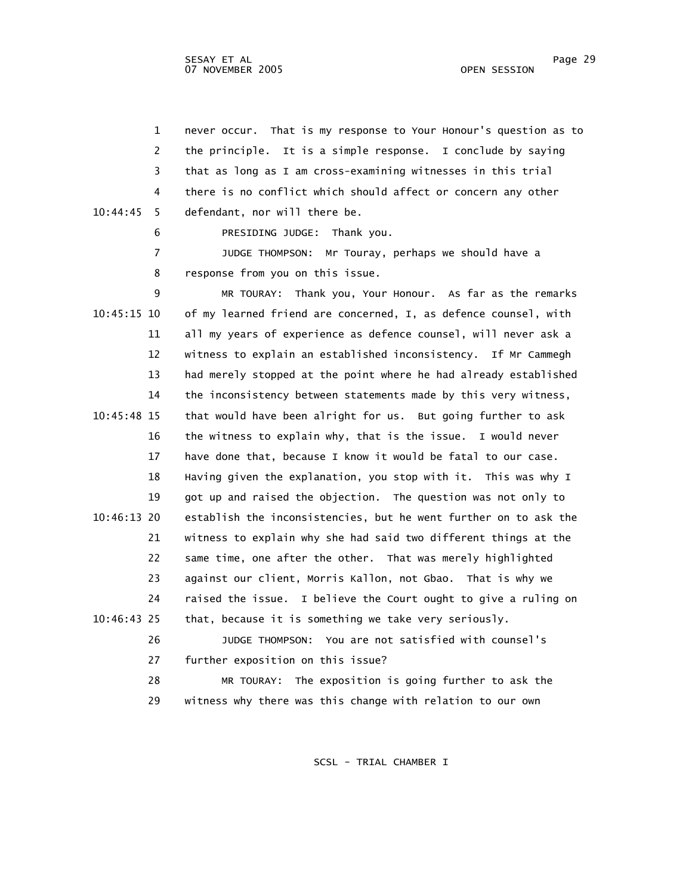never occur. That is my response to Your Honour's question as to the principle. It is a simple response. I conclude by saying that as long as I am cross-examining witnesses in this trial there is no conflict which should affect or concern any other defendant, nor will there be.

PRESIDING JUDGE: Thank you.

JUDGE THOMPSON: Mr Touray, perhaps we should have a response from you on this issue.

MR TOURAY: Thank you, Your Honour. As far as the remarks of my learned friend are concerned, I, as defence counsel, with all my years of experience as defence counsel, will never ask a witness to explain an established inconsistency. If Mr Cammegh had merely stopped at the point where he had already established the inconsistency between statements made by this very witness, that would have been alright for us. But going further to ask the witness to explain why, that is the issue. I would never have done that, because I know it would be fatal to our case. Having given the explanation, you stop with it. This was why I got up and raised the objection. The question was not only to establish the inconsistencies, but he went further on to ask the witness to explain why she had said two different things at the same time, one after the other. That was merely highlighted against our client, Morris Kallon, not Gbao. That is why we raised the issue. I believe the Court ought to give a ruling on that, because it is something we take very seriously.

JUDGE THOMPSON: You are not satisfied with counsel's further exposition on this issue?

MR TOURAY: The exposition is going further to ask the witness why there was this change with relation to our own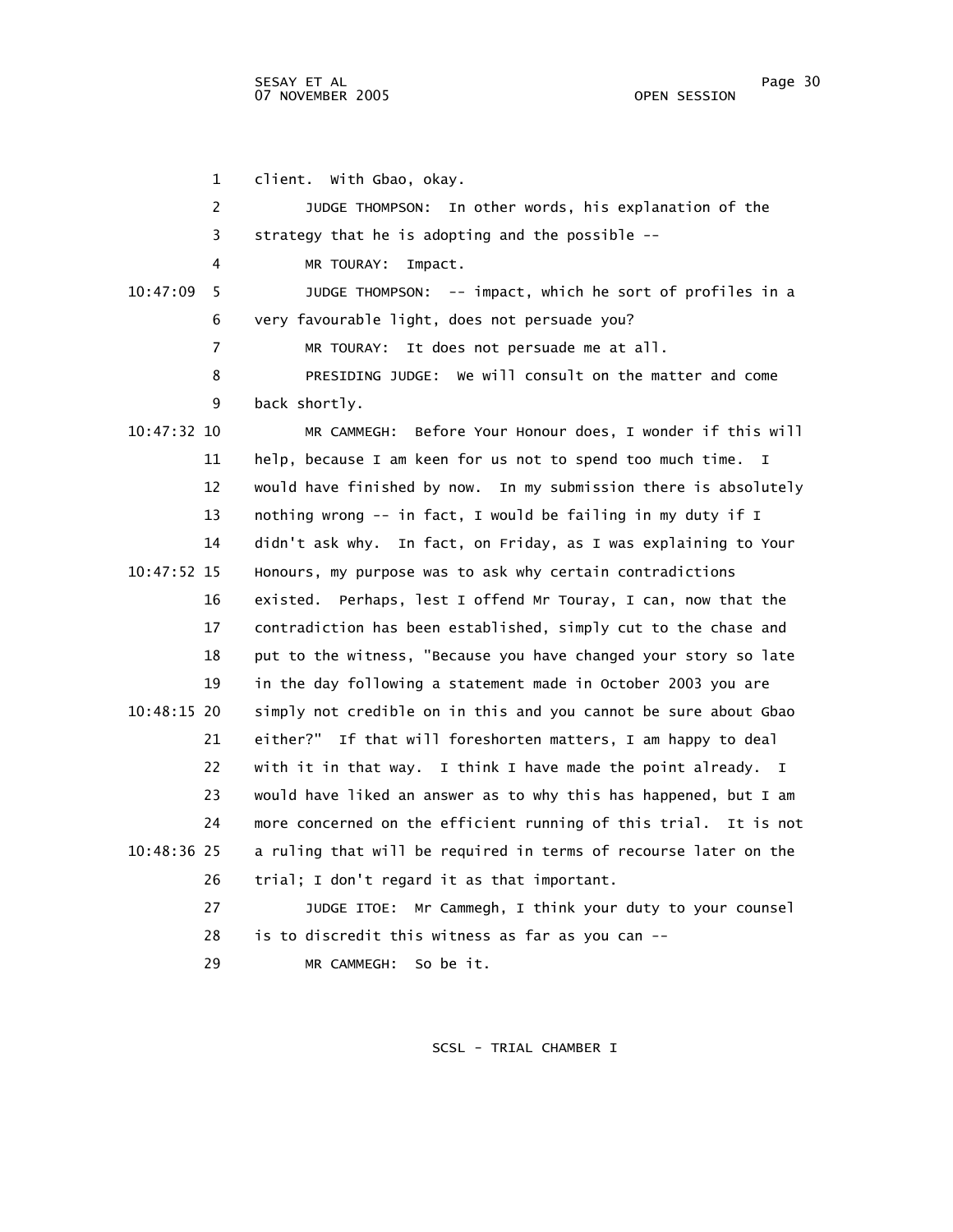client. With Gbao, okay.

JUDGE THOMPSON: In other words, his explanation of the strategy that he is adopting and the possible --

MR TOURAY: Impact.

JUDGE THOMPSON: -- impact, which he sort of profiles in a very favourable light, does not persuade you?

MR TOURAY: It does not persuade me at all.

PRESIDING JUDGE: We will consult on the matter and come back shortly.

MR CAMMEGH: Before Your Honour does, I wonder if this will help, because I am keen for us not to spend too much time. I would have finished by now. In my submission there is absolutely nothing wrong -- in fact, I would be failing in my duty if I didn't ask why. In fact, on Friday, as I was explaining to Your Honours, my purpose was to ask why certain contradictions existed. Perhaps, lest I offend Mr Touray, I can, now that the contradiction has been established, simply cut to the chase and put to the witness, "Because you have changed your story so late in the day following a statement made in October 2003 you are simply not credible on in this and you cannot be sure about Gbao either?" If that will foreshorten matters, I am happy to deal with it in that way. I think I have made the point already. I would have liked an answer as to why this has happened, but I am more concerned on the efficient running of this trial. It is not a ruling that will be required in terms of recourse later on the trial; I don't regard it as that important.

JUDGE ITOE: Mr Cammegh, I think your duty to your counsel is to discredit this witness as far as you can --

MR CAMMEGH: So be it.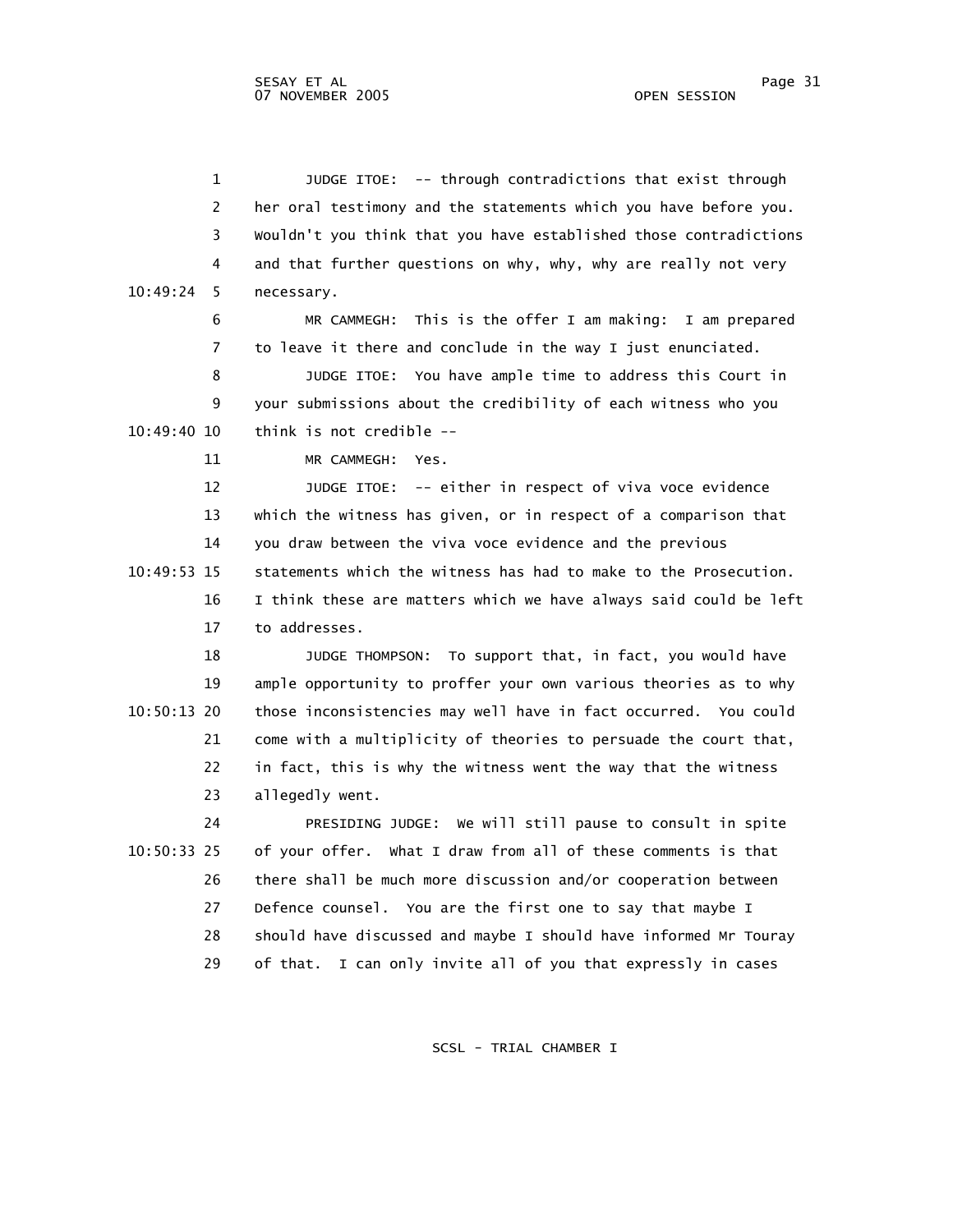JUDGE ITOE: -- through contradictions that exist through her oral testimony and the statements which you have before you. Wouldn't you think that you have established those contradictions and that further questions on why, why, why are really not very necessary.

MR CAMMEGH: This is the offer I am making: I am prepared to leave it there and conclude in the way I just enunciated.

JUDGE ITOE: You have ample time to address this Court in your submissions about the credibility of each witness who you think is not credible --

MR CAMMEGH: Yes.

JUDGE ITOE: -- either in respect of viva voce evidence which the witness has given, or in respect of a comparison that you draw between the viva voce evidence and the previous statements which the witness has had to make to the Prosecution. I think these are matters which we have always said could be left to addresses.

JUDGE THOMPSON: To support that, in fact, you would have ample opportunity to proffer your own various theories as to why those inconsistencies may well have in fact occurred. You could come with a multiplicity of theories to persuade the court that, in fact, this is why the witness went the way that the witness allegedly went.

PRESIDING JUDGE: We will still pause to consult in spite of your offer. What I draw from all of these comments is that there shall be much more discussion and/or cooperation between Defence counsel. You are the first one to say that maybe I should have discussed and maybe I should have informed Mr Touray of that. I can only invite all of you that expressly in cases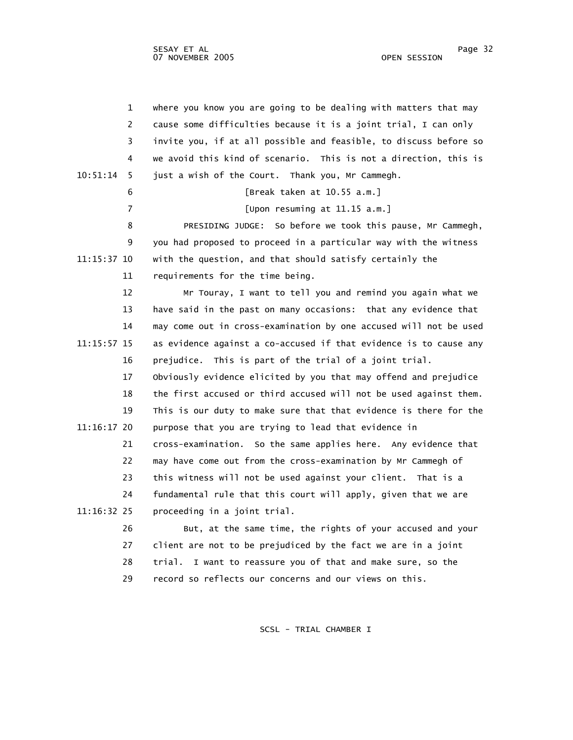where you know you are going to be dealing with matters that may cause some difficulties because it is a joint trial, I can only invite you, if at all possible and feasible, to discuss before so we avoid this kind of scenario. This is not a direction, this is just a wish of the Court. Thank you, Mr Cammegh.

[Break taken at 10.55 a.m.]

[Upon resuming at 11.15 a.m.]

PRESIDING JUDGE: So before we took this pause, Mr Cammegh, you had proposed to proceed in a particular way with the witness with the question, and that should satisfy certainly the requirements for the time being.

Mr Touray, I want to tell you and remind you again what we have said in the past on many occasions: that any evidence that may come out in cross-examination by one accused will not be used as evidence against a co-accused if that evidence is to cause any prejudice. This is part of the trial of a joint trial. Obviously evidence elicited by you that may offend and prejudice the first accused or third accused will not be used against them. This is our duty to make sure that that evidence is there for the purpose that you are trying to lead that evidence in cross-examination. So the same applies here. Any evidence that may have come out from the cross-examination by Mr Cammegh of this witness will not be used against your client. That is a fundamental rule that this court will apply, given that we are proceeding in a joint trial.

But, at the same time, the rights of your accused and your client are not to be prejudiced by the fact we are in a joint trial. I want to reassure you of that and make sure, so the record so reflects our concerns and our views on this.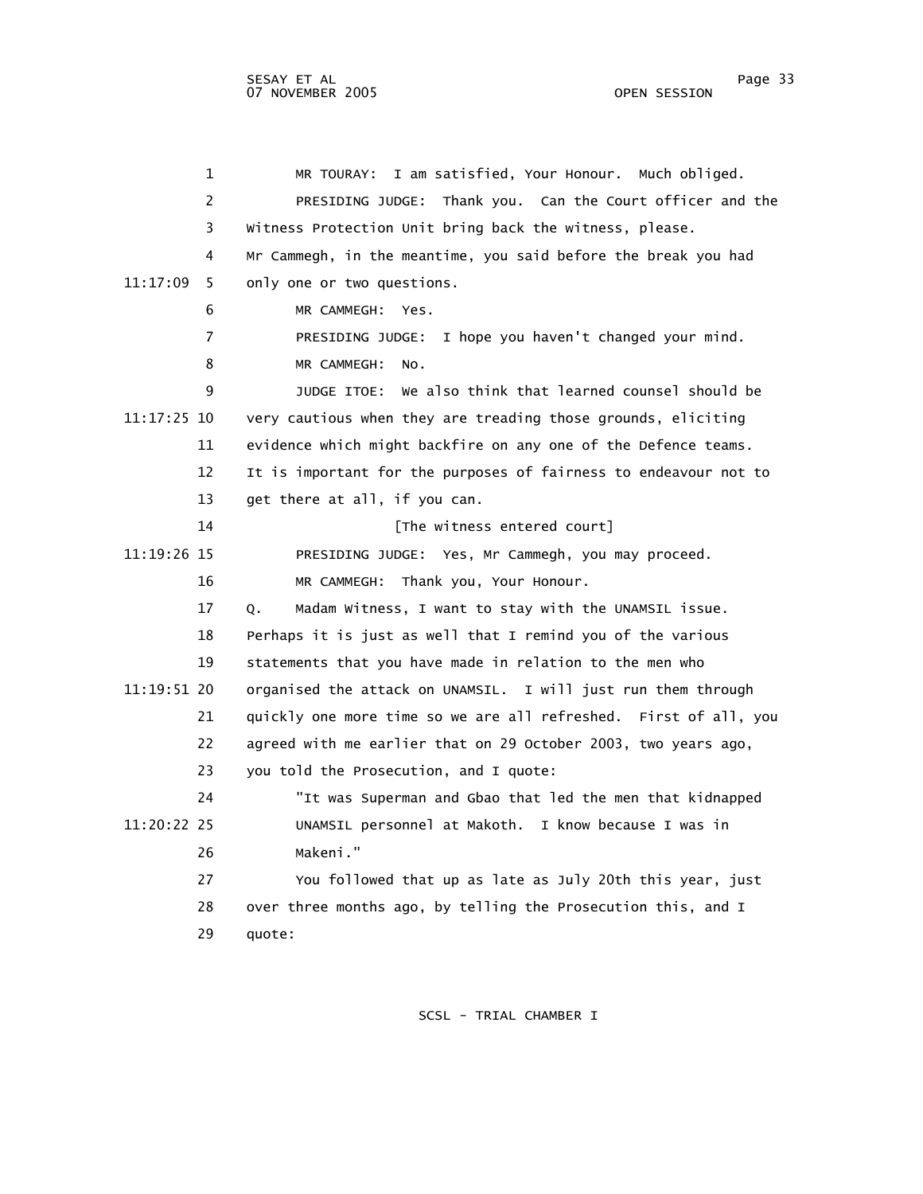MR TOURAY: I am satisfied, Your Honour. Much obliged.

PRESIDING JUDGE: Thank you. Can the Court officer and the Witness Protection Unit bring back the witness, please. Mr Cammegh, in the meantime, you said before the break you had only one or two questions.

MR CAMMEGH: Yes.

PRESIDING JUDGE: I hope you haven't changed your mind.

MR CAMMEGH: No.

JUDGE ITOE: We also think that learned counsel should be very cautious when they are treading those grounds, eliciting evidence which might backfire on any one of the Defence teams. It is important for the purposes of fairness to endeavour not to get there at all, if you can.

[The witness entered court]

PRESIDING JUDGE: Yes, Mr Cammegh, you may proceed.

MR CAMMEGH: Thank you, Your Honour.

Q. Madam Witness, I want to stay with the UNAMSIL issue. Perhaps it is just as well that I remind you of the various statements that you have made in relation to the men who organised the attack on UNAMSIL. I will just run them through quickly one more time so we are all refreshed. First of all, you agreed with me earlier that on 29 October 2003, two years ago, you told the Prosecution, and I quote:

"It was Superman and Gbao that led the men that kidnapped UNAMSIL personnel at Makoth. I know because I was in Makeni."

You followed that up as late as July 20th this year, just over three months ago, by telling the Prosecution this, and I quote: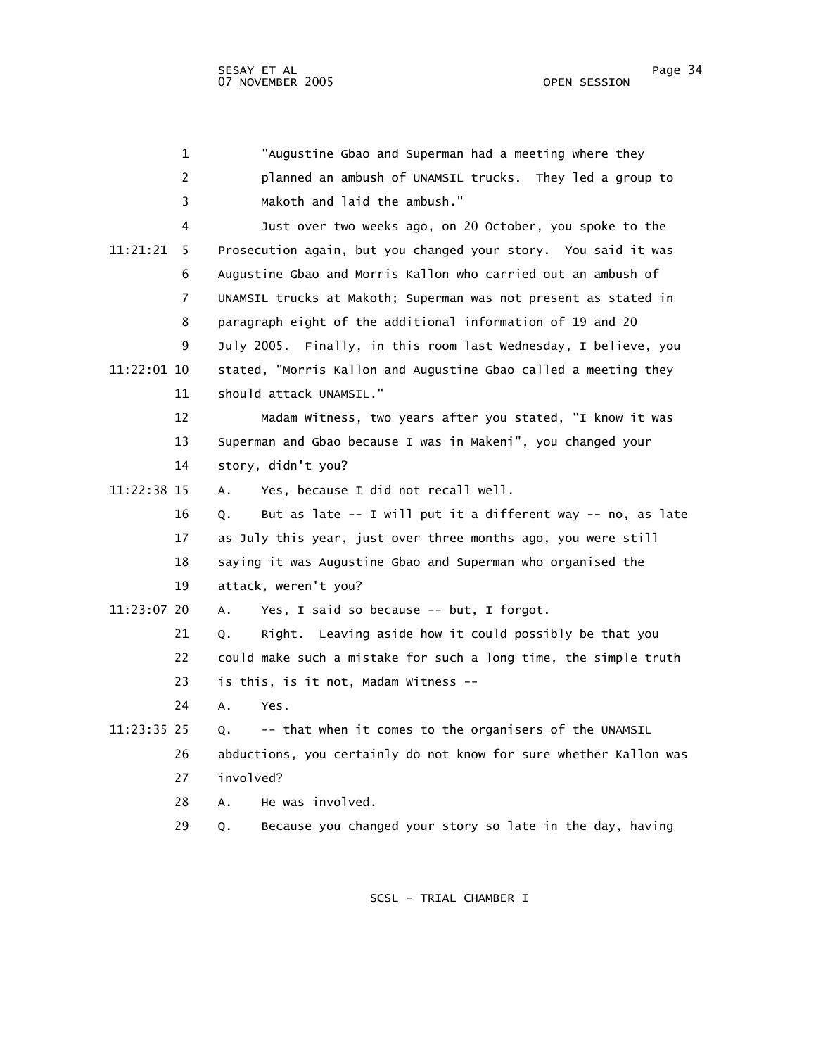"Augustine Gbao and Superman had a meeting where they planned an ambush of UNAMSIL trucks. They led a group to Makoth and laid the ambush."

Just over two weeks ago, on 20 October, you spoke to the Prosecution again, but you changed your story. You said it was Augustine Gbao and Morris Kallon who carried out an ambush of UNAMSIL trucks at Makoth; Superman was not present as stated in paragraph eight of the additional information of 19 and 20 July 2005. Finally, in this room last Wednesday, I believe, you stated, "Morris Kallon and Augustine Gbao called a meeting they should attack UNAMSIL."

Madam Witness, two years after you stated, "I know it was Superman and Gbao because I was in Makeni", you changed your story, didn't you?

A. Yes, because I did not recall well.

Q. But as late -- I will put it a different way -- no, as late as July this year, just over three months ago, you were still saying it was Augustine Gbao and Superman who organised the attack, weren't you?

A. Yes, I said so because -- but, I forgot.

Q. Right. Leaving aside how it could possibly be that you could make such a mistake for such a long time, the simple truth is this, is it not, Madam Witness --

A. Yes.

Q. -- that when it comes to the organisers of the UNAMSIL abductions, you certainly do not know for sure whether Kallon was involved?

A. He was involved.

Q. Because you changed your story so late in the day, having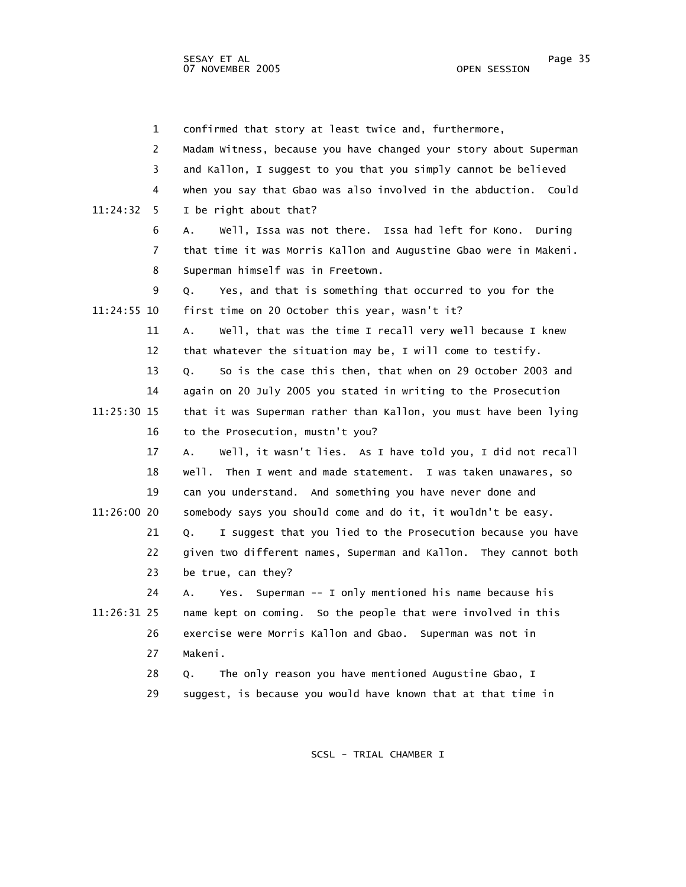1 confirmed that story at least twice and, furthermore,

2 Madam Witness, because you have changed your story about Superman

3 and Kallon, I suggest to you that you simply cannot be believed

4 when you say that Gbao was also involved in the abduction. Could

11:24:32 5 I be right about that?

6 A. Well, Issa was not there. Issa had left for Kono. During

7 that time it was Morris Kallon and Augustine Gbao were in Makeni.

8 Superman himself was in Freetown.

9 Q. Yes, and that is something that occurred to you for the

11:24:55 10 first time on 20 October this year, wasn't it?

11 A. Well, that was the time I recall very well because I knew

12 that whatever the situation may be, I will come to testify.

13 Q. So is the case this then, that when on 29 October 2003 and

14 again on 20 July 2005 you stated in writing to the Prosecution

11:25:30 15 that it was Superman rather than Kallon, you must have been lying

16 to the Prosecution, mustn't you?

17 A. Well, it wasn't lies. As I have told you, I did not recall

18 well. Then I went and made statement. I was taken unawares, so

19 can you understand. And something you have never done and

11:26:00 20 somebody says you should come and do it, it wouldn't be easy.

21 Q. I suggest that you lied to the Prosecution because you have

22 given two different names, Superman and Kallon. They cannot both

23 be true, can they?

24 A. Yes. Superman -- I only mentioned his name because his

11:26:31 25 name kept on coming. So the people that were involved in this

26 exercise were Morris Kallon and Gbao. Superman was not in

27 Makeni.

28 Q. The only reason you have mentioned Augustine Gbao, I

29 suggest, is because you would have known that at that time in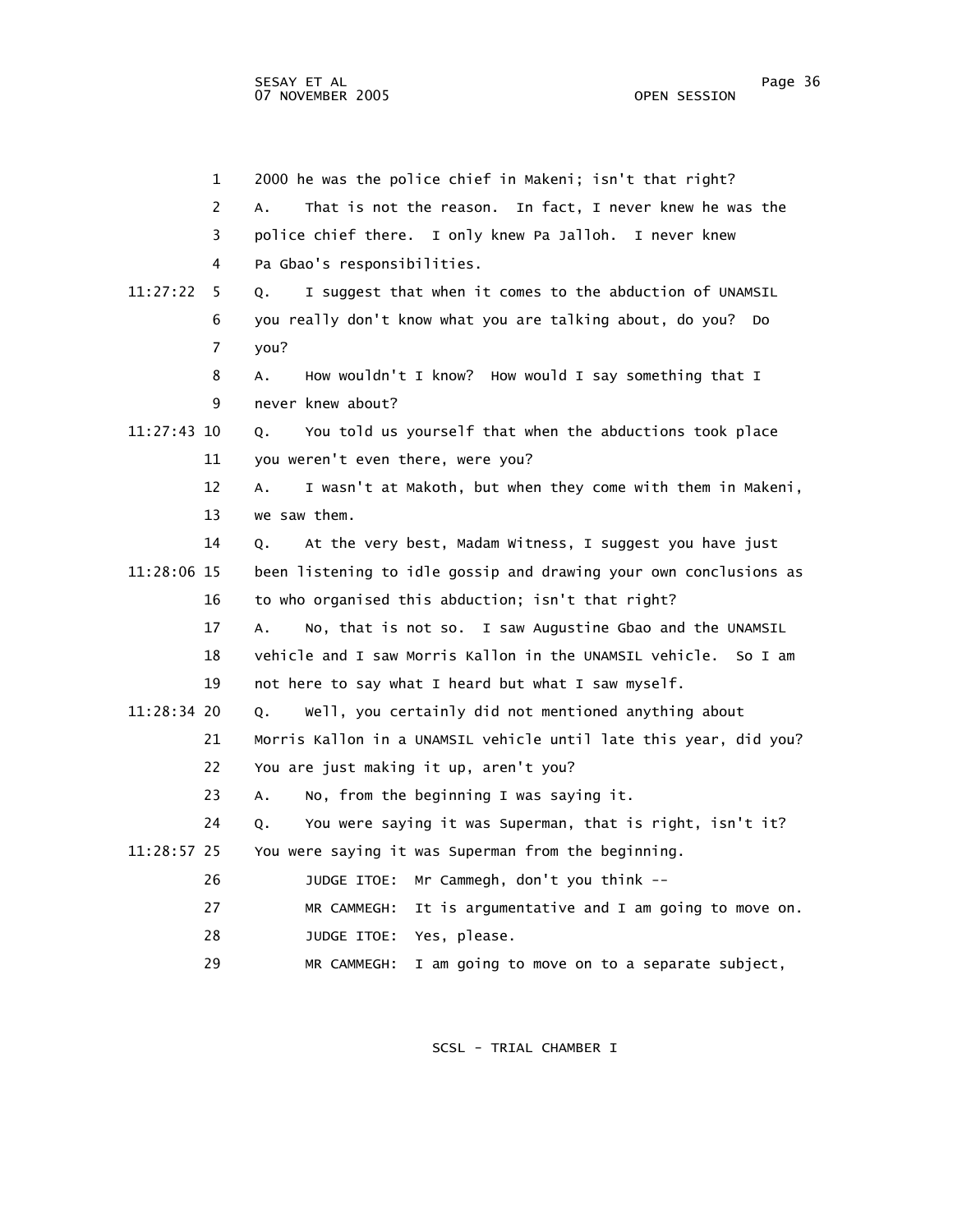2000 he was the police chief in Makeni; isn't that right?

A. That is not the reason. In fact, I never knew he was the police chief there. I only knew Pa Jalloh. I never knew Pa Gbao's responsibilities.

Q. I suggest that when it comes to the abduction of UNAMSIL you really don't know what you are talking about, do you? Do you?

A. How wouldn't I know? How would I say something that I never knew about?

Q. You told us yourself that when the abductions took place you weren't even there, were you?

A. I wasn't at Makoth, but when they come with them in Makeni, we saw them.

Q. At the very best, Madam Witness, I suggest you have just been listening to idle gossip and drawing your own conclusions as to who organised this abduction; isn't that right?

A. No, that is not so. I saw Augustine Gbao and the UNAMSIL vehicle and I saw Morris Kallon in the UNAMSIL vehicle. So I am not here to say what I heard but what I saw myself.

Q. Well, you certainly did not mentioned anything about Morris Kallon in a UNAMSIL vehicle until late this year, did you? You are just making it up, aren't you?

A. No, from the beginning I was saying it.

Q. You were saying it was Superman, that is right, isn't it? You were saying it was Superman from the beginning.

JUDGE ITOE: Mr Cammegh, don't you think --

MR CAMMEGH: It is argumentative and I am going to move on.

JUDGE ITOE: Yes, please.

MR CAMMEGH: I am going to move on to a separate subject,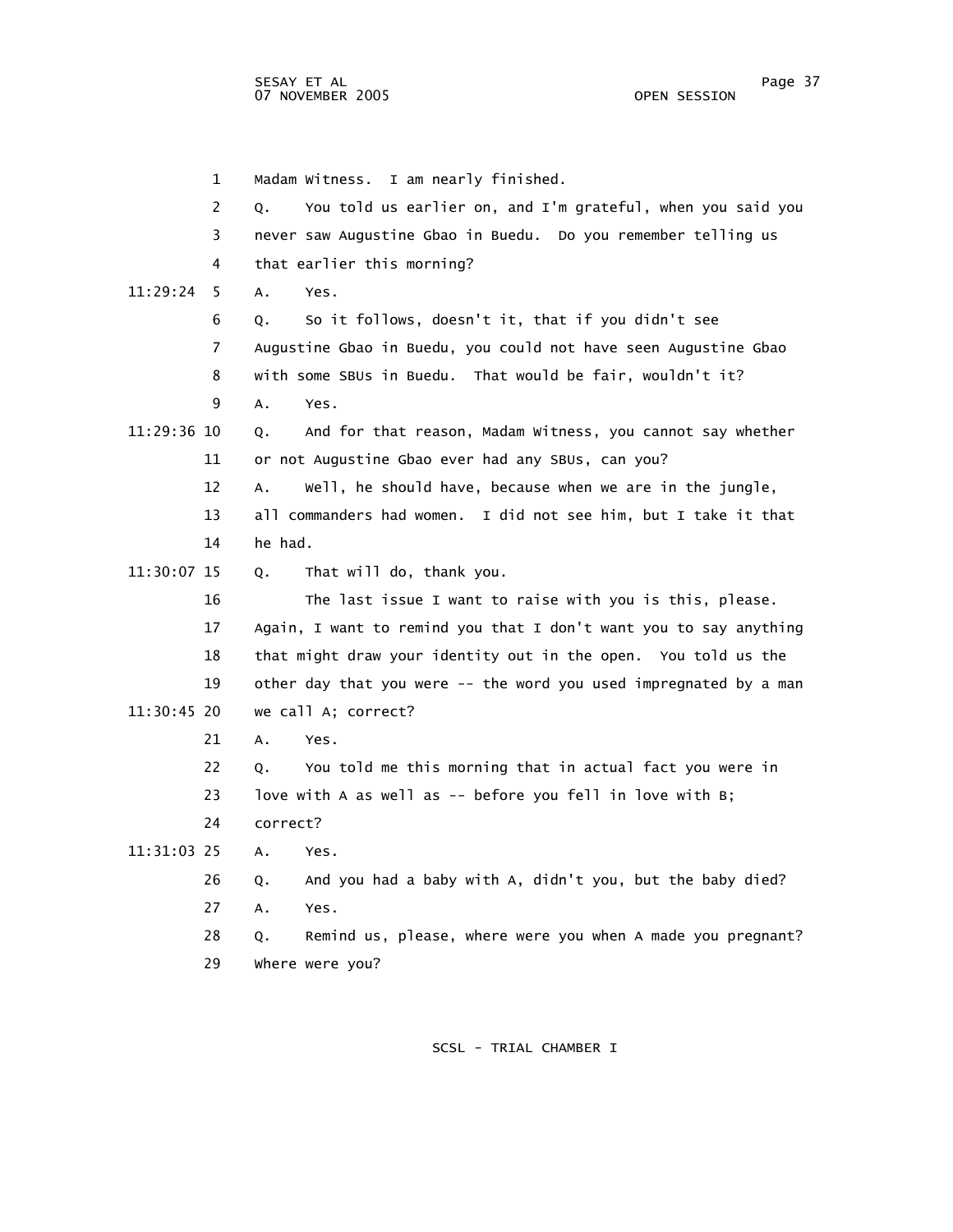Madam Witness. I am nearly finished.

Q. You told us earlier on, and I'm grateful, when you said you never saw Augustine Gbao in Buedu. Do you remember telling us that earlier this morning?

A. Yes.

Q. So it follows, doesn't it, that if you didn't see Augustine Gbao in Buedu, you could not have seen Augustine Gbao with some SBUs in Buedu. That would be fair, wouldn't it?

A. Yes.

Q. And for that reason, Madam Witness, you cannot say whether or not Augustine Gbao ever had any SBUs, can you?

A. Well, he should have, because when we are in the jungle, all commanders had women. I did not see him, but I take it that he had.

Q. That will do, thank you.

The last issue I want to raise with you is this, please. Again, I want to remind you that I don't want you to say anything that might draw your identity out in the open. You told us the other day that you were -- the word you used impregnated by a man we call A; correct?

A. Yes.

Q. You told me this morning that in actual fact you were in love with A as well as -- before you fell in love with B; correct?

A. Yes.

Q. And you had a baby with A, didn't you, but the baby died?

A. Yes.

Q. Remind us, please, where were you when A made you pregnant? Where were you?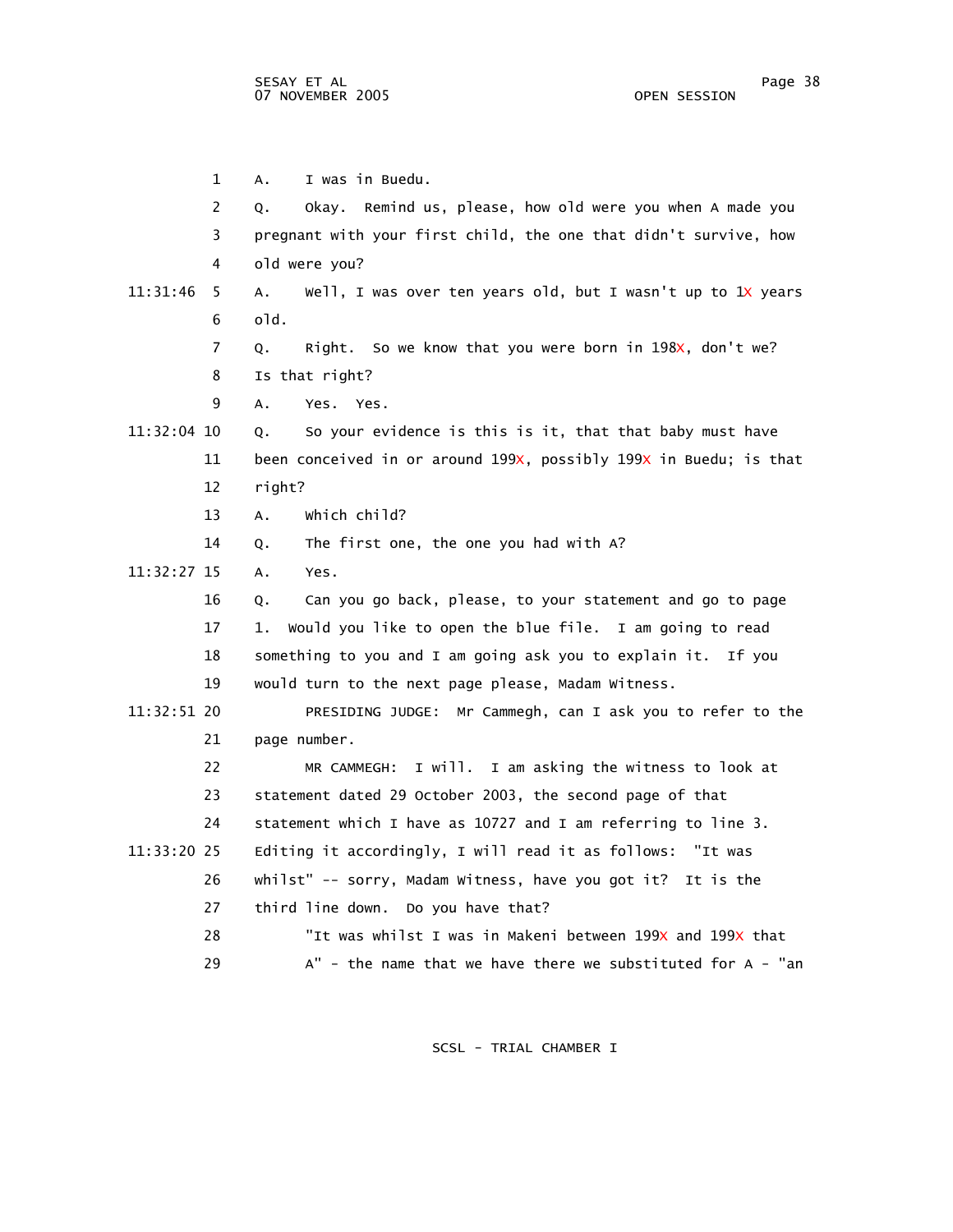1 A. I was in Buedu.

2 Q. Okay. Remind us, please, how old were you when A made you

3 pregnant with your first child, the one that didn't survive, how

4 old were you?

11:31:46 5 A. Well, I was over ten years old, but I wasn't up to 1X years

6 old.

7 Q. Right. So we know that you were born in 198X, don't we?

8 Is that right?

9 A. Yes. Yes.

11:32:04 10 Q. So your evidence is this is it, that that baby must have

11 been conceived in or around 199X, possibly 199X in Buedu; is that

12 right?

13 A. Which child?

14 Q. The first one, the one you had with A?

11:32:27 15 A. Yes.

16 Q. Can you go back, please, to your statement and go to page

17 1. Would you like to open the blue file. I am going to read

18 something to you and I am going ask you to explain it. If you

19 would turn to the next page please, Madam Witness.

11:32:51 20 PRESIDING JUDGE: Mr Cammegh, can I ask you to refer to the

21 page number.

22 MR CAMMEGH: I will. I am asking the witness to look at

23 statement dated 29 October 2003, the second page of that

24 statement which I have as 10727 and I am referring to line 3.

11:33:20 25 Editing it accordingly, I will read it as follows: "It was

26 whilst" -- sorry, Madam Witness, have you got it? It is the

27 third line down. Do you have that?

28 "It was whilst I was in Makeni between 199X and 199X that

29 A" - the name that we have there we substituted for A - "an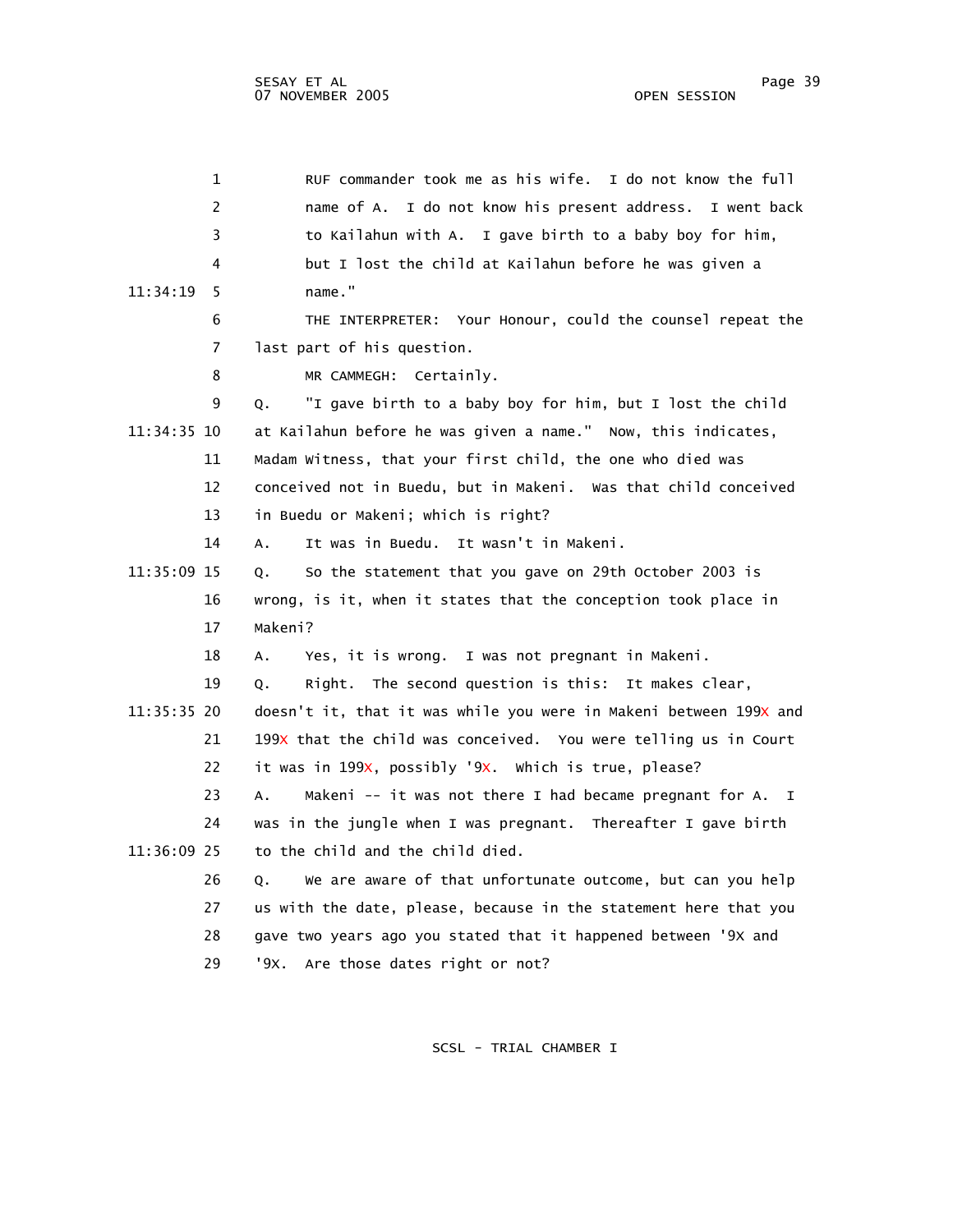RUF commander took me as his wife. I do not know the full name of A. I do not know his present address. I went back to Kailahun with A. I gave birth to a baby boy for him, but I lost the child at Kailahun before he was given a name."

THE INTERPRETER: Your Honour, could the counsel repeat the last part of his question.

MR CAMMEGH: Certainly.

Q. "I gave birth to a baby boy for him, but I lost the child at Kailahun before he was given a name." Now, this indicates, Madam Witness, that your first child, the one who died was conceived not in Buedu, but in Makeni. Was that child conceived in Buedu or Makeni; which is right?

A. It was in Buedu. It wasn't in Makeni.

Q. So the statement that you gave on 29th October 2003 is wrong, is it, when it states that the conception took place in Makeni?

A. Yes, it is wrong. I was not pregnant in Makeni.

Q. Right. The second question is this: It makes clear, doesn't it, that it was while you were in Makeni between 199X and 199X that the child was conceived. You were telling us in Court it was in 199X, possibly '9X. Which is true, please?

A. Makeni -- it was not there I had became pregnant for A. I was in the jungle when I was pregnant. Thereafter I gave birth to the child and the child died.

Q. We are aware of that unfortunate outcome, but can you help us with the date, please, because in the statement here that you gave two years ago you stated that it happened between '9X and '9X. Are those dates right or not?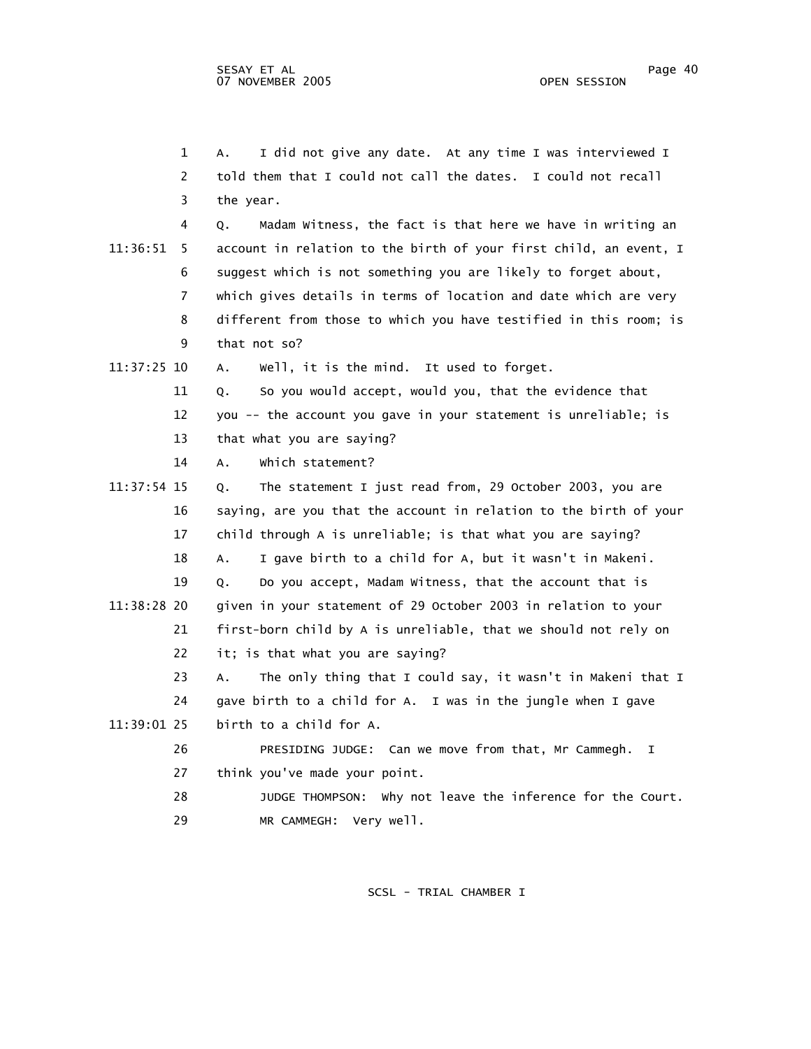A. I did not give any date. At any time I was interviewed I told them that I could not call the dates. I could not recall the year.

Q. Madam Witness, the fact is that here we have in writing an account in relation to the birth of your first child, an event, I suggest which is not something you are likely to forget about, which gives details in terms of location and date which are very different from those to which you have testified in this room; is that not so?

A. Well, it is the mind. It used to forget.

Q. So you would accept, would you, that the evidence that you -- the account you gave in your statement is unreliable; is that what you are saying?

A. Which statement?

Q. The statement I just read from, 29 October 2003, you are saying, are you that the account in relation to the birth of your child through A is unreliable; is that what you are saying?

A. I gave birth to a child for A, but it wasn't in Makeni.

Q. Do you accept, Madam Witness, that the account that is given in your statement of 29 October 2003 in relation to your first-born child by A is unreliable, that we should not rely on it; is that what you are saying?

A. The only thing that I could say, it wasn't in Makeni that I gave birth to a child for A. I was in the jungle when I gave birth to a child for A.

PRESIDING JUDGE: Can we move from that, Mr Cammegh. I think you've made your point.

JUDGE THOMPSON: Why not leave the inference for the Court.

MR CAMMEGH: Very well.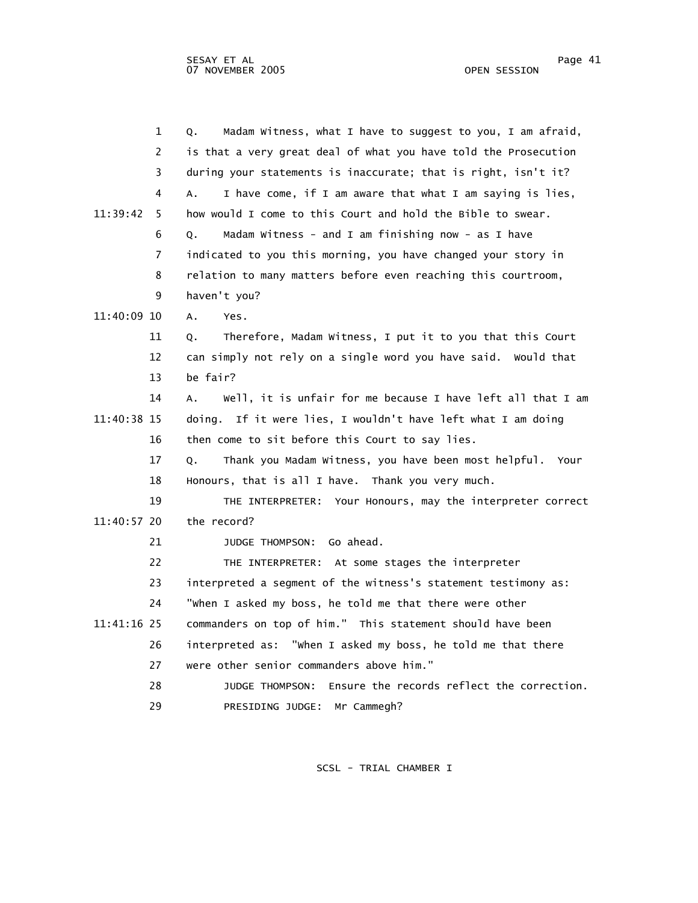Q. Madam Witness, what I have to suggest to you, I am afraid, is that a very great deal of what you have told the Prosecution during your statements is inaccurate; that is right, isn't it?

A. I have come, if I am aware that what I am saying is lies, how would I come to this Court and hold the Bible to swear.

Q. Madam Witness - and I am finishing now - as I have indicated to you this morning, you have changed your story in relation to many matters before even reaching this courtroom, haven't you?

A. Yes.

Q. Therefore, Madam Witness, I put it to you that this Court can simply not rely on a single word you have said. Would that be fair?

A. Well, it is unfair for me because I have left all that I am doing. If it were lies, I wouldn't have left what I am doing then come to sit before this Court to say lies.

Q. Thank you Madam Witness, you have been most helpful. Your Honours, that is all I have. Thank you very much.

THE INTERPRETER: Your Honours, may the interpreter correct the record?

JUDGE THOMPSON: Go ahead.

THE INTERPRETER: At some stages the interpreter interpreted a segment of the witness's statement testimony as: "When I asked my boss, he told me that there were other commanders on top of him." This statement should have been interpreted as: "When I asked my boss, he told me that there were other senior commanders above him."

JUDGE THOMPSON: Ensure the records reflect the correction.

PRESIDING JUDGE: Mr Cammegh?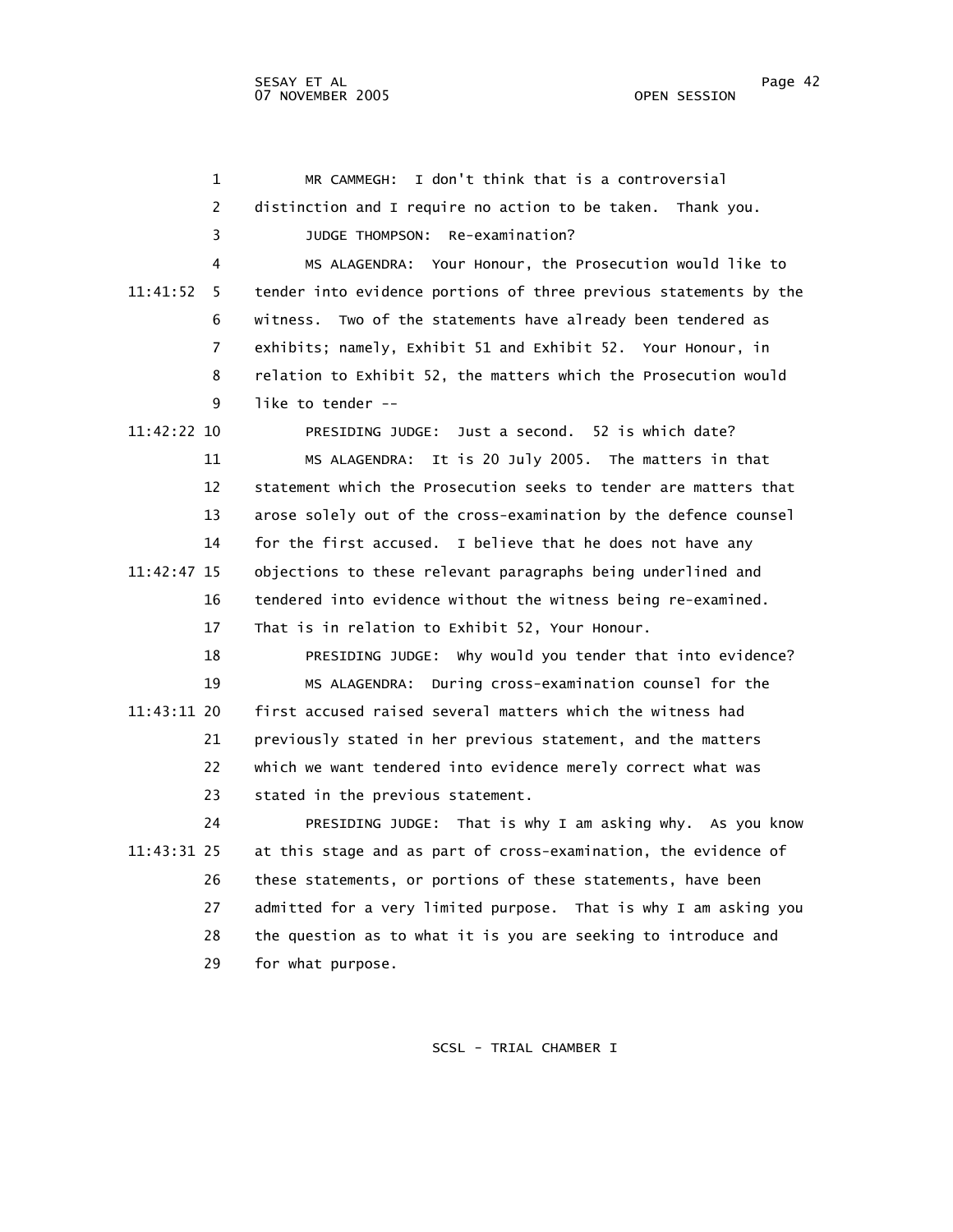MR CAMMEGH: I don't think that is a controversial distinction and I require no action to be taken. Thank you.

JUDGE THOMPSON: Re-examination?

MS ALAGENDRA: Your Honour, the Prosecution would like to tender into evidence portions of three previous statements by the witness. Two of the statements have already been tendered as exhibits; namely, Exhibit 51 and Exhibit 52. Your Honour, in relation to Exhibit 52, the matters which the Prosecution would like to tender --

PRESIDING JUDGE: Just a second. 52 is which date?

MS ALAGENDRA: It is 20 July 2005. The matters in that statement which the Prosecution seeks to tender are matters that arose solely out of the cross-examination by the defence counsel for the first accused. I believe that he does not have any objections to these relevant paragraphs being underlined and tendered into evidence without the witness being re-examined. That is in relation to Exhibit 52, Your Honour.

PRESIDING JUDGE: Why would you tender that into evidence?

MS ALAGENDRA: During cross-examination counsel for the first accused raised several matters which the witness had previously stated in her previous statement, and the matters which we want tendered into evidence merely correct what was stated in the previous statement.

PRESIDING JUDGE: That is why I am asking why. As you know at this stage and as part of cross-examination, the evidence of these statements, or portions of these statements, have been admitted for a very limited purpose. That is why I am asking you the question as to what it is you are seeking to introduce and for what purpose.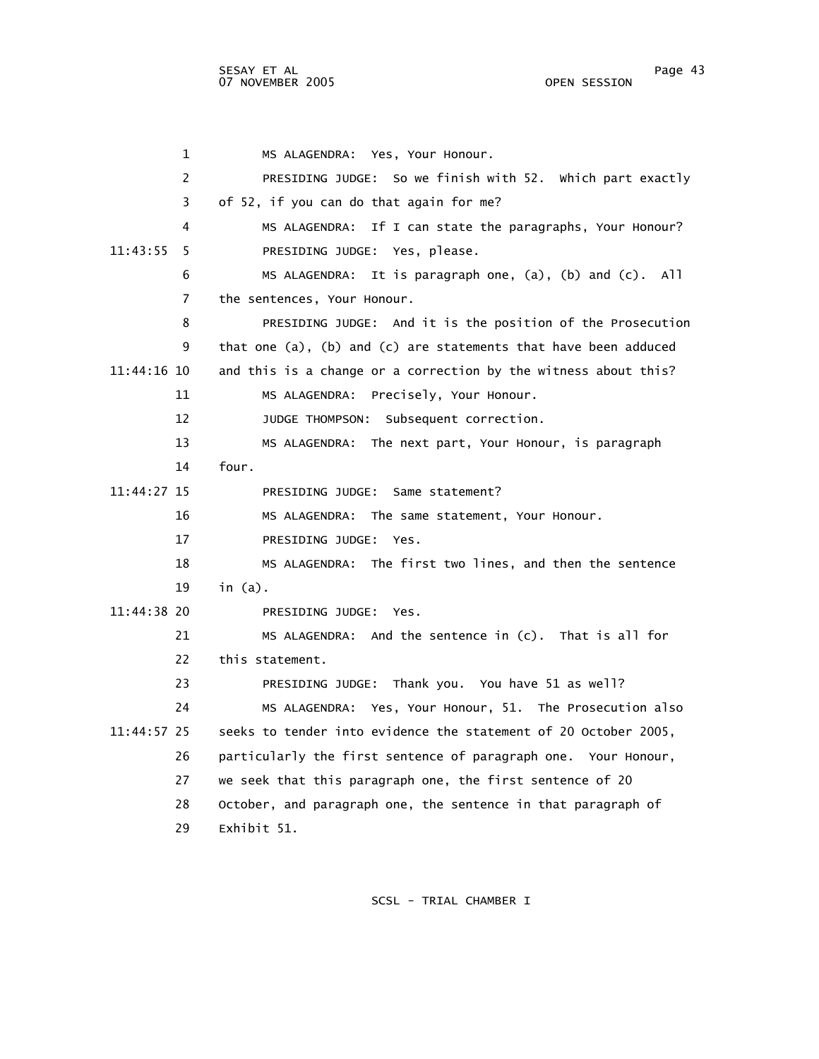MS ALAGENDRA: Yes, Your Honour.

PRESIDING JUDGE: So we finish with 52. Which part exactly of 52, if you can do that again for me?

MS ALAGENDRA: If I can state the paragraphs, Your Honour?

PRESIDING JUDGE: Yes, please.

MS ALAGENDRA: It is paragraph one, (a), (b) and (c). All the sentences, Your Honour.

PRESIDING JUDGE: And it is the position of the Prosecution that one (a), (b) and (c) are statements that have been adduced and this is a change or a correction by the witness about this?

MS ALAGENDRA: Precisely, Your Honour.

JUDGE THOMPSON: Subsequent correction.

MS ALAGENDRA: The next part, Your Honour, is paragraph four.

PRESIDING JUDGE: Same statement?

MS ALAGENDRA: The same statement, Your Honour.

PRESIDING JUDGE: Yes.

MS ALAGENDRA: The first two lines, and then the sentence in (a).

PRESIDING JUDGE: Yes.

MS ALAGENDRA: And the sentence in (c). That is all for this statement.

PRESIDING JUDGE: Thank you. You have 51 as well?

MS ALAGENDRA: Yes, Your Honour, 51. The Prosecution also seeks to tender into evidence the statement of 20 October 2005, particularly the first sentence of paragraph one. Your Honour, we seek that this paragraph one, the first sentence of 20 October, and paragraph one, the sentence in that paragraph of Exhibit 51.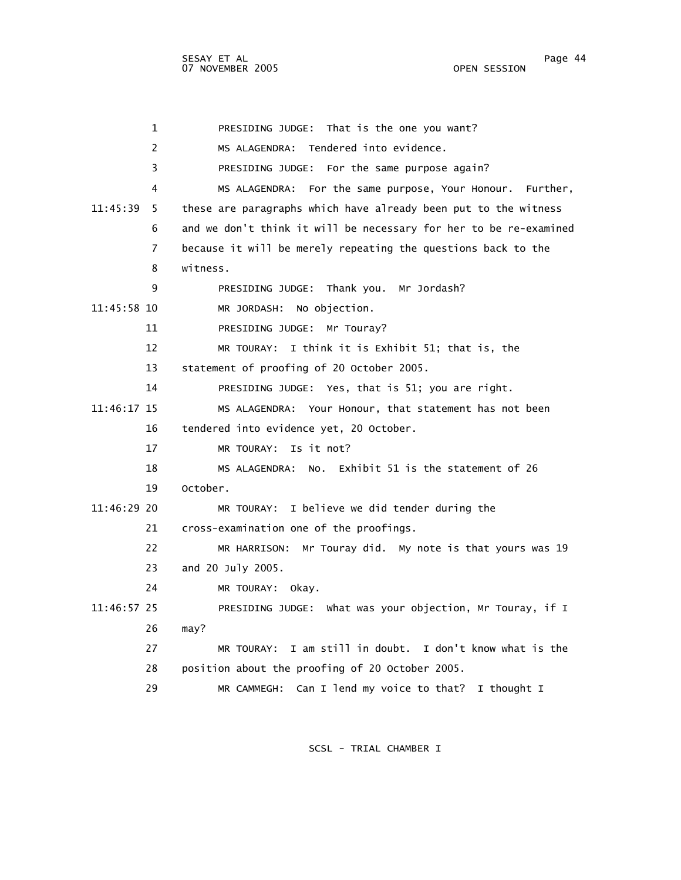PRESIDING JUDGE: That is the one you want?

MS ALAGENDRA: Tendered into evidence.

PRESIDING JUDGE: For the same purpose again?

MS ALAGENDRA: For the same purpose, Your Honour. Further, these are paragraphs which have already been put to the witness and we don't think it will be necessary for her to be re-examined because it will be merely repeating the questions back to the witness.

PRESIDING JUDGE: Thank you. Mr Jordash?

MR JORDASH: No objection.

PRESIDING JUDGE: Mr Touray?

MR TOURAY: I think it is Exhibit 51; that is, the statement of proofing of 20 October 2005.

PRESIDING JUDGE: Yes, that is 51; you are right.

MS ALAGENDRA: Your Honour, that statement has not been tendered into evidence yet, 20 October.

MR TOURAY: Is it not?

MS ALAGENDRA: No. Exhibit 51 is the statement of 26 October.

MR TOURAY: I believe we did tender during the cross-examination one of the proofings.

MR HARRISON: Mr Touray did. My note is that yours was 19 and 20 July 2005.

MR TOURAY: Okay.

PRESIDING JUDGE: What was your objection, Mr Touray, if I may?

MR TOURAY: I am still in doubt. I don't know what is the position about the proofing of 20 October 2005.

MR CAMMEGH: Can I lend my voice to that? I thought I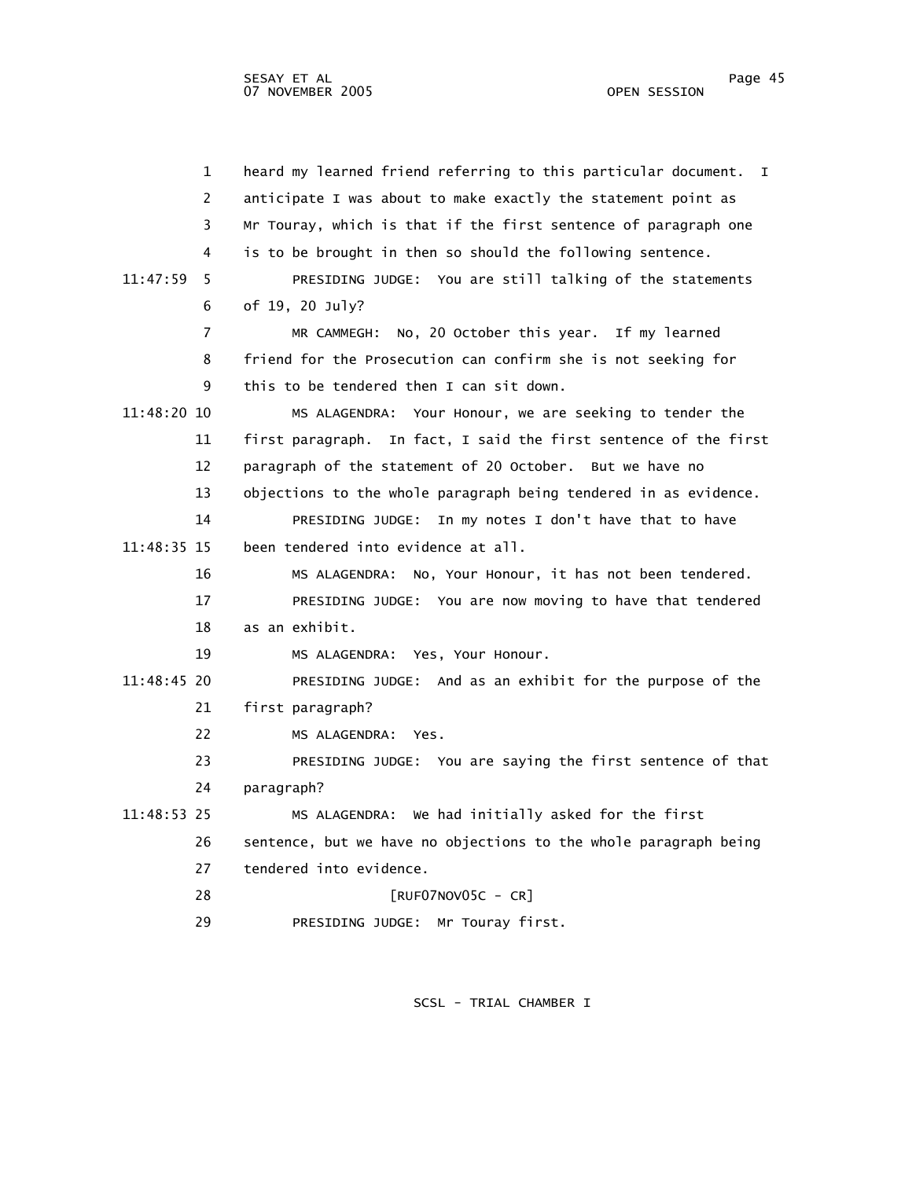heard my learned friend referring to this particular document. I anticipate I was about to make exactly the statement point as Mr Touray, which is that if the first sentence of paragraph one is to be brought in then so should the following sentence.

PRESIDING JUDGE: You are still talking of the statements of 19, 20 July?

MR CAMMEGH: No, 20 October this year. If my learned friend for the Prosecution can confirm she is not seeking for this to be tendered then I can sit down.

MS ALAGENDRA: Your Honour, we are seeking to tender the first paragraph. In fact, I said the first sentence of the first paragraph of the statement of 20 October. But we have no objections to the whole paragraph being tendered in as evidence.

PRESIDING JUDGE: In my notes I don't have that to have been tendered into evidence at all.

MS ALAGENDRA: No, Your Honour, it has not been tendered.

PRESIDING JUDGE: You are now moving to have that tendered as an exhibit.

MS ALAGENDRA: Yes, Your Honour.

PRESIDING JUDGE: And as an exhibit for the purpose of the first paragraph?

MS ALAGENDRA: Yes.

PRESIDING JUDGE: You are saying the first sentence of that paragraph?

MS ALAGENDRA: We had initially asked for the first sentence, but we have no objections to the whole paragraph being tendered into evidence.

[RUF07NOV05C - CR]

PRESIDING JUDGE: Mr Touray first.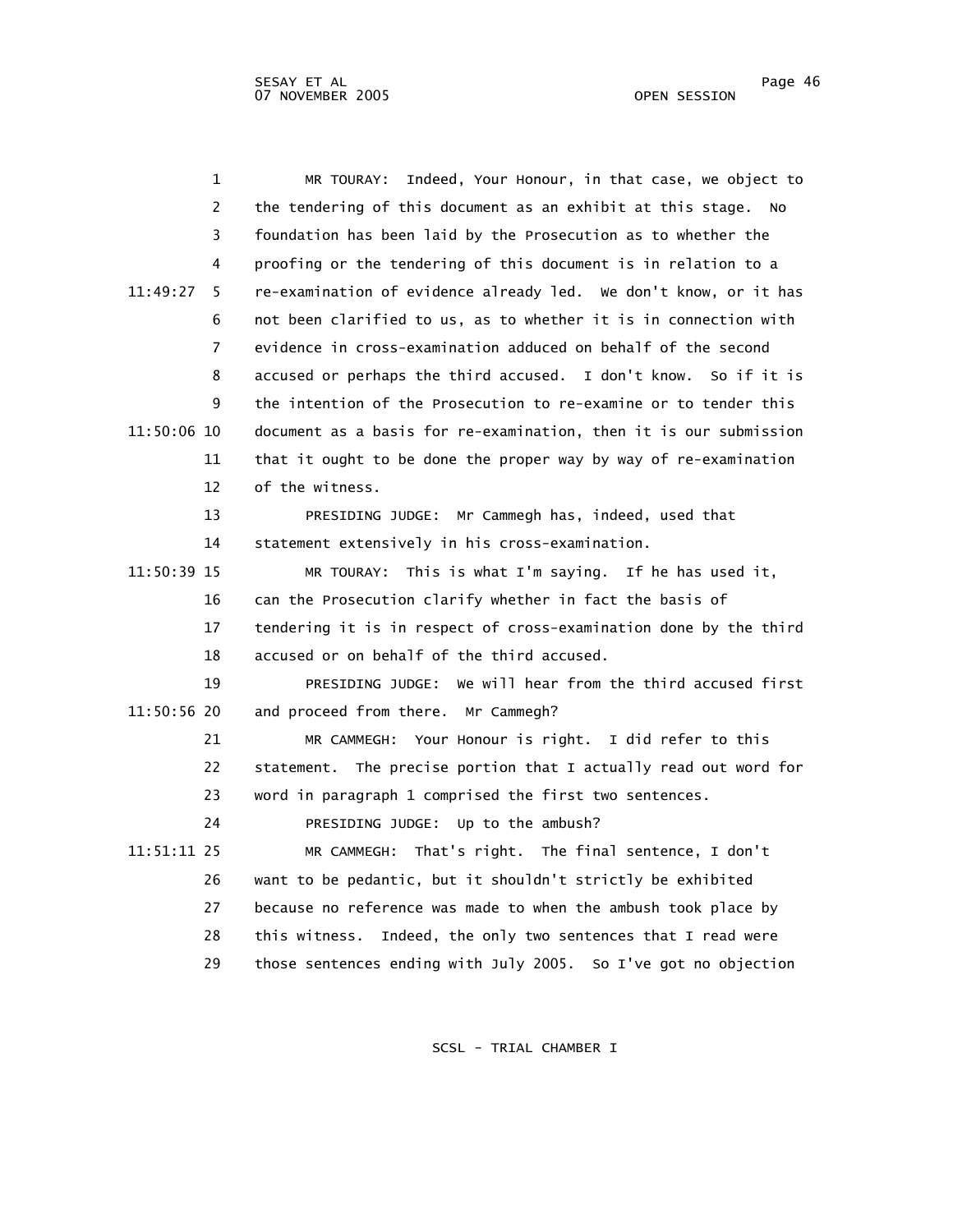1 MR TOURAY: Indeed, Your Honour, in that case, we object to
2 the tendering of this document as an exhibit at this stage. No
3 foundation has been laid by the Prosecution as to whether the
4 proofing or the tendering of this document is in relation to a
11:49:27 5 re-examination of evidence already led. We don't know, or it has
6 not been clarified to us, as to whether it is in connection with
7 evidence in cross-examination adduced on behalf of the second
8 accused or perhaps the third accused. I don't know. So if it is
9 the intention of the Prosecution to re-examine or to tender this
11:50:06 10 document as a basis for re-examination, then it is our submission
11 that it ought to be done the proper way by way of re-examination
12 of the witness.
13 PRESIDING JUDGE: Mr Cammegh has, indeed, used that
14 statement extensively in his cross-examination.
11:50:39 15 MR TOURAY: This is what I'm saying. If he has used it,
16 can the Prosecution clarify whether in fact the basis of
17 tendering it is in respect of cross-examination done by the third
18 accused or on behalf of the third accused.
19 PRESIDING JUDGE: We will hear from the third accused first
11:50:56 20 and proceed from there. Mr Cammegh?
21 MR CAMMEGH: Your Honour is right. I did refer to this
22 statement. The precise portion that I actually read out word for
23 word in paragraph 1 comprised the first two sentences.
24 PRESIDING JUDGE: Up to the ambush?
11:51:11 25 MR CAMMEGH: That's right. The final sentence, I don't
26 want to be pedantic, but it shouldn't strictly be exhibited
27 because no reference was made to when the ambush took place by
28 this witness. Indeed, the only two sentences that I read were
29 those sentences ending with July 2005. So I've got no objection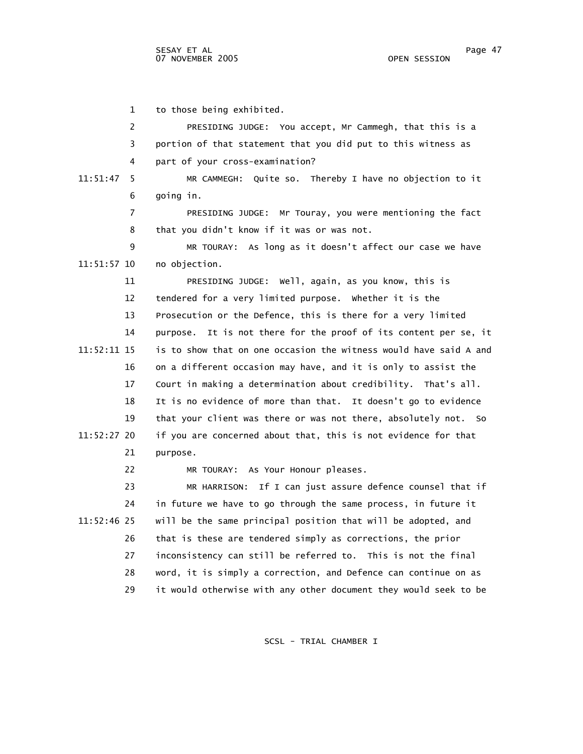to those being exhibited.

PRESIDING JUDGE: You accept, Mr Cammegh, that this is a portion of that statement that you did put to this witness as part of your cross-examination?

MR CAMMEGH: Quite so. Thereby I have no objection to it going in.

PRESIDING JUDGE: Mr Touray, you were mentioning the fact that you didn't know if it was or was not.

MR TOURAY: As long as it doesn't affect our case we have no objection.

PRESIDING JUDGE: Well, again, as you know, this is tendered for a very limited purpose. Whether it is the Prosecution or the Defence, this is there for a very limited purpose. It is not there for the proof of its content per se, it is to show that on one occasion the witness would have said A and on a different occasion may have, and it is only to assist the Court in making a determination about credibility. That's all. It is no evidence of more than that. It doesn't go to evidence that your client was there or was not there, absolutely not. So if you are concerned about that, this is not evidence for that purpose.

MR TOURAY: As Your Honour pleases.

MR HARRISON: If I can just assure defence counsel that if in future we have to go through the same process, in future it will be the same principal position that will be adopted, and that is these are tendered simply as corrections, the prior inconsistency can still be referred to. This is not the final word, it is simply a correction, and Defence can continue on as it would otherwise with any other document they would seek to be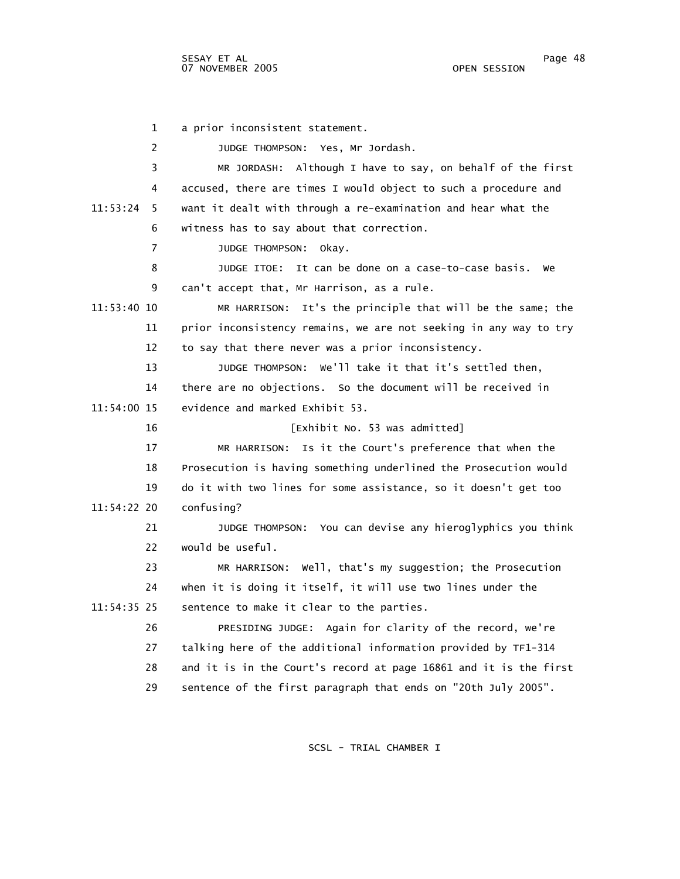a prior inconsistent statement.

JUDGE THOMPSON: Yes, Mr Jordash.

MR JORDASH: Although I have to say, on behalf of the first accused, there are times I would object to such a procedure and want it dealt with through a re-examination and hear what the witness has to say about that correction.

JUDGE THOMPSON: Okay.

JUDGE ITOE: It can be done on a case-to-case basis. We can't accept that, Mr Harrison, as a rule.

MR HARRISON: It's the principle that will be the same; the prior inconsistency remains, we are not seeking in any way to try to say that there never was a prior inconsistency.

JUDGE THOMPSON: We'll take it that it's settled then, there are no objections. So the document will be received in evidence and marked Exhibit 53.

[Exhibit No. 53 was admitted]

MR HARRISON: Is it the Court's preference that when the Prosecution is having something underlined the Prosecution would do it with two lines for some assistance, so it doesn't get too confusing?

JUDGE THOMPSON: You can devise any hieroglyphics you think would be useful.

MR HARRISON: Well, that's my suggestion; the Prosecution when it is doing it itself, it will use two lines under the sentence to make it clear to the parties.

PRESIDING JUDGE: Again for clarity of the record, we're talking here of the additional information provided by TF1-314 and it is in the Court's record at page 16861 and it is the first sentence of the first paragraph that ends on "20th July 2005".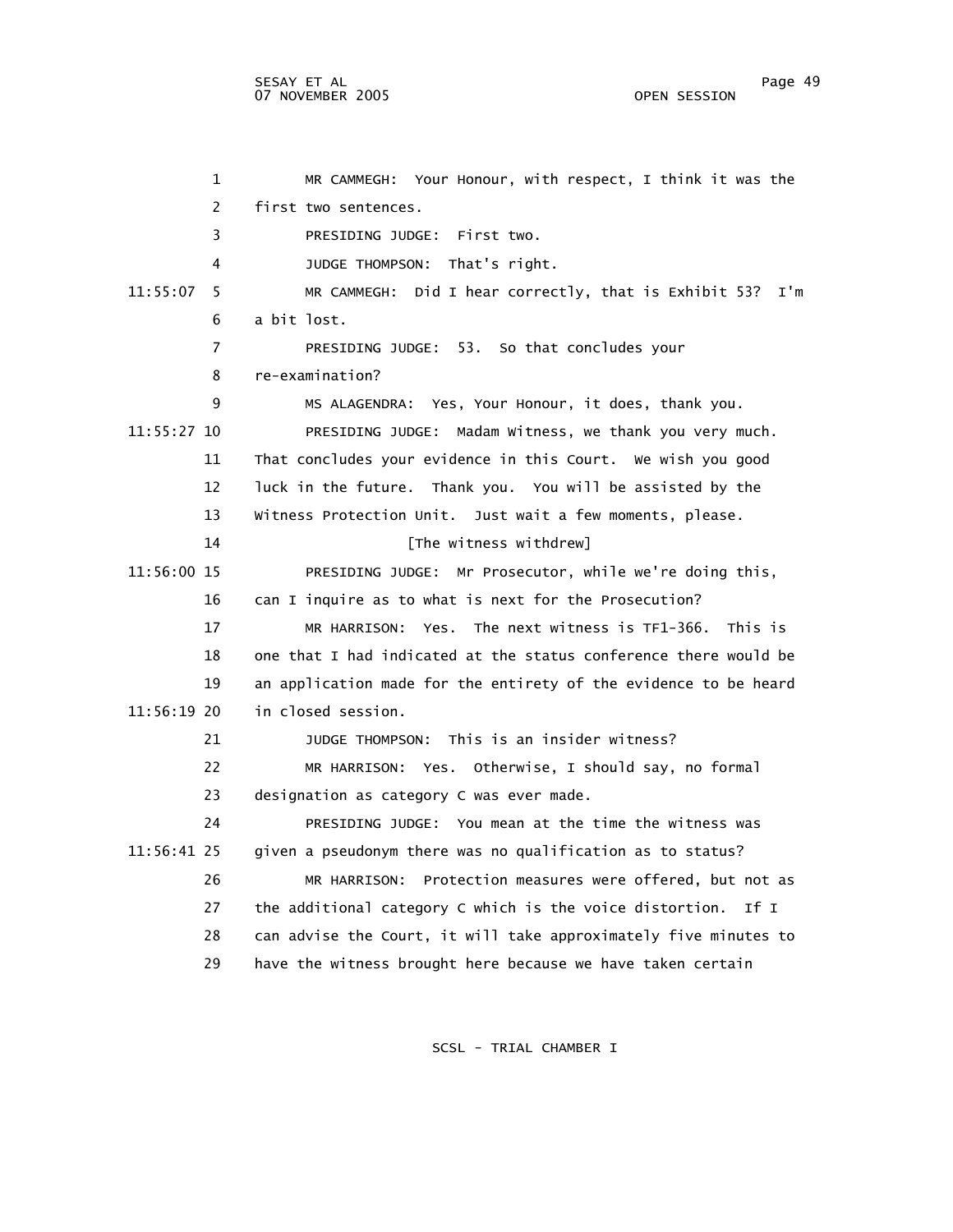1 MR CAMMEGH: Your Honour, with respect, I think it was the
2 first two sentences.
3 PRESIDING JUDGE: First two.
4 JUDGE THOMPSON: That's right.
11:55:07 5 MR CAMMEGH: Did I hear correctly, that is Exhibit 53? I'm
6 a bit lost.
7 PRESIDING JUDGE: 53. So that concludes your
8 re-examination?
9 MS ALAGENDRA: Yes, Your Honour, it does, thank you.
11:55:27 10 PRESIDING JUDGE: Madam Witness, we thank you very much.
11 That concludes your evidence in this Court. We wish you good
12 luck in the future. Thank you. You will be assisted by the
13 Witness Protection Unit. Just wait a few moments, please.
14 [The witness withdrew]
11:56:00 15 PRESIDING JUDGE: Mr Prosecutor, while we're doing this,
16 can I inquire as to what is next for the Prosecution?
17 MR HARRISON: Yes. The next witness is TF1-366. This is
18 one that I had indicated at the status conference there would be
19 an application made for the entirety of the evidence to be heard
11:56:19 20 in closed session.
21 JUDGE THOMPSON: This is an insider witness?
22 MR HARRISON: Yes. Otherwise, I should say, no formal
23 designation as category C was ever made.
24 PRESIDING JUDGE: You mean at the time the witness was
11:56:41 25 given a pseudonym there was no qualification as to status?
26 MR HARRISON: Protection measures were offered, but not as
27 the additional category C which is the voice distortion. If I
28 can advise the Court, it will take approximately five minutes to
29 have the witness brought here because we have taken certain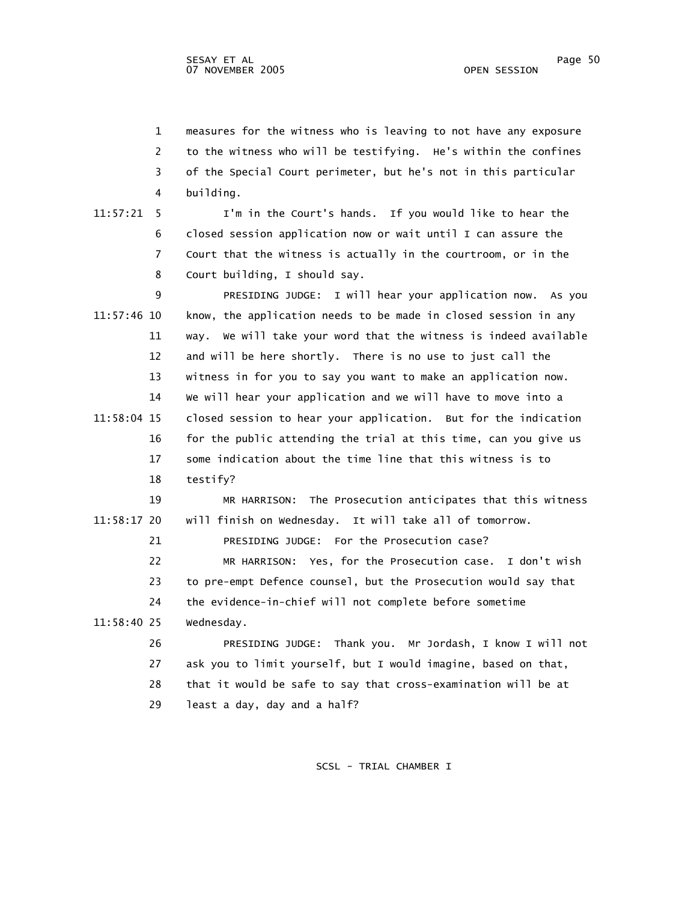measures for the witness who is leaving to not have any exposure to the witness who will be testifying. He's within the confines of the Special Court perimeter, but he's not in this particular building.

I'm in the Court's hands. If you would like to hear the closed session application now or wait until I can assure the Court that the witness is actually in the courtroom, or in the Court building, I should say.

PRESIDING JUDGE: I will hear your application now. As you know, the application needs to be made in closed session in any way. We will take your word that the witness is indeed available and will be here shortly. There is no use to just call the witness in for you to say you want to make an application now. We will hear your application and we will have to move into a closed session to hear your application. But for the indication for the public attending the trial at this time, can you give us some indication about the time line that this witness is to testify?

MR HARRISON: The Prosecution anticipates that this witness will finish on Wednesday. It will take all of tomorrow.

PRESIDING JUDGE: For the Prosecution case?

MR HARRISON: Yes, for the Prosecution case. I don't wish to pre-empt Defence counsel, but the Prosecution would say that the evidence-in-chief will not complete before sometime Wednesday.

PRESIDING JUDGE: Thank you. Mr Jordash, I know I will not ask you to limit yourself, but I would imagine, based on that, that it would be safe to say that cross-examination will be at least a day, day and a half?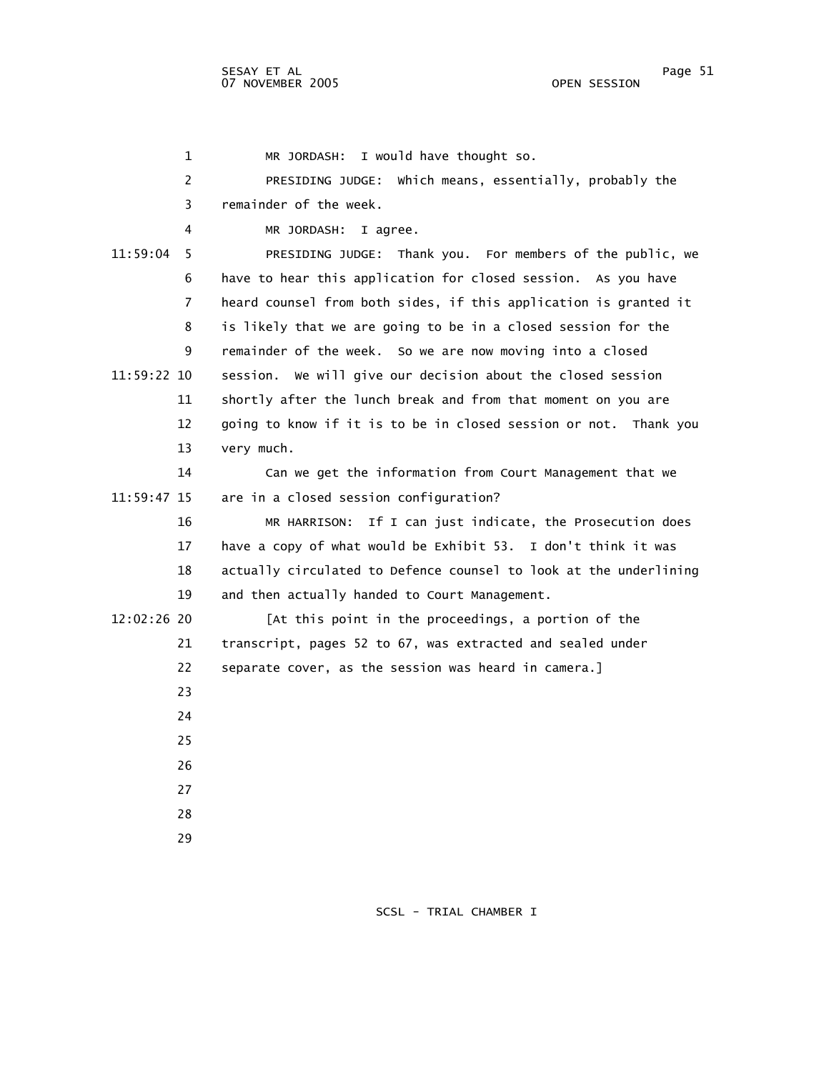MR JORDASH: I would have thought so.

PRESIDING JUDGE: Which means, essentially, probably the remainder of the week.

MR JORDASH: I agree.

PRESIDING JUDGE: Thank you. For members of the public, we have to hear this application for closed session. As you have heard counsel from both sides, if this application is granted it is likely that we are going to be in a closed session for the remainder of the week. So we are now moving into a closed session. We will give our decision about the closed session shortly after the lunch break and from that moment on you are going to know if it is to be in closed session or not. Thank you very much.

Can we get the information from Court Management that we are in a closed session configuration?

MR HARRISON: If I can just indicate, the Prosecution does have a copy of what would be Exhibit 53. I don't think it was actually circulated to Defence counsel to look at the underlining and then actually handed to Court Management.

[At this point in the proceedings, a portion of the transcript, pages 52 to 67, was extracted and sealed under separate cover, as the session was heard in camera.]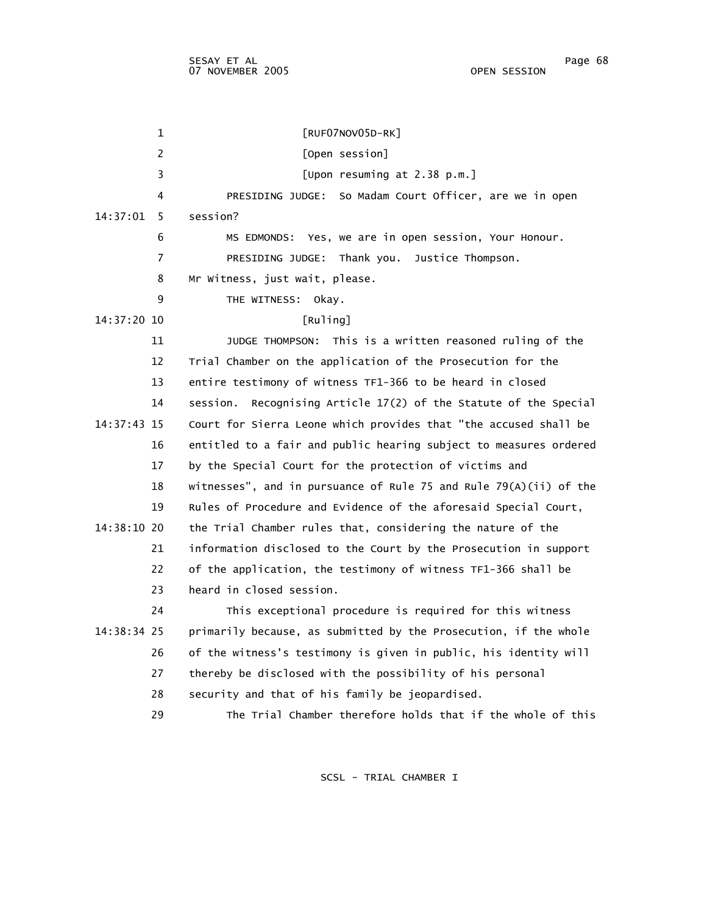[RUF07NOV05D-RK]

[Open session]

[Upon resuming at 2.38 p.m.]

PRESIDING JUDGE: So Madam Court Officer, are we in open session?

MS EDMONDS: Yes, we are in open session, Your Honour.

PRESIDING JUDGE: Thank you. Justice Thompson. Mr Witness, just wait, please.

THE WITNESS: Okay.

[Ruling]

JUDGE THOMPSON: This is a written reasoned ruling of the Trial Chamber on the application of the Prosecution for the entire testimony of witness TF1-366 to be heard in closed session. Recognising Article 17(2) of the Statute of the Special Court for Sierra Leone which provides that "the accused shall be entitled to a fair and public hearing subject to measures ordered by the Special Court for the protection of victims and witnesses", and in pursuance of Rule 75 and Rule 79(A)(ii) of the Rules of Procedure and Evidence of the aforesaid Special Court, the Trial Chamber rules that, considering the nature of the information disclosed to the Court by the Prosecution in support of the application, the testimony of witness TF1-366 shall be heard in closed session.

This exceptional procedure is required for this witness primarily because, as submitted by the Prosecution, if the whole of the witness's testimony is given in public, his identity will thereby be disclosed with the possibility of his personal security and that of his family be jeopardised.

The Trial Chamber therefore holds that if the whole of this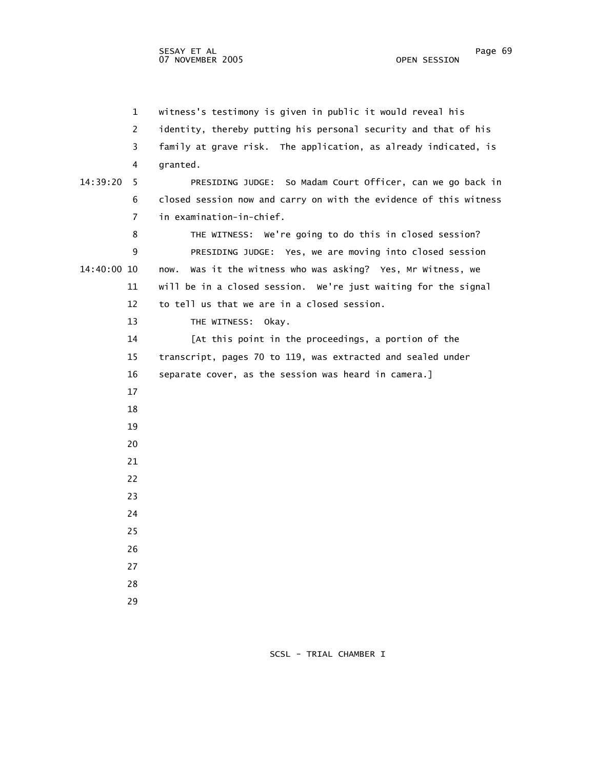witness's testimony is given in public it would reveal his identity, thereby putting his personal security and that of his family at grave risk. The application, as already indicated, is granted.

PRESIDING JUDGE: So Madam Court Officer, can we go back in closed session now and carry on with the evidence of this witness in examination-in-chief.

THE WITNESS: We're going to do this in closed session?

PRESIDING JUDGE: Yes, we are moving into closed session now. Was it the witness who was asking? Yes, Mr Witness, we will be in a closed session. We're just waiting for the signal to tell us that we are in a closed session.

THE WITNESS: Okay.

[At this point in the proceedings, a portion of the transcript, pages 70 to 119, was extracted and sealed under separate cover, as the session was heard in camera.]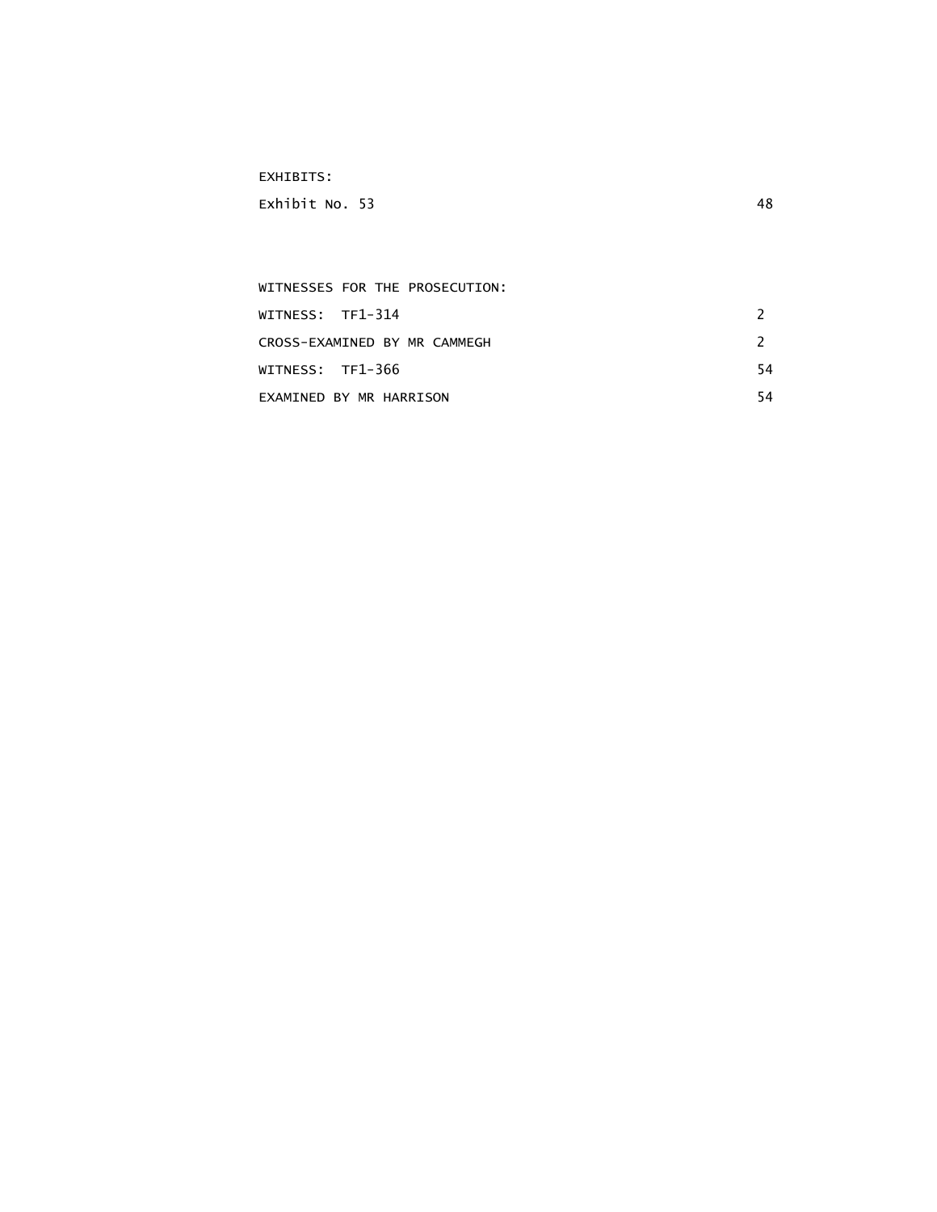EXHIBITS:

| | |
|---|---|
| Exhibit No. 53 | 48 |

WITNESSES FOR THE PROSECUTION:

| | |
|---|---|
| WITNESS: TF1-314 | 2 |
| CROSS-EXAMINED BY MR CAMMEGH | 2 |
| WITNESS: TF1-366 | 54 |
| EXAMINED BY MR HARRISON | 54 |